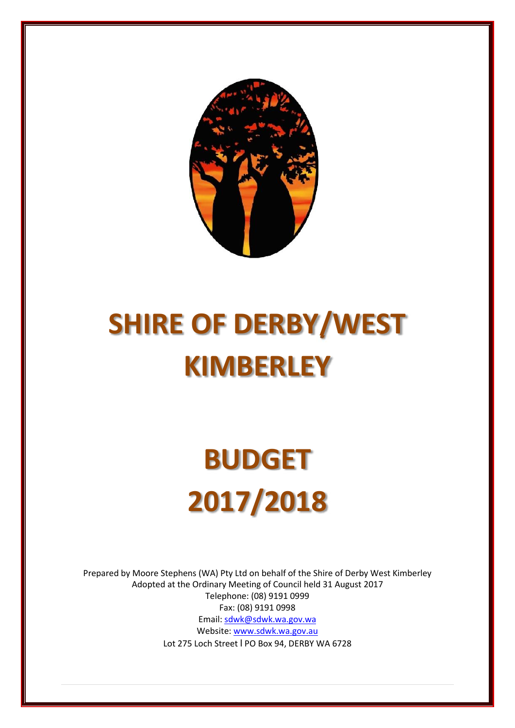# SHIRE OF DERBY/WEST KIMBERLEY

# BUDGET 2017/2018

Prepared by Moore Stephens (WA) Pty Ltd on behalf of the Shire of Derby West Kimberley
Adopted at the Ordinary Meeting of Council held 31 August 2017
Telephone: (08) 9191 0999
Fax: (08) 9191 0998
Email: sdwk@sdwk.wa.gov.wa
Website: www.sdwk.wa.gov.au
Lot 275 Loch Street l PO Box 94, DERBY WA 6728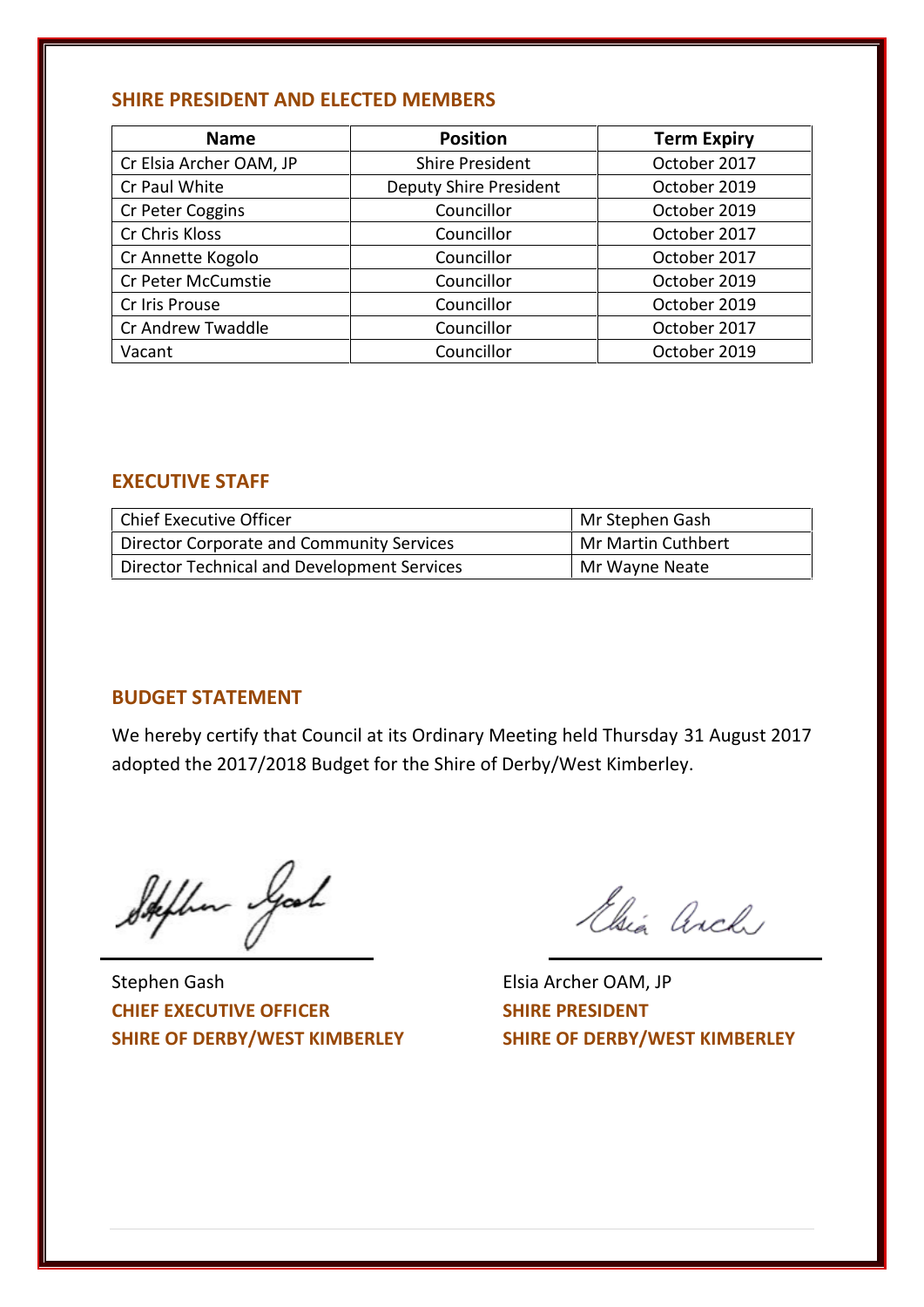## SHIRE PRESIDENT AND ELECTED MEMBERS

| Name | Position | Term Expiry |
|---|---|---|
| Cr Elsia Archer OAM, JP | Shire President | October 2017 |
| Cr Paul White | Deputy Shire President | October 2019 |
| Cr Peter Coggins | Councillor | October 2019 |
| Cr Chris Kloss | Councillor | October 2017 |
| Cr Annette Kogolo | Councillor | October 2017 |
| Cr Peter McCumstie | Councillor | October 2019 |
| Cr Iris Prouse | Councillor | October 2019 |
| Cr Andrew Twaddle | Councillor | October 2017 |
| Vacant | Councillor | October 2019 |

## EXECUTIVE STAFF

| | |
|---|---|
| Chief Executive Officer | Mr Stephen Gash |
| Director Corporate and Community Services | Mr Martin Cuthbert |
| Director Technical and Development Services | Mr Wayne Neate |

## BUDGET STATEMENT

We hereby certify that Council at its Ordinary Meeting held Thursday 31 August 2017 adopted the 2017/2018 Budget for the Shire of Derby/West Kimberley.

Stephen Gash
**CHIEF EXECUTIVE OFFICER**
**SHIRE OF DERBY/WEST KIMBERLEY**

Elsia Archer OAM, JP
**SHIRE PRESIDENT**
**SHIRE OF DERBY/WEST KIMBERLEY**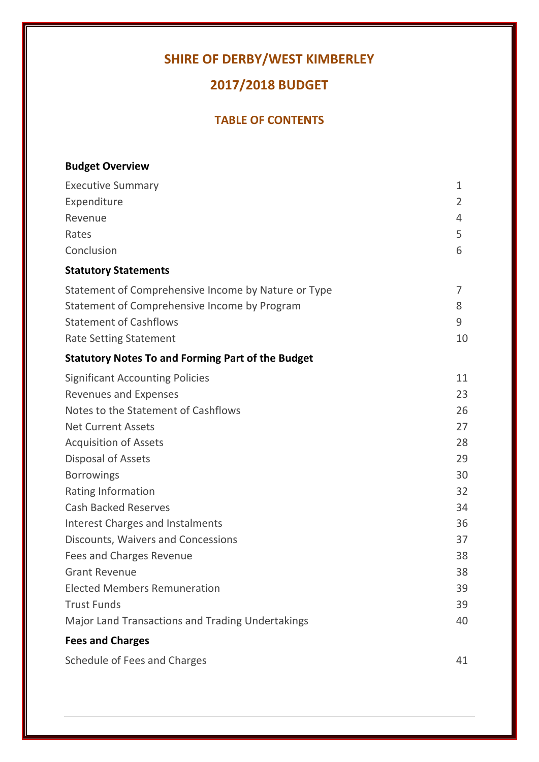# SHIRE OF DERBY/WEST KIMBERLEY

## 2017/2018 BUDGET

### TABLE OF CONTENTS

**Budget Overview**

| | |
|---|---|
| Executive Summary | 1 |
| Expenditure | 2 |
| Revenue | 4 |
| Rates | 5 |
| Conclusion | 6 |

**Statutory Statements**

| | |
|---|---|
| Statement of Comprehensive Income by Nature or Type | 7 |
| Statement of Comprehensive Income by Program | 8 |
| Statement of Cashflows | 9 |
| Rate Setting Statement | 10 |

**Statutory Notes To and Forming Part of the Budget**

| | |
|---|---|
| Significant Accounting Policies | 11 |
| Revenues and Expenses | 23 |
| Notes to the Statement of Cashflows | 26 |
| Net Current Assets | 27 |
| Acquisition of Assets | 28 |
| Disposal of Assets | 29 |
| Borrowings | 30 |
| Rating Information | 32 |
| Cash Backed Reserves | 34 |
| Interest Charges and Instalments | 36 |
| Discounts, Waivers and Concessions | 37 |
| Fees and Charges Revenue | 38 |
| Grant Revenue | 38 |
| Elected Members Remuneration | 39 |
| Trust Funds | 39 |
| Major Land Transactions and Trading Undertakings | 40 |

**Fees and Charges**

| | |
|---|---|
| Schedule of Fees and Charges | 41 |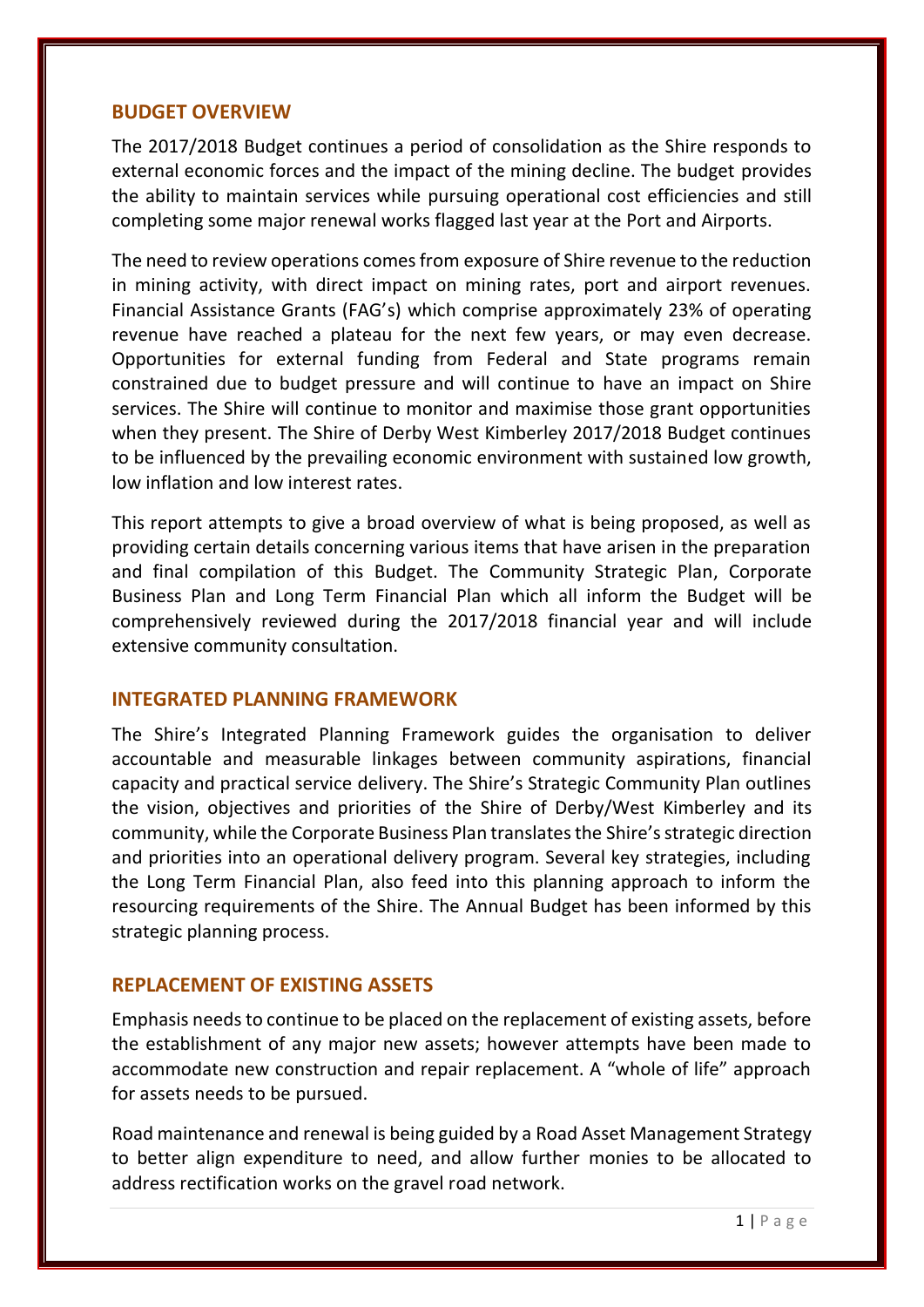## BUDGET OVERVIEW

The 2017/2018 Budget continues a period of consolidation as the Shire responds to external economic forces and the impact of the mining decline. The budget provides the ability to maintain services while pursuing operational cost efficiencies and still completing some major renewal works flagged last year at the Port and Airports.

The need to review operations comes from exposure of Shire revenue to the reduction in mining activity, with direct impact on mining rates, port and airport revenues. Financial Assistance Grants (FAG's) which comprise approximately 23% of operating revenue have reached a plateau for the next few years, or may even decrease. Opportunities for external funding from Federal and State programs remain constrained due to budget pressure and will continue to have an impact on Shire services. The Shire will continue to monitor and maximise those grant opportunities when they present. The Shire of Derby West Kimberley 2017/2018 Budget continues to be influenced by the prevailing economic environment with sustained low growth, low inflation and low interest rates.

This report attempts to give a broad overview of what is being proposed, as well as providing certain details concerning various items that have arisen in the preparation and final compilation of this Budget. The Community Strategic Plan, Corporate Business Plan and Long Term Financial Plan which all inform the Budget will be comprehensively reviewed during the 2017/2018 financial year and will include extensive community consultation.

## INTEGRATED PLANNING FRAMEWORK

The Shire's Integrated Planning Framework guides the organisation to deliver accountable and measurable linkages between community aspirations, financial capacity and practical service delivery. The Shire's Strategic Community Plan outlines the vision, objectives and priorities of the Shire of Derby/West Kimberley and its community, while the Corporate Business Plan translates the Shire's strategic direction and priorities into an operational delivery program. Several key strategies, including the Long Term Financial Plan, also feed into this planning approach to inform the resourcing requirements of the Shire. The Annual Budget has been informed by this strategic planning process.

## REPLACEMENT OF EXISTING ASSETS

Emphasis needs to continue to be placed on the replacement of existing assets, before the establishment of any major new assets; however attempts have been made to accommodate new construction and repair replacement. A "whole of life" approach for assets needs to be pursued.

Road maintenance and renewal is being guided by a Road Asset Management Strategy to better align expenditure to need, and allow further monies to be allocated to address rectification works on the gravel road network.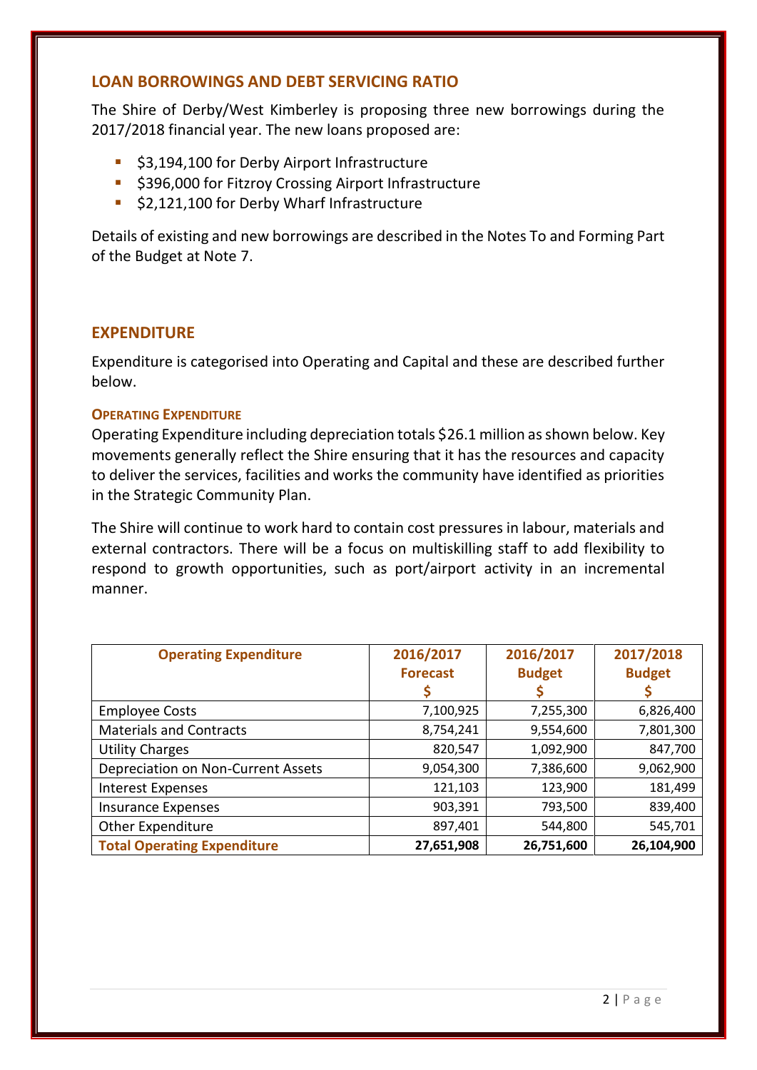## LOAN BORROWINGS AND DEBT SERVICING RATIO

The Shire of Derby/West Kimberley is proposing three new borrowings during the 2017/2018 financial year. The new loans proposed are:

- $3,194,100 for Derby Airport Infrastructure
- $396,000 for Fitzroy Crossing Airport Infrastructure
- $2,121,100 for Derby Wharf Infrastructure

Details of existing and new borrowings are described in the Notes To and Forming Part of the Budget at Note 7.

## EXPENDITURE

Expenditure is categorised into Operating and Capital and these are described further below.

### OPERATING EXPENDITURE

Operating Expenditure including depreciation totals $26.1 million as shown below. Key movements generally reflect the Shire ensuring that it has the resources and capacity to deliver the services, facilities and works the community have identified as priorities in the Strategic Community Plan.

The Shire will continue to work hard to contain cost pressures in labour, materials and external contractors. There will be a focus on multiskilling staff to add flexibility to respond to growth opportunities, such as port/airport activity in an incremental manner.

| Operating Expenditure | 2016/2017 Forecast $ | 2016/2017 Budget $ | 2017/2018 Budget $ |
|---|---|---|---|
| Employee Costs | 7,100,925 | 7,255,300 | 6,826,400 |
| Materials and Contracts | 8,754,241 | 9,554,600 | 7,801,300 |
| Utility Charges | 820,547 | 1,092,900 | 847,700 |
| Depreciation on Non-Current Assets | 9,054,300 | 7,386,600 | 9,062,900 |
| Interest Expenses | 121,103 | 123,900 | 181,499 |
| Insurance Expenses | 903,391 | 793,500 | 839,400 |
| Other Expenditure | 897,401 | 544,800 | 545,701 |
| **Total Operating Expenditure** | **27,651,908** | **26,751,600** | **26,104,900** |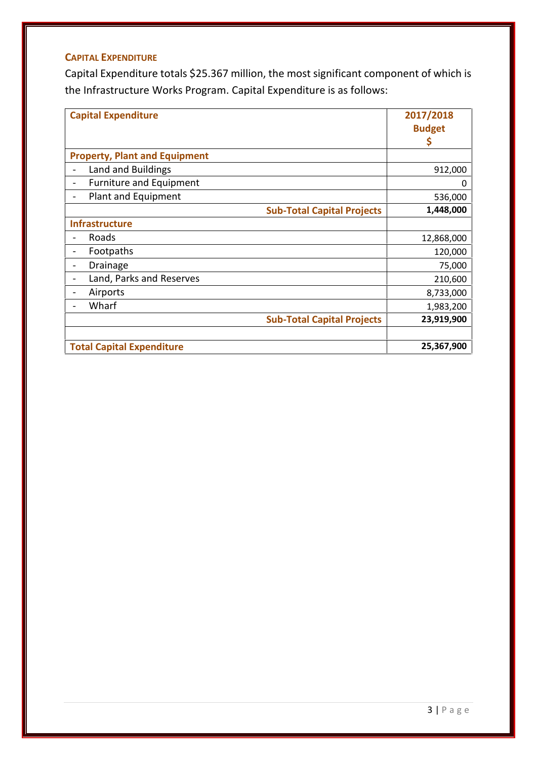### CAPITAL EXPENDITURE

Capital Expenditure totals $25.367 million, the most significant component of which is the Infrastructure Works Program. Capital Expenditure is as follows:

| Capital Expenditure | 2017/2018 Budget $ |
|---|---|
| **Property, Plant and Equipment** | |
| - Land and Buildings | 912,000 |
| - Furniture and Equipment | 0 |
| - Plant and Equipment | 536,000 |
| **Sub-Total Capital Projects** | **1,448,000** |
| **Infrastructure** | |
| - Roads | 12,868,000 |
| - Footpaths | 120,000 |
| - Drainage | 75,000 |
| - Land, Parks and Reserves | 210,600 |
| - Airports | 8,733,000 |
| - Wharf | 1,983,200 |
| **Sub-Total Capital Projects** | **23,919,900** |
| | |
| **Total Capital Expenditure** | **25,367,900** |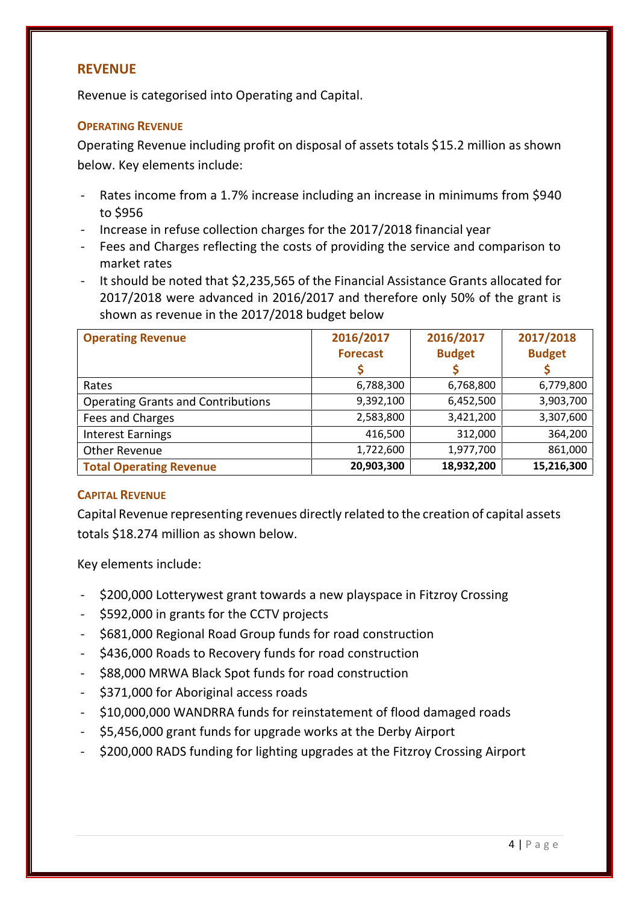## REVENUE

Revenue is categorised into Operating and Capital.

### OPERATING REVENUE

Operating Revenue including profit on disposal of assets totals $15.2 million as shown below. Key elements include:

- Rates income from a 1.7% increase including an increase in minimums from $940 to $956
- Increase in refuse collection charges for the 2017/2018 financial year
- Fees and Charges reflecting the costs of providing the service and comparison to market rates
- It should be noted that $2,235,565 of the Financial Assistance Grants allocated for 2017/2018 were advanced in 2016/2017 and therefore only 50% of the grant is shown as revenue in the 2017/2018 budget below

| Operating Revenue | 2016/2017 Forecast $ | 2016/2017 Budget $ | 2017/2018 Budget $ |
|---|---|---|---|
| Rates | 6,788,300 | 6,768,800 | 6,779,800 |
| Operating Grants and Contributions | 9,392,100 | 6,452,500 | 3,903,700 |
| Fees and Charges | 2,583,800 | 3,421,200 | 3,307,600 |
| Interest Earnings | 416,500 | 312,000 | 364,200 |
| Other Revenue | 1,722,600 | 1,977,700 | 861,000 |
| **Total Operating Revenue** | **20,903,300** | **18,932,200** | **15,216,300** |

### CAPITAL REVENUE

Capital Revenue representing revenues directly related to the creation of capital assets totals $18.274 million as shown below.

Key elements include:

- $200,000 Lotterywest grant towards a new playspace in Fitzroy Crossing
- $592,000 in grants for the CCTV projects
- $681,000 Regional Road Group funds for road construction
- $436,000 Roads to Recovery funds for road construction
- $88,000 MRWA Black Spot funds for road construction
- $371,000 for Aboriginal access roads
- $10,000,000 WANDRRA funds for reinstatement of flood damaged roads
- $5,456,000 grant funds for upgrade works at the Derby Airport
- $200,000 RADS funding for lighting upgrades at the Fitzroy Crossing Airport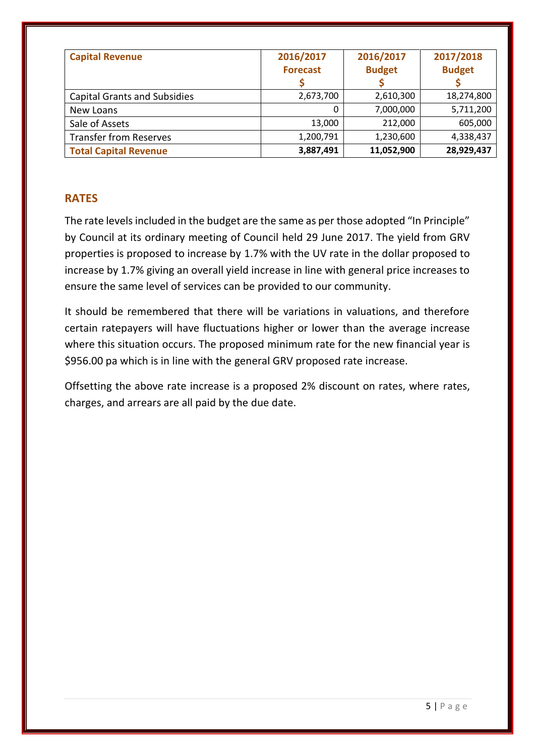| Capital Revenue | 2016/2017 Forecast $ | 2016/2017 Budget $ | 2017/2018 Budget $ |
|---|---|---|---|
| Capital Grants and Subsidies | 2,673,700 | 2,610,300 | 18,274,800 |
| New Loans | 0 | 7,000,000 | 5,711,200 |
| Sale of Assets | 13,000 | 212,000 | 605,000 |
| Transfer from Reserves | 1,200,791 | 1,230,600 | 4,338,437 |
| **Total Capital Revenue** | **3,887,491** | **11,052,900** | **28,929,437** |

## RATES

The rate levels included in the budget are the same as per those adopted "In Principle" by Council at its ordinary meeting of Council held 29 June 2017. The yield from GRV properties is proposed to increase by 1.7% with the UV rate in the dollar proposed to increase by 1.7% giving an overall yield increase in line with general price increases to ensure the same level of services can be provided to our community.

It should be remembered that there will be variations in valuations, and therefore certain ratepayers will have fluctuations higher or lower than the average increase where this situation occurs. The proposed minimum rate for the new financial year is $956.00 pa which is in line with the general GRV proposed rate increase.

Offsetting the above rate increase is a proposed 2% discount on rates, where rates, charges, and arrears are all paid by the due date.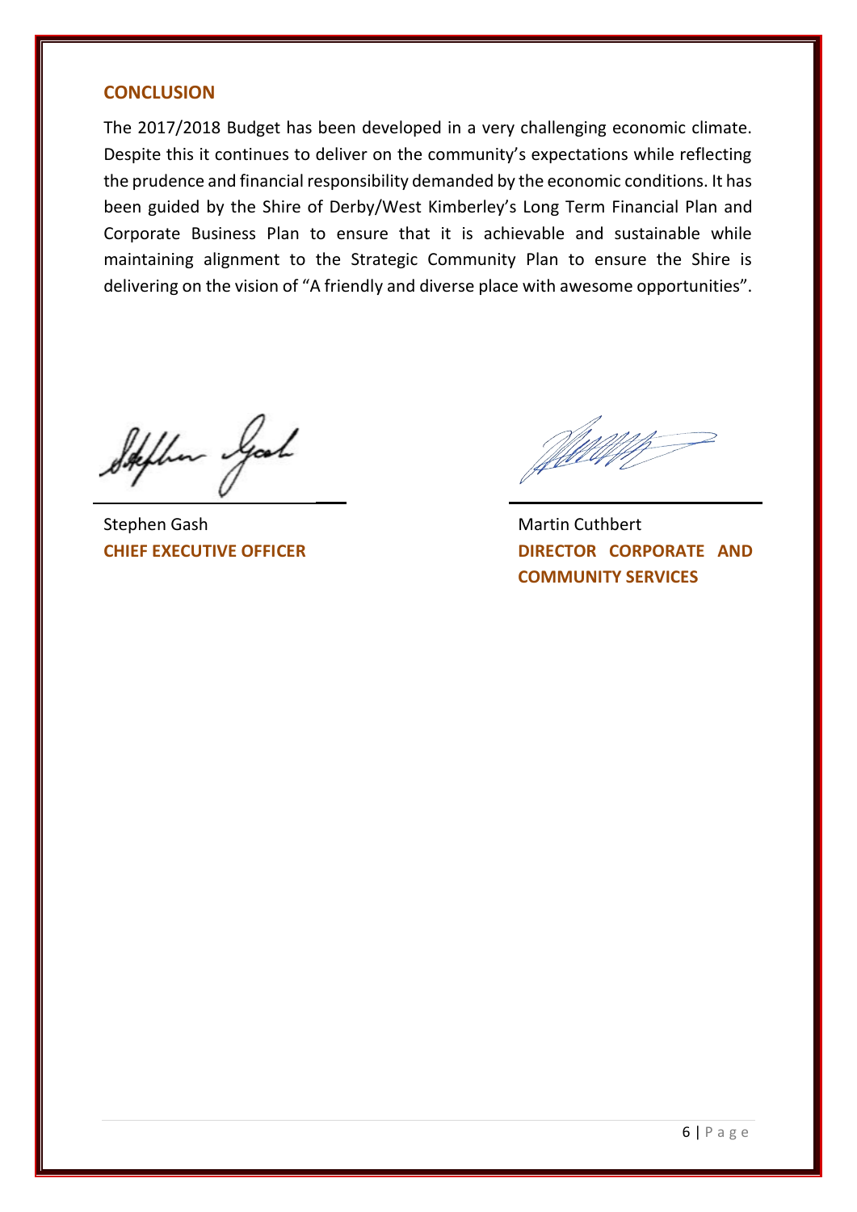## CONCLUSION

The 2017/2018 Budget has been developed in a very challenging economic climate. Despite this it continues to deliver on the community's expectations while reflecting the prudence and financial responsibility demanded by the economic conditions. It has been guided by the Shire of Derby/West Kimberley's Long Term Financial Plan and Corporate Business Plan to ensure that it is achievable and sustainable while maintaining alignment to the Strategic Community Plan to ensure the Shire is delivering on the vision of "A friendly and diverse place with awesome opportunities".

Stephen Gash
**CHIEF EXECUTIVE OFFICER**

Martin Cuthbert
**DIRECTOR CORPORATE AND COMMUNITY SERVICES**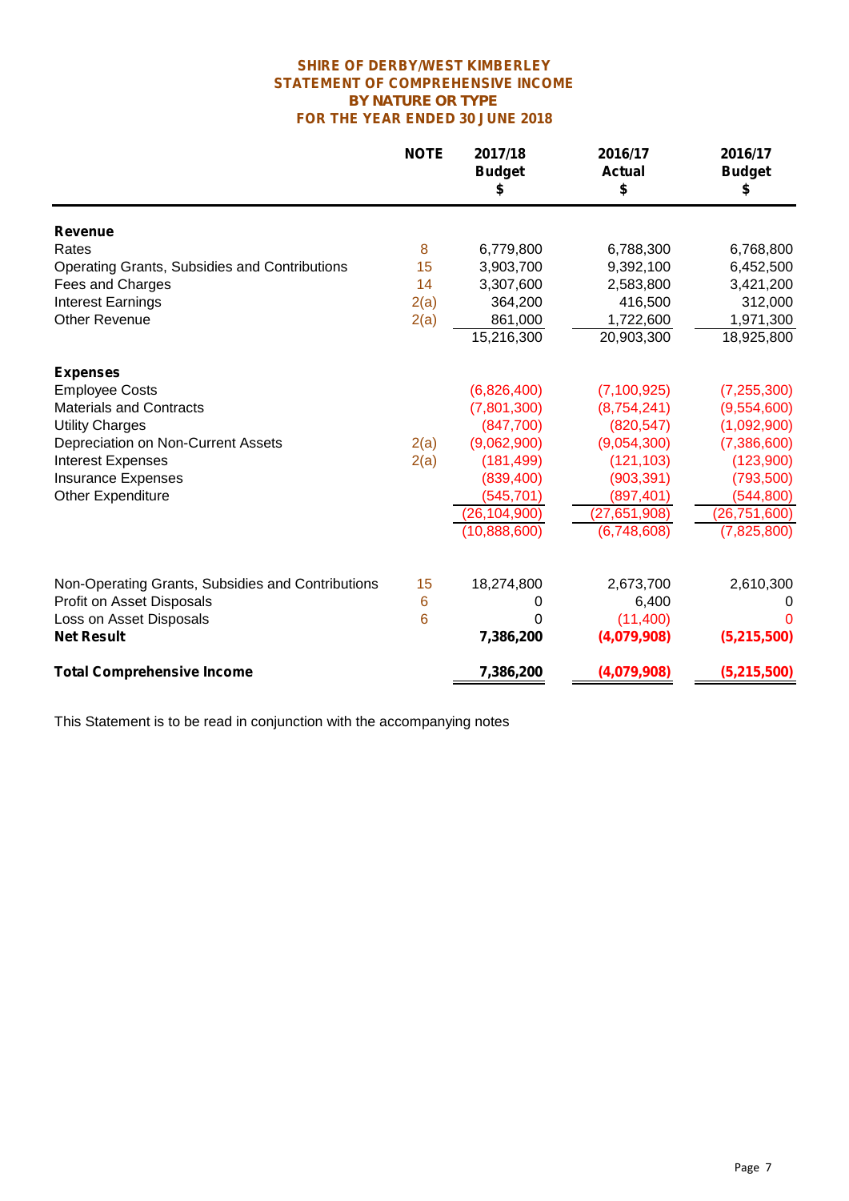# SHIRE OF DERBY/WEST KIMBERLEY
## STATEMENT OF COMPREHENSIVE INCOME
## BY NATURE OR TYPE
## FOR THE YEAR ENDED 30 JUNE 2018

| | NOTE | 2017/18 Budget $ | 2016/17 Actual $ | 2016/17 Budget $ |
|---|---|---|---|---|
| **Revenue** | | | | |
| Rates | 8 | 6,779,800 | 6,788,300 | 6,768,800 |
| Operating Grants, Subsidies and Contributions | 15 | 3,903,700 | 9,392,100 | 6,452,500 |
| Fees and Charges | 14 | 3,307,600 | 2,583,800 | 3,421,200 |
| Interest Earnings | 2(a) | 364,200 | 416,500 | 312,000 |
| Other Revenue | 2(a) | 861,000 | 1,722,600 | 1,971,300 |
| | | 15,216,300 | 20,903,300 | 18,925,800 |
| **Expenses** | | | | |
| Employee Costs | | (6,826,400) | (7,100,925) | (7,255,300) |
| Materials and Contracts | | (7,801,300) | (8,754,241) | (9,554,600) |
| Utility Charges | | (847,700) | (820,547) | (1,092,900) |
| Depreciation on Non-Current Assets | 2(a) | (9,062,900) | (9,054,300) | (7,386,600) |
| Interest Expenses | 2(a) | (181,499) | (121,103) | (123,900) |
| Insurance Expenses | | (839,400) | (903,391) | (793,500) |
| Other Expenditure | | (545,701) | (897,401) | (544,800) |
| | | (26,104,900) | (27,651,908) | (26,751,600) |
| | | (10,888,600) | (6,748,608) | (7,825,800) |
| Non-Operating Grants, Subsidies and Contributions | 15 | 18,274,800 | 2,673,700 | 2,610,300 |
| Profit on Asset Disposals | 6 | 0 | 6,400 | 0 |
| Loss on Asset Disposals | 6 | 0 | (11,400) | 0 |
| **Net Result** | | **7,386,200** | **(4,079,908)** | **(5,215,500)** |
| **Total Comprehensive Income** | | **7,386,200** | **(4,079,908)** | **(5,215,500)** |

This Statement is to be read in conjunction with the accompanying notes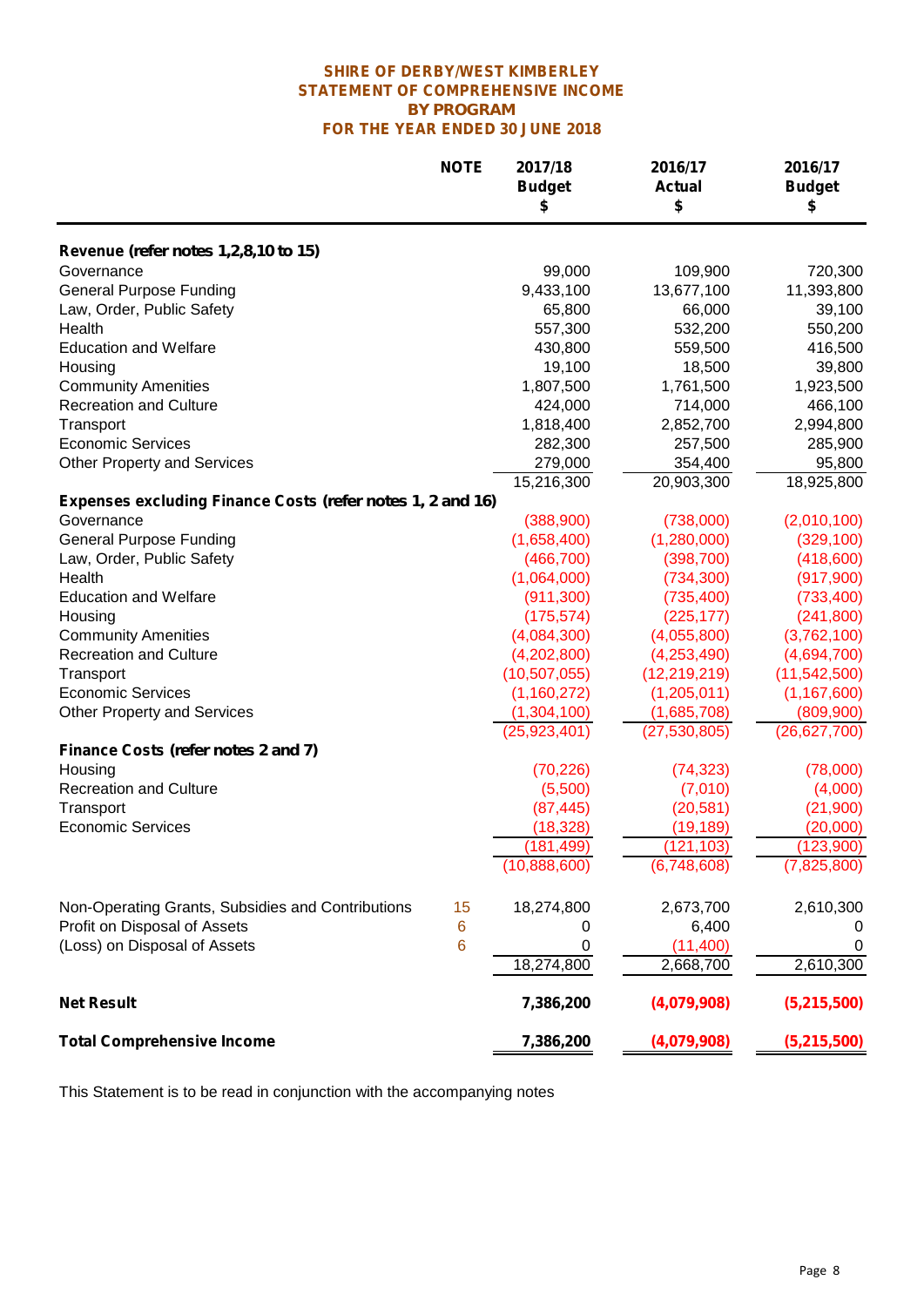# SHIRE OF DERBY/WEST KIMBERLEY
## STATEMENT OF COMPREHENSIVE INCOME
## BY PROGRAM
## FOR THE YEAR ENDED 30 JUNE 2018

| | NOTE | 2017/18 Budget $ | 2016/17 Actual $ | 2016/17 Budget $ |
|---|---|---|---|---|
| **Revenue (refer notes 1,2,8,10 to 15)** | | | | |
| Governance | | 99,000 | 109,900 | 720,300 |
| General Purpose Funding | | 9,433,100 | 13,677,100 | 11,393,800 |
| Law, Order, Public Safety | | 65,800 | 66,000 | 39,100 |
| Health | | 557,300 | 532,200 | 550,200 |
| Education and Welfare | | 430,800 | 559,500 | 416,500 |
| Housing | | 19,100 | 18,500 | 39,800 |
| Community Amenities | | 1,807,500 | 1,761,500 | 1,923,500 |
| Recreation and Culture | | 424,000 | 714,000 | 466,100 |
| Transport | | 1,818,400 | 2,852,700 | 2,994,800 |
| Economic Services | | 282,300 | 257,500 | 285,900 |
| Other Property and Services | | 279,000 | 354,400 | 95,800 |
| | | 15,216,300 | 20,903,300 | 18,925,800 |
| **Expenses excluding Finance Costs (refer notes 1, 2 and 16)** | | | | |
| Governance | | (388,900) | (738,000) | (2,010,100) |
| General Purpose Funding | | (1,658,400) | (1,280,000) | (329,100) |
| Law, Order, Public Safety | | (466,700) | (398,700) | (418,600) |
| Health | | (1,064,000) | (734,300) | (917,900) |
| Education and Welfare | | (911,300) | (735,400) | (733,400) |
| Housing | | (175,574) | (225,177) | (241,800) |
| Community Amenities | | (4,084,300) | (4,055,800) | (3,762,100) |
| Recreation and Culture | | (4,202,800) | (4,253,490) | (4,694,700) |
| Transport | | (10,507,055) | (12,219,219) | (11,542,500) |
| Economic Services | | (1,160,272) | (1,205,011) | (1,167,600) |
| Other Property and Services | | (1,304,100) | (1,685,708) | (809,900) |
| | | (25,923,401) | (27,530,805) | (26,627,700) |
| **Finance Costs (refer notes 2 and 7)** | | | | |
| Housing | | (70,226) | (74,323) | (78,000) |
| Recreation and Culture | | (5,500) | (7,010) | (4,000) |
| Transport | | (87,445) | (20,581) | (21,900) |
| Economic Services | | (18,328) | (19,189) | (20,000) |
| | | (181,499) | (121,103) | (123,900) |
| | | (10,888,600) | (6,748,608) | (7,825,800) |
| Non-Operating Grants, Subsidies and Contributions | 15 | 18,274,800 | 2,673,700 | 2,610,300 |
| Profit on Disposal of Assets | 6 | 0 | 6,400 | 0 |
| (Loss) on Disposal of Assets | 6 | 0 | (11,400) | 0 |
| | | 18,274,800 | 2,668,700 | 2,610,300 |
| **Net Result** | | **7,386,200** | **(4,079,908)** | **(5,215,500)** |
| **Total Comprehensive Income** | | **7,386,200** | **(4,079,908)** | **(5,215,500)** |

This Statement is to be read in conjunction with the accompanying notes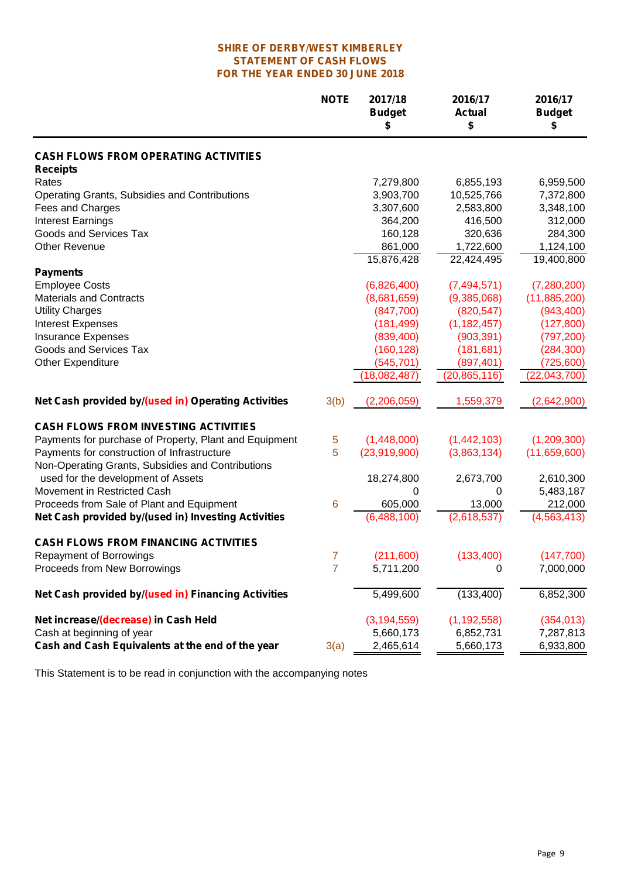# SHIRE OF DERBY/WEST KIMBERLEY
## STATEMENT OF CASH FLOWS
## FOR THE YEAR ENDED 30 JUNE 2018

| | NOTE | 2017/18 Budget $ | 2016/17 Actual $ | 2016/17 Budget $ |
|---|---|---|---|---|
| **CASH FLOWS FROM OPERATING ACTIVITIES** | | | | |
| **Receipts** | | | | |
| Rates | | 7,279,800 | 6,855,193 | 6,959,500 |
| Operating Grants, Subsidies and Contributions | | 3,903,700 | 10,525,766 | 7,372,800 |
| Fees and Charges | | 3,307,600 | 2,583,800 | 3,348,100 |
| Interest Earnings | | 364,200 | 416,500 | 312,000 |
| Goods and Services Tax | | 160,128 | 320,636 | 284,300 |
| Other Revenue | | 861,000 | 1,722,600 | 1,124,100 |
| | | 15,876,428 | 22,424,495 | 19,400,800 |
| **Payments** | | | | |
| Employee Costs | | (6,826,400) | (7,494,571) | (7,280,200) |
| Materials and Contracts | | (8,681,659) | (9,385,068) | (11,885,200) |
| Utility Charges | | (847,700) | (820,547) | (943,400) |
| Interest Expenses | | (181,499) | (1,182,457) | (127,800) |
| Insurance Expenses | | (839,400) | (903,391) | (797,200) |
| Goods and Services Tax | | (160,128) | (181,681) | (284,300) |
| Other Expenditure | | (545,701) | (897,401) | (725,600) |
| | | (18,082,487) | (20,865,116) | (22,043,700) |
| **Net Cash provided by/(used in) Operating Activities** | 3(b) | (2,206,059) | 1,559,379 | (2,642,900) |
| **CASH FLOWS FROM INVESTING ACTIVITIES** | | | | |
| Payments for purchase of Property, Plant and Equipment | 5 | (1,448,000) | (1,442,103) | (1,209,300) |
| Payments for construction of Infrastructure | 5 | (23,919,900) | (3,863,134) | (11,659,600) |
| Non-Operating Grants, Subsidies and Contributions used for the development of Assets | | 18,274,800 | 2,673,700 | 2,610,300 |
| Movement in Restricted Cash | | 0 | 0 | 5,483,187 |
| Proceeds from Sale of Plant and Equipment | 6 | 605,000 | 13,000 | 212,000 |
| **Net Cash provided by/(used in) Investing Activities** | | (6,488,100) | (2,618,537) | (4,563,413) |
| **CASH FLOWS FROM FINANCING ACTIVITIES** | | | | |
| Repayment of Borrowings | 7 | (211,600) | (133,400) | (147,700) |
| Proceeds from New Borrowings | 7 | 5,711,200 | 0 | 7,000,000 |
| **Net Cash provided by/(used in) Financing Activities** | | 5,499,600 | (133,400) | 6,852,300 |
| **Net increase/(decrease) in Cash Held** | | (3,194,559) | (1,192,558) | (354,013) |
| Cash at beginning of year | | 5,660,173 | 6,852,731 | 7,287,813 |
| **Cash and Cash Equivalents at the end of the year** | 3(a) | 2,465,614 | 5,660,173 | 6,933,800 |

This Statement is to be read in conjunction with the accompanying notes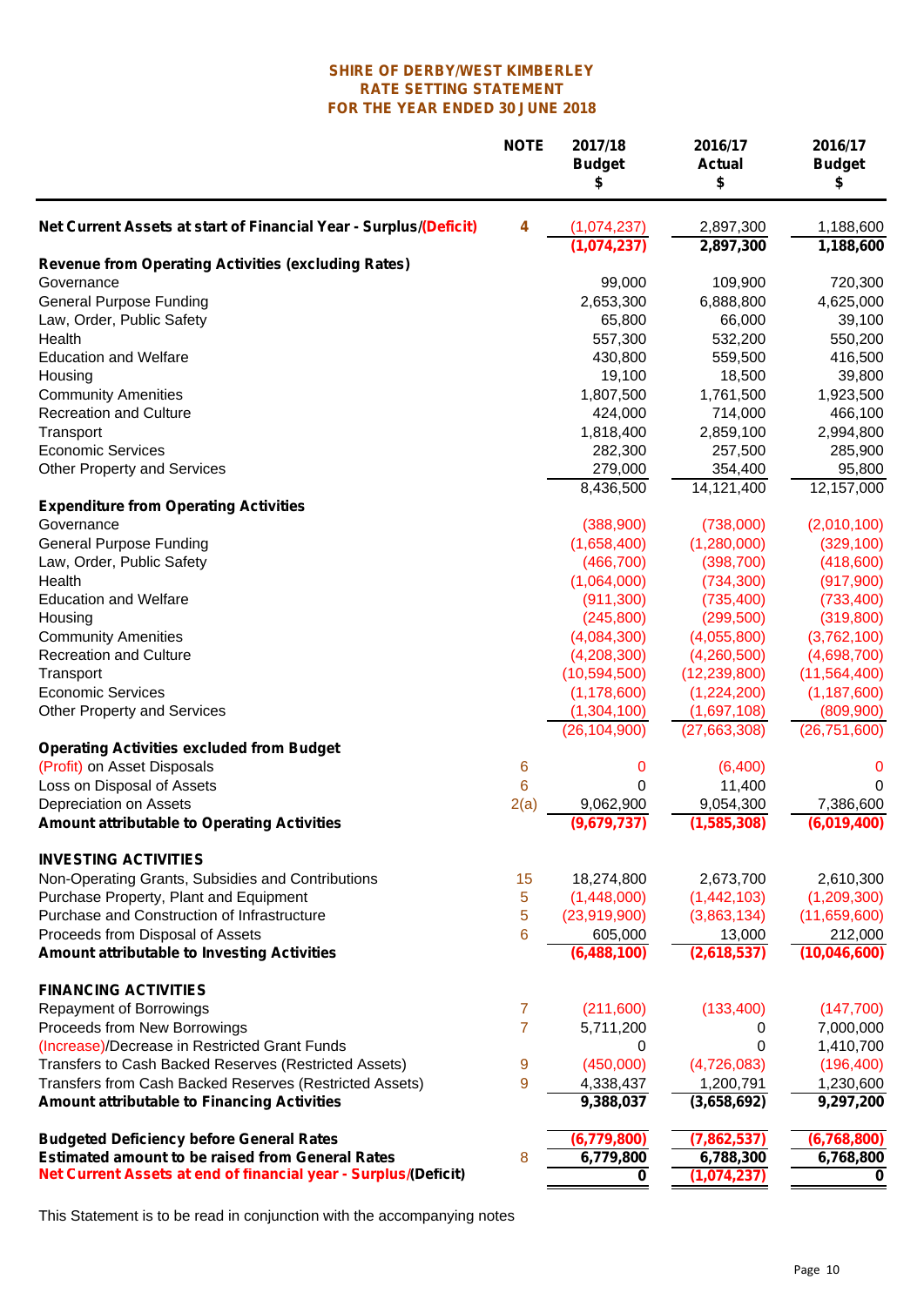# SHIRE OF DERBY/WEST KIMBERLEY
## RATE SETTING STATEMENT
## FOR THE YEAR ENDED 30 JUNE 2018

| | NOTE | 2017/18 Budget $ | 2016/17 Actual $ | 2016/17 Budget $ |
|---|---|---|---|---|
| **Net Current Assets at start of Financial Year - Surplus/(Deficit)** | 4 | (1,074,237) | 2,897,300 | 1,188,600 |
| | | **(1,074,237)** | **2,897,300** | **1,188,600** |
| **Revenue from Operating Activities (excluding Rates)** | | | | |
| Governance | | 99,000 | 109,900 | 720,300 |
| General Purpose Funding | | 2,653,300 | 6,888,800 | 4,625,000 |
| Law, Order, Public Safety | | 65,800 | 66,000 | 39,100 |
| Health | | 557,300 | 532,200 | 550,200 |
| Education and Welfare | | 430,800 | 559,500 | 416,500 |
| Housing | | 19,100 | 18,500 | 39,800 |
| Community Amenities | | 1,807,500 | 1,761,500 | 1,923,500 |
| Recreation and Culture | | 424,000 | 714,000 | 466,100 |
| Transport | | 1,818,400 | 2,859,100 | 2,994,800 |
| Economic Services | | 282,300 | 257,500 | 285,900 |
| Other Property and Services | | 279,000 | 354,400 | 95,800 |
| | | 8,436,500 | 14,121,400 | 12,157,000 |
| **Expenditure from Operating Activities** | | | | |
| Governance | | (388,900) | (738,000) | (2,010,100) |
| General Purpose Funding | | (1,658,400) | (1,280,000) | (329,100) |
| Law, Order, Public Safety | | (466,700) | (398,700) | (418,600) |
| Health | | (1,064,000) | (734,300) | (917,900) |
| Education and Welfare | | (911,300) | (735,400) | (733,400) |
| Housing | | (245,800) | (299,500) | (319,800) |
| Community Amenities | | (4,084,300) | (4,055,800) | (3,762,100) |
| Recreation and Culture | | (4,208,300) | (4,260,500) | (4,698,700) |
| Transport | | (10,594,500) | (12,239,800) | (11,564,400) |
| Economic Services | | (1,178,600) | (1,224,200) | (1,187,600) |
| Other Property and Services | | (1,304,100) | (1,697,108) | (809,900) |
| | | (26,104,900) | (27,663,308) | (26,751,600) |
| **Operating Activities excluded from Budget** | | | | |
| (Profit) on Asset Disposals | 6 | 0 | (6,400) | 0 |
| Loss on Disposal of Assets | 6 | 0 | 11,400 | 0 |
| Depreciation on Assets | 2(a) | 9,062,900 | 9,054,300 | 7,386,600 |
| **Amount attributable to Operating Activities** | | **(9,679,737)** | **(1,585,308)** | **(6,019,400)** |
| | | | | |
| **INVESTING ACTIVITIES** | | | | |
| Non-Operating Grants, Subsidies and Contributions | 15 | 18,274,800 | 2,673,700 | 2,610,300 |
| Purchase Property, Plant and Equipment | 5 | (1,448,000) | (1,442,103) | (1,209,300) |
| Purchase and Construction of Infrastructure | 5 | (23,919,900) | (3,863,134) | (11,659,600) |
| Proceeds from Disposal of Assets | 6 | 605,000 | 13,000 | 212,000 |
| **Amount attributable to Investing Activities** | | **(6,488,100)** | **(2,618,537)** | **(10,046,600)** |
| | | | | |
| **FINANCING ACTIVITIES** | | | | |
| Repayment of Borrowings | 7 | (211,600) | (133,400) | (147,700) |
| Proceeds from New Borrowings | 7 | 5,711,200 | 0 | 7,000,000 |
| (Increase)/Decrease in Restricted Grant Funds | | 0 | 0 | 1,410,700 |
| Transfers to Cash Backed Reserves (Restricted Assets) | 9 | (450,000) | (4,726,083) | (196,400) |
| Transfers from Cash Backed Reserves (Restricted Assets) | 9 | 4,338,437 | 1,200,791 | 1,230,600 |
| **Amount attributable to Financing Activities** | | **9,388,037** | **(3,658,692)** | **9,297,200** |
| | | | | |
| **Budgeted Deficiency before General Rates** | | **(6,779,800)** | **(7,862,537)** | **(6,768,800)** |
| **Estimated amount to be raised from General Rates** | 8 | **6,779,800** | **6,788,300** | **6,768,800** |
| **Net Current Assets at end of financial year - Surplus/(Deficit)** | | **0** | **(1,074,237)** | **0** |

This Statement is to be read in conjunction with the accompanying notes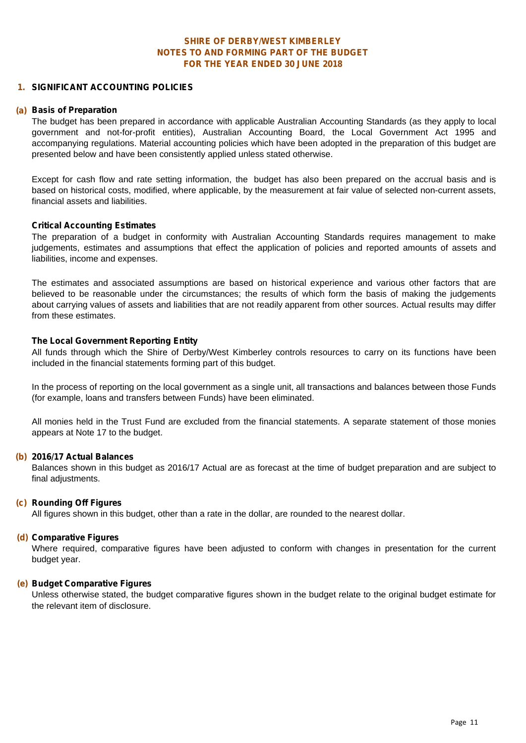# SHIRE OF DERBY/WEST KIMBERLEY
## NOTES TO AND FORMING PART OF THE BUDGET
## FOR THE YEAR ENDED 30 JUNE 2018

### 1. SIGNIFICANT ACCOUNTING POLICIES

**(a) Basis of Preparation**

The budget has been prepared in accordance with applicable Australian Accounting Standards (as they apply to local government and not-for-profit entities), Australian Accounting Board, the Local Government Act 1995 and accompanying regulations. Material accounting policies which have been adopted in the preparation of this budget are presented below and have been consistently applied unless stated otherwise.

Except for cash flow and rate setting information, the budget has also been prepared on the accrual basis and is based on historical costs, modified, where applicable, by the measurement at fair value of selected non-current assets, financial assets and liabilities.

**Critical Accounting Estimates**

The preparation of a budget in conformity with Australian Accounting Standards requires management to make judgements, estimates and assumptions that effect the application of policies and reported amounts of assets and liabilities, income and expenses.

The estimates and associated assumptions are based on historical experience and various other factors that are believed to be reasonable under the circumstances; the results of which form the basis of making the judgements about carrying values of assets and liabilities that are not readily apparent from other sources. Actual results may differ from these estimates.

**The Local Government Reporting Entity**

All funds through which the Shire of Derby/West Kimberley controls resources to carry on its functions have been included in the financial statements forming part of this budget.

In the process of reporting on the local government as a single unit, all transactions and balances between those Funds (for example, loans and transfers between Funds) have been eliminated.

All monies held in the Trust Fund are excluded from the financial statements. A separate statement of those monies appears at Note 17 to the budget.

**(b) 2016/17 Actual Balances**

Balances shown in this budget as 2016/17 Actual are as forecast at the time of budget preparation and are subject to final adjustments.

**(c) Rounding Off Figures**

All figures shown in this budget, other than a rate in the dollar, are rounded to the nearest dollar.

**(d) Comparative Figures**

Where required, comparative figures have been adjusted to conform with changes in presentation for the current budget year.

**(e) Budget Comparative Figures**

Unless otherwise stated, the budget comparative figures shown in the budget relate to the original budget estimate for the relevant item of disclosure.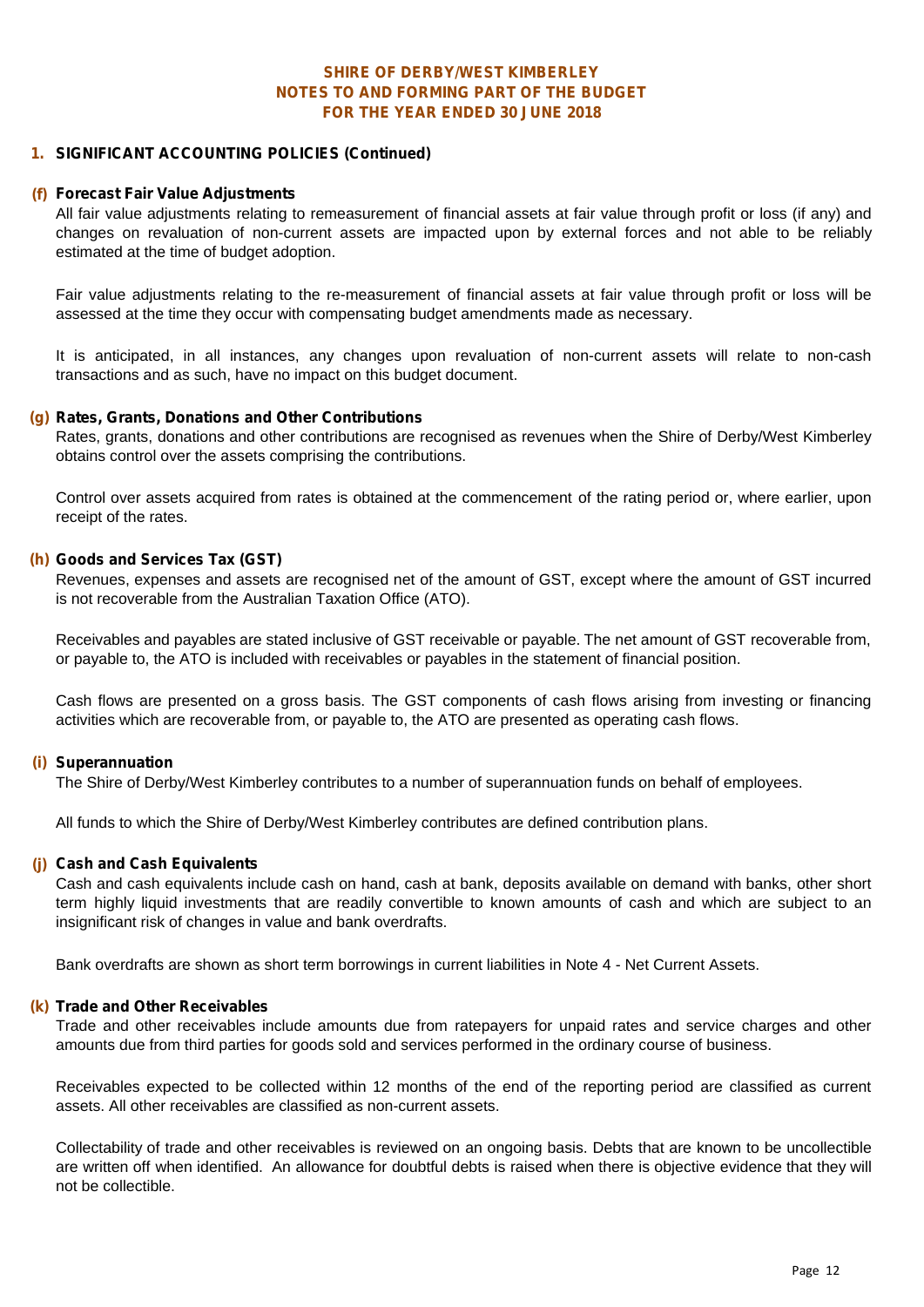**SHIRE OF DERBY/WEST KIMBERLEY**
**NOTES TO AND FORMING PART OF THE BUDGET**
**FOR THE YEAR ENDED 30 JUNE 2018**

## 1. SIGNIFICANT ACCOUNTING POLICIES (Continued)

### (f) Forecast Fair Value Adjustments

All fair value adjustments relating to remeasurement of financial assets at fair value through profit or loss (if any) and changes on revaluation of non-current assets are impacted upon by external forces and not able to be reliably estimated at the time of budget adoption.

Fair value adjustments relating to the re-measurement of financial assets at fair value through profit or loss will be assessed at the time they occur with compensating budget amendments made as necessary.

It is anticipated, in all instances, any changes upon revaluation of non-current assets will relate to non-cash transactions and as such, have no impact on this budget document.

### (g) Rates, Grants, Donations and Other Contributions

Rates, grants, donations and other contributions are recognised as revenues when the Shire of Derby/West Kimberley obtains control over the assets comprising the contributions.

Control over assets acquired from rates is obtained at the commencement of the rating period or, where earlier, upon receipt of the rates.

### (h) Goods and Services Tax (GST)

Revenues, expenses and assets are recognised net of the amount of GST, except where the amount of GST incurred is not recoverable from the Australian Taxation Office (ATO).

Receivables and payables are stated inclusive of GST receivable or payable. The net amount of GST recoverable from, or payable to, the ATO is included with receivables or payables in the statement of financial position.

Cash flows are presented on a gross basis. The GST components of cash flows arising from investing or financing activities which are recoverable from, or payable to, the ATO are presented as operating cash flows.

### (i) Superannuation

The Shire of Derby/West Kimberley contributes to a number of superannuation funds on behalf of employees.

All funds to which the Shire of Derby/West Kimberley contributes are defined contribution plans.

### (j) Cash and Cash Equivalents

Cash and cash equivalents include cash on hand, cash at bank, deposits available on demand with banks, other short term highly liquid investments that are readily convertible to known amounts of cash and which are subject to an insignificant risk of changes in value and bank overdrafts.

Bank overdrafts are shown as short term borrowings in current liabilities in Note 4 - Net Current Assets.

### (k) Trade and Other Receivables

Trade and other receivables include amounts due from ratepayers for unpaid rates and service charges and other amounts due from third parties for goods sold and services performed in the ordinary course of business.

Receivables expected to be collected within 12 months of the end of the reporting period are classified as current assets. All other receivables are classified as non-current assets.

Collectability of trade and other receivables is reviewed on an ongoing basis. Debts that are known to be uncollectible are written off when identified. An allowance for doubtful debts is raised when there is objective evidence that they will not be collectible.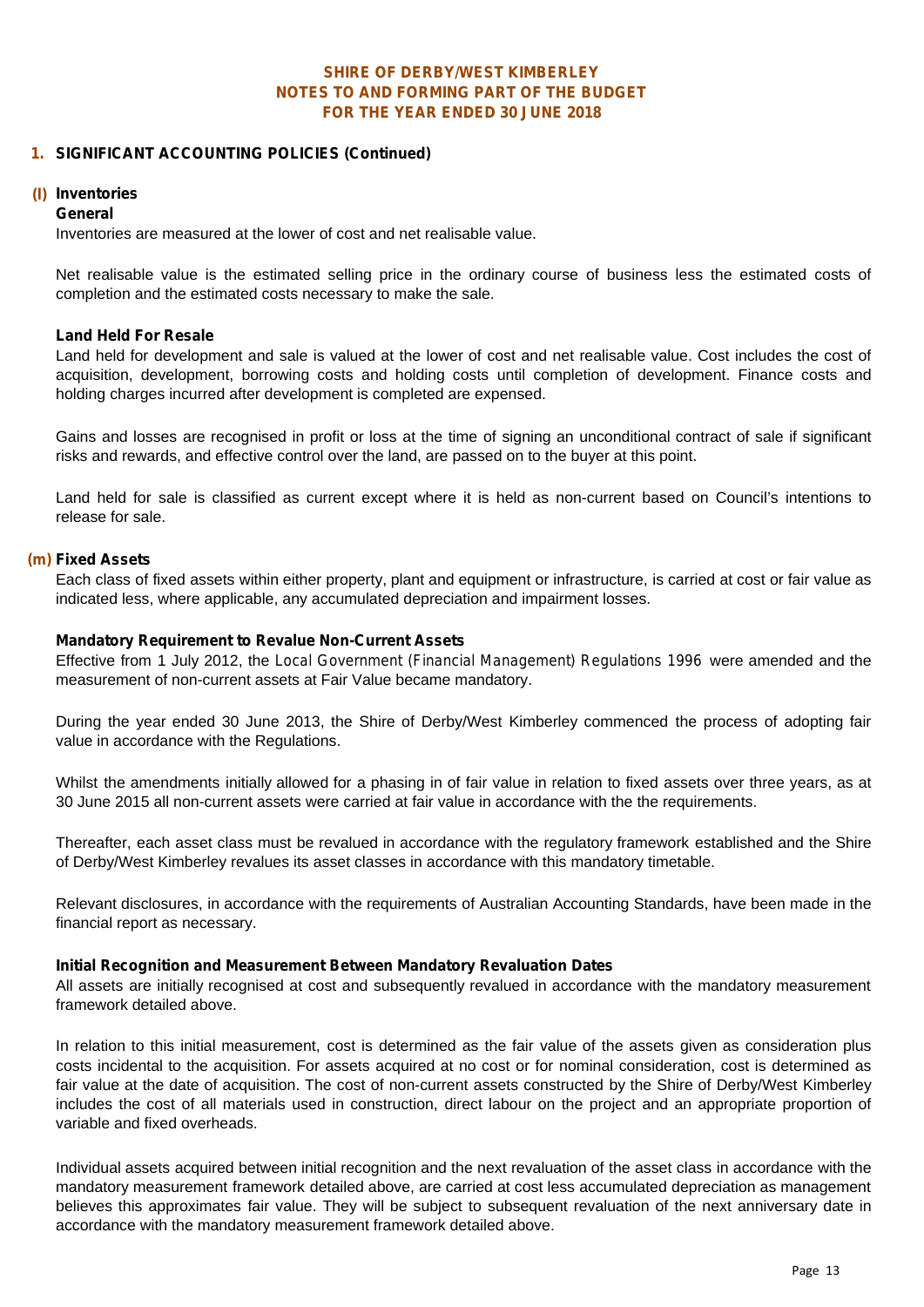## 1. SIGNIFICANT ACCOUNTING POLICIES (Continued)

### (l) Inventories

**General**

Inventories are measured at the lower of cost and net realisable value.

Net realisable value is the estimated selling price in the ordinary course of business less the estimated costs of completion and the estimated costs necessary to make the sale.

**Land Held For Resale**

Land held for development and sale is valued at the lower of cost and net realisable value. Cost includes the cost of acquisition, development, borrowing costs and holding costs until completion of development. Finance costs and holding charges incurred after development is completed are expensed.

Gains and losses are recognised in profit or loss at the time of signing an unconditional contract of sale if significant risks and rewards, and effective control over the land, are passed on to the buyer at this point.

Land held for sale is classified as current except where it is held as non-current based on Council's intentions to release for sale.

### (m) Fixed Assets

Each class of fixed assets within either property, plant and equipment or infrastructure, is carried at cost or fair value as indicated less, where applicable, any accumulated depreciation and impairment losses.

**Mandatory Requirement to Revalue Non-Current Assets**

Effective from 1 July 2012, the *Local Government (Financial Management) Regulations 1996* were amended and the measurement of non-current assets at Fair Value became mandatory.

During the year ended 30 June 2013, the Shire of Derby/West Kimberley commenced the process of adopting fair value in accordance with the Regulations.

Whilst the amendments initially allowed for a phasing in of fair value in relation to fixed assets over three years, as at 30 June 2015 all non-current assets were carried at fair value in accordance with the the requirements.

Thereafter, each asset class must be revalued in accordance with the regulatory framework established and the Shire of Derby/West Kimberley revalues its asset classes in accordance with this mandatory timetable.

Relevant disclosures, in accordance with the requirements of Australian Accounting Standards, have been made in the financial report as necessary.

**Initial Recognition and Measurement Between Mandatory Revaluation Dates**

All assets are initially recognised at cost and subsequently revalued in accordance with the mandatory measurement framework detailed above.

In relation to this initial measurement, cost is determined as the fair value of the assets given as consideration plus costs incidental to the acquisition. For assets acquired at no cost or for nominal consideration, cost is determined as fair value at the date of acquisition. The cost of non-current assets constructed by the Shire of Derby/West Kimberley includes the cost of all materials used in construction, direct labour on the project and an appropriate proportion of variable and fixed overheads.

Individual assets acquired between initial recognition and the next revaluation of the asset class in accordance with the mandatory measurement framework detailed above, are carried at cost less accumulated depreciation as management believes this approximates fair value. They will be subject to subsequent revaluation of the next anniversary date in accordance with the mandatory measurement framework detailed above.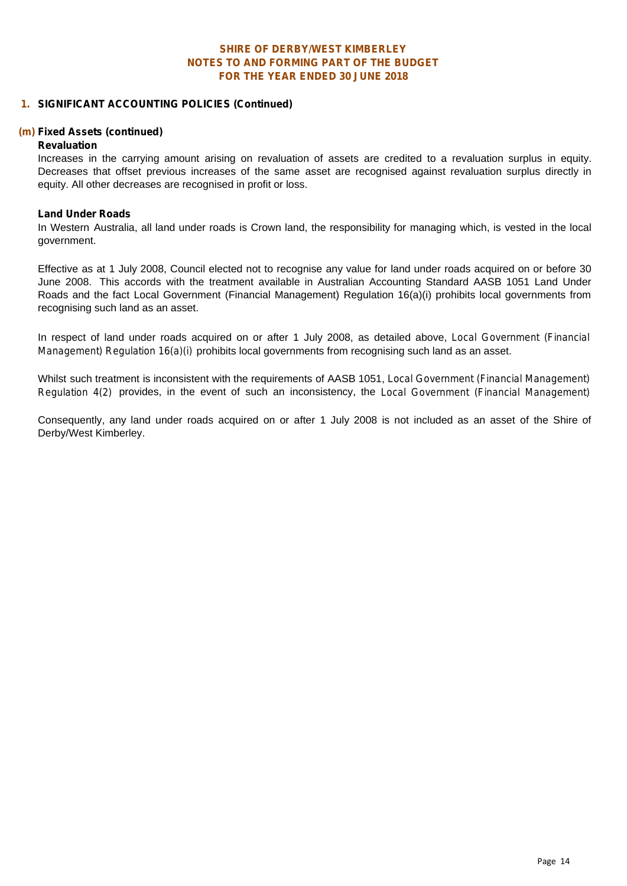## 1. SIGNIFICANT ACCOUNTING POLICIES (Continued)

### (m) Fixed Assets (continued)

**Revaluation**

Increases in the carrying amount arising on revaluation of assets are credited to a revaluation surplus in equity. Decreases that offset previous increases of the same asset are recognised against revaluation surplus directly in equity. All other decreases are recognised in profit or loss.

**Land Under Roads**

In Western Australia, all land under roads is Crown land, the responsibility for managing which, is vested in the local government.

Effective as at 1 July 2008, Council elected not to recognise any value for land under roads acquired on or before 30 June 2008. This accords with the treatment available in Australian Accounting Standard AASB 1051 Land Under Roads and the fact Local Government (Financial Management) Regulation 16(a)(i) prohibits local governments from recognising such land as an asset.

In respect of land under roads acquired on or after 1 July 2008, as detailed above, Local Government (Financial Management) Regulation 16(a)(i) prohibits local governments from recognising such land as an asset.

Whilst such treatment is inconsistent with the requirements of AASB 1051, Local Government (Financial Management) Regulation 4(2) provides, in the event of such an inconsistency, the Local Government (Financial Management)

Consequently, any land under roads acquired on or after 1 July 2008 is not included as an asset of the Shire of Derby/West Kimberley.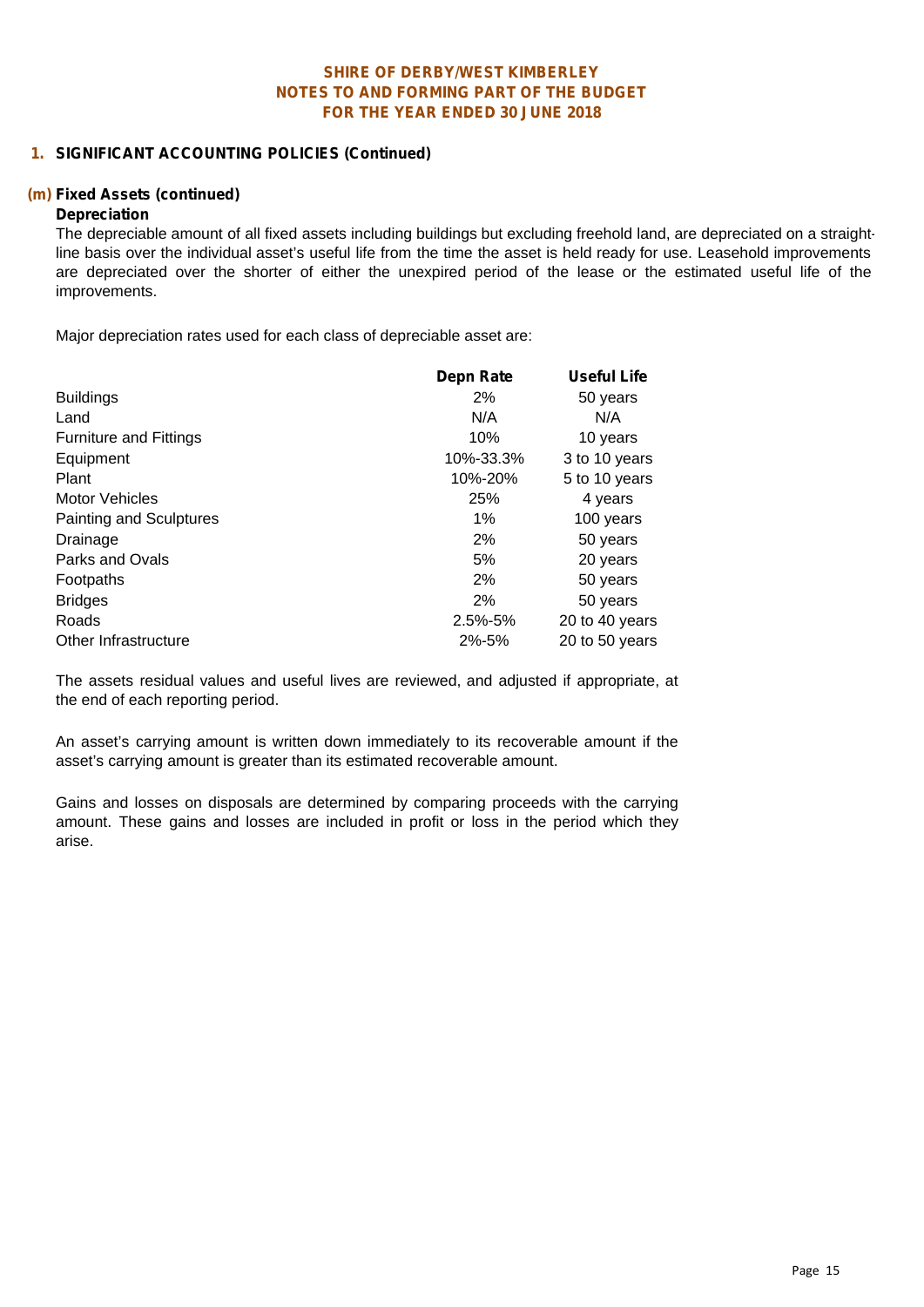## 1. SIGNIFICANT ACCOUNTING POLICIES (Continued)

### (m) Fixed Assets (continued)

**Depreciation**

The depreciable amount of all fixed assets including buildings but excluding freehold land, are depreciated on a straight-line basis over the individual asset's useful life from the time the asset is held ready for use. Leasehold improvements are depreciated over the shorter of either the unexpired period of the lease or the estimated useful life of the improvements.

Major depreciation rates used for each class of depreciable asset are:

| | Depn Rate | Useful Life |
|---|---|---|
| Buildings | 2% | 50 years |
| Land | N/A | N/A |
| Furniture and Fittings | 10% | 10 years |
| Equipment | 10%-33.3% | 3 to 10 years |
| Plant | 10%-20% | 5 to 10 years |
| Motor Vehicles | 25% | 4 years |
| Painting and Sculptures | 1% | 100 years |
| Drainage | 2% | 50 years |
| Parks and Ovals | 5% | 20 years |
| Footpaths | 2% | 50 years |
| Bridges | 2% | 50 years |
| Roads | 2.5%-5% | 20 to 40 years |
| Other Infrastructure | 2%-5% | 20 to 50 years |

The assets residual values and useful lives are reviewed, and adjusted if appropriate, at the end of each reporting period.

An asset's carrying amount is written down immediately to its recoverable amount if the asset's carrying amount is greater than its estimated recoverable amount.

Gains and losses on disposals are determined by comparing proceeds with the carrying amount. These gains and losses are included in profit or loss in the period which they arise.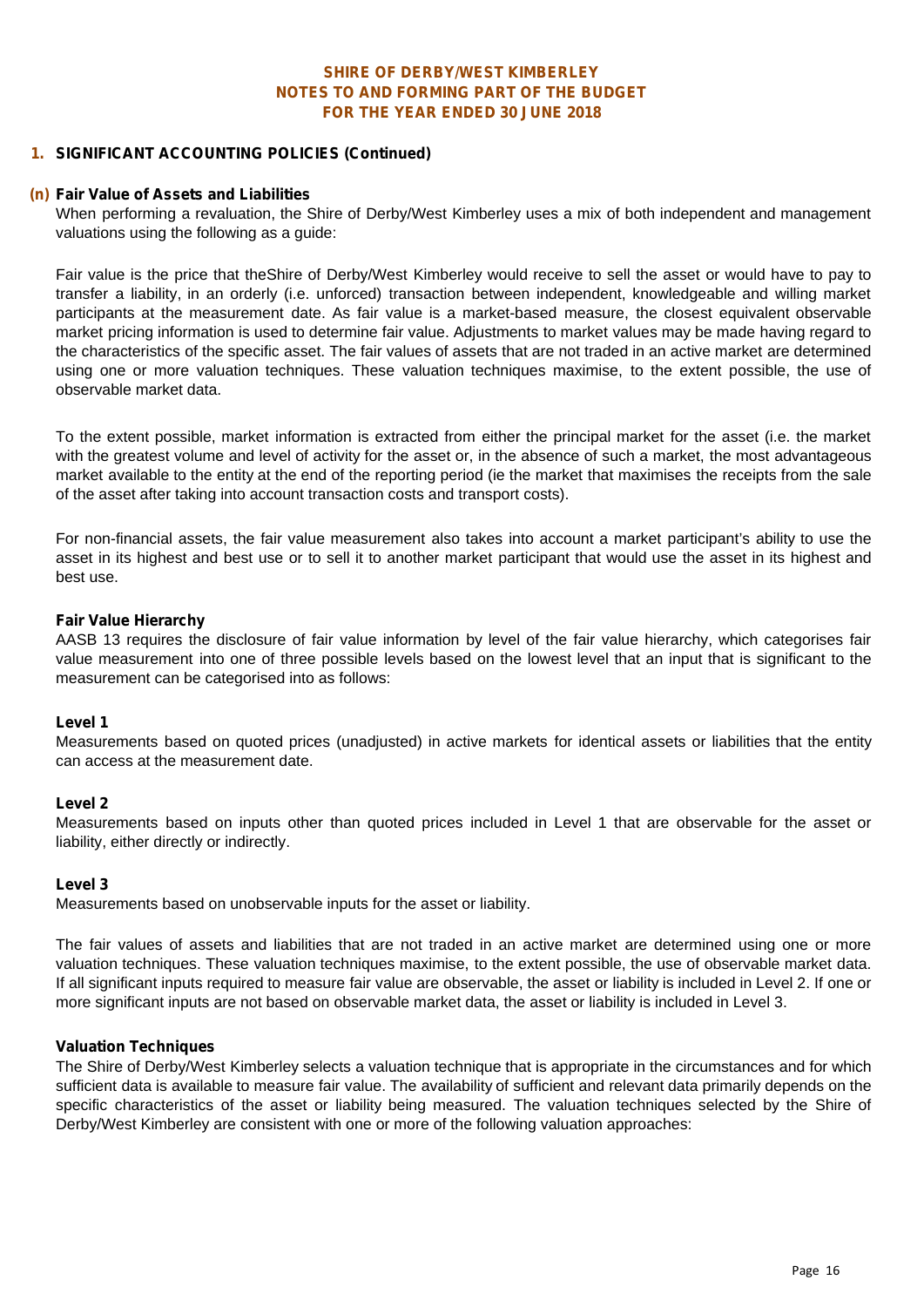## 1. SIGNIFICANT ACCOUNTING POLICIES (Continued)

### (n) Fair Value of Assets and Liabilities

When performing a revaluation, the Shire of Derby/West Kimberley uses a mix of both independent and management valuations using the following as a guide:

Fair value is the price that theShire of Derby/West Kimberley would receive to sell the asset or would have to pay to transfer a liability, in an orderly (i.e. unforced) transaction between independent, knowledgeable and willing market participants at the measurement date. As fair value is a market-based measure, the closest equivalent observable market pricing information is used to determine fair value. Adjustments to market values may be made having regard to the characteristics of the specific asset. The fair values of assets that are not traded in an active market are determined using one or more valuation techniques. These valuation techniques maximise, to the extent possible, the use of observable market data.

To the extent possible, market information is extracted from either the principal market for the asset (i.e. the market with the greatest volume and level of activity for the asset or, in the absence of such a market, the most advantageous market available to the entity at the end of the reporting period (ie the market that maximises the receipts from the sale of the asset after taking into account transaction costs and transport costs).

For non-financial assets, the fair value measurement also takes into account a market participant's ability to use the asset in its highest and best use or to sell it to another market participant that would use the asset in its highest and best use.

**Fair Value Hierarchy**

AASB 13 requires the disclosure of fair value information by level of the fair value hierarchy, which categorises fair value measurement into one of three possible levels based on the lowest level that an input that is significant to the measurement can be categorised into as follows:

**Level 1**

Measurements based on quoted prices (unadjusted) in active markets for identical assets or liabilities that the entity can access at the measurement date.

**Level 2**

Measurements based on inputs other than quoted prices included in Level 1 that are observable for the asset or liability, either directly or indirectly.

**Level 3**

Measurements based on unobservable inputs for the asset or liability.

The fair values of assets and liabilities that are not traded in an active market are determined using one or more valuation techniques. These valuation techniques maximise, to the extent possible, the use of observable market data. If all significant inputs required to measure fair value are observable, the asset or liability is included in Level 2. If one or more significant inputs are not based on observable market data, the asset or liability is included in Level 3.

**Valuation Techniques**

The Shire of Derby/West Kimberley selects a valuation technique that is appropriate in the circumstances and for which sufficient data is available to measure fair value. The availability of sufficient and relevant data primarily depends on the specific characteristics of the asset or liability being measured. The valuation techniques selected by the Shire of Derby/West Kimberley are consistent with one or more of the following valuation approaches: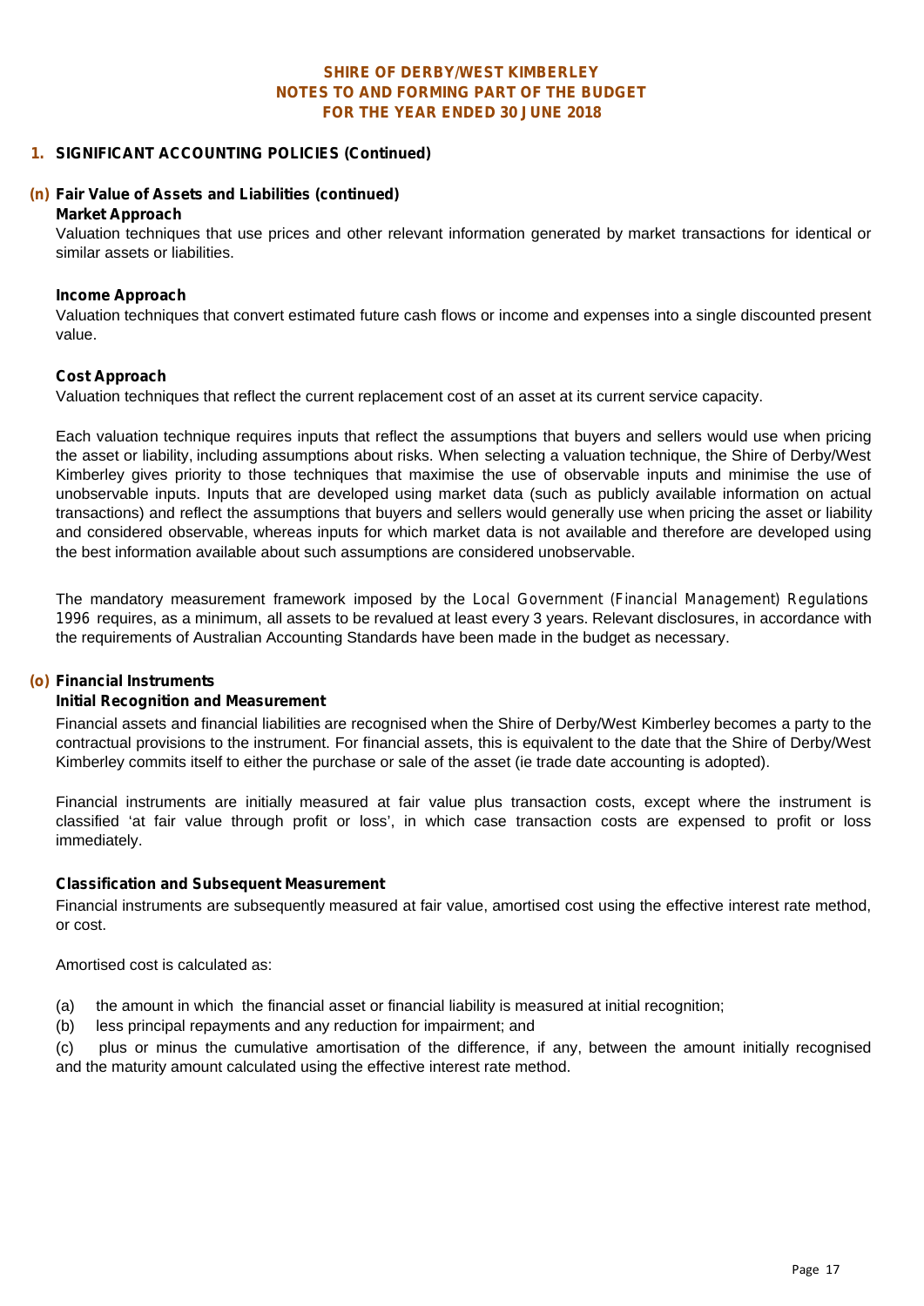**SHIRE OF DERBY/WEST KIMBERLEY**
**NOTES TO AND FORMING PART OF THE BUDGET**
**FOR THE YEAR ENDED 30 JUNE 2018**

## 1. SIGNIFICANT ACCOUNTING POLICIES (Continued)

### (n) Fair Value of Assets and Liabilities (continued)

**Market Approach**

Valuation techniques that use prices and other relevant information generated by market transactions for identical or similar assets or liabilities.

**Income Approach**

Valuation techniques that convert estimated future cash flows or income and expenses into a single discounted present value.

**Cost Approach**

Valuation techniques that reflect the current replacement cost of an asset at its current service capacity.

Each valuation technique requires inputs that reflect the assumptions that buyers and sellers would use when pricing the asset or liability, including assumptions about risks. When selecting a valuation technique, the Shire of Derby/West Kimberley gives priority to those techniques that maximise the use of observable inputs and minimise the use of unobservable inputs. Inputs that are developed using market data (such as publicly available information on actual transactions) and reflect the assumptions that buyers and sellers would generally use when pricing the asset or liability and considered observable, whereas inputs for which market data is not available and therefore are developed using the best information available about such assumptions are considered unobservable.

The mandatory measurement framework imposed by the *Local Government (Financial Management) Regulations 1996* requires, as a minimum, all assets to be revalued at least every 3 years. Relevant disclosures, in accordance with the requirements of Australian Accounting Standards have been made in the budget as necessary.

### (o) Financial Instruments

**Initial Recognition and Measurement**

Financial assets and financial liabilities are recognised when the Shire of Derby/West Kimberley becomes a party to the contractual provisions to the instrument. For financial assets, this is equivalent to the date that the Shire of Derby/West Kimberley commits itself to either the purchase or sale of the asset (ie trade date accounting is adopted).

Financial instruments are initially measured at fair value plus transaction costs, except where the instrument is classified 'at fair value through profit or loss', in which case transaction costs are expensed to profit or loss immediately.

**Classification and Subsequent Measurement**

Financial instruments are subsequently measured at fair value, amortised cost using the effective interest rate method, or cost.

Amortised cost is calculated as:

(a) the amount in which the financial asset or financial liability is measured at initial recognition;
(b) less principal repayments and any reduction for impairment; and
(c) plus or minus the cumulative amortisation of the difference, if any, between the amount initially recognised and the maturity amount calculated using the effective interest rate method.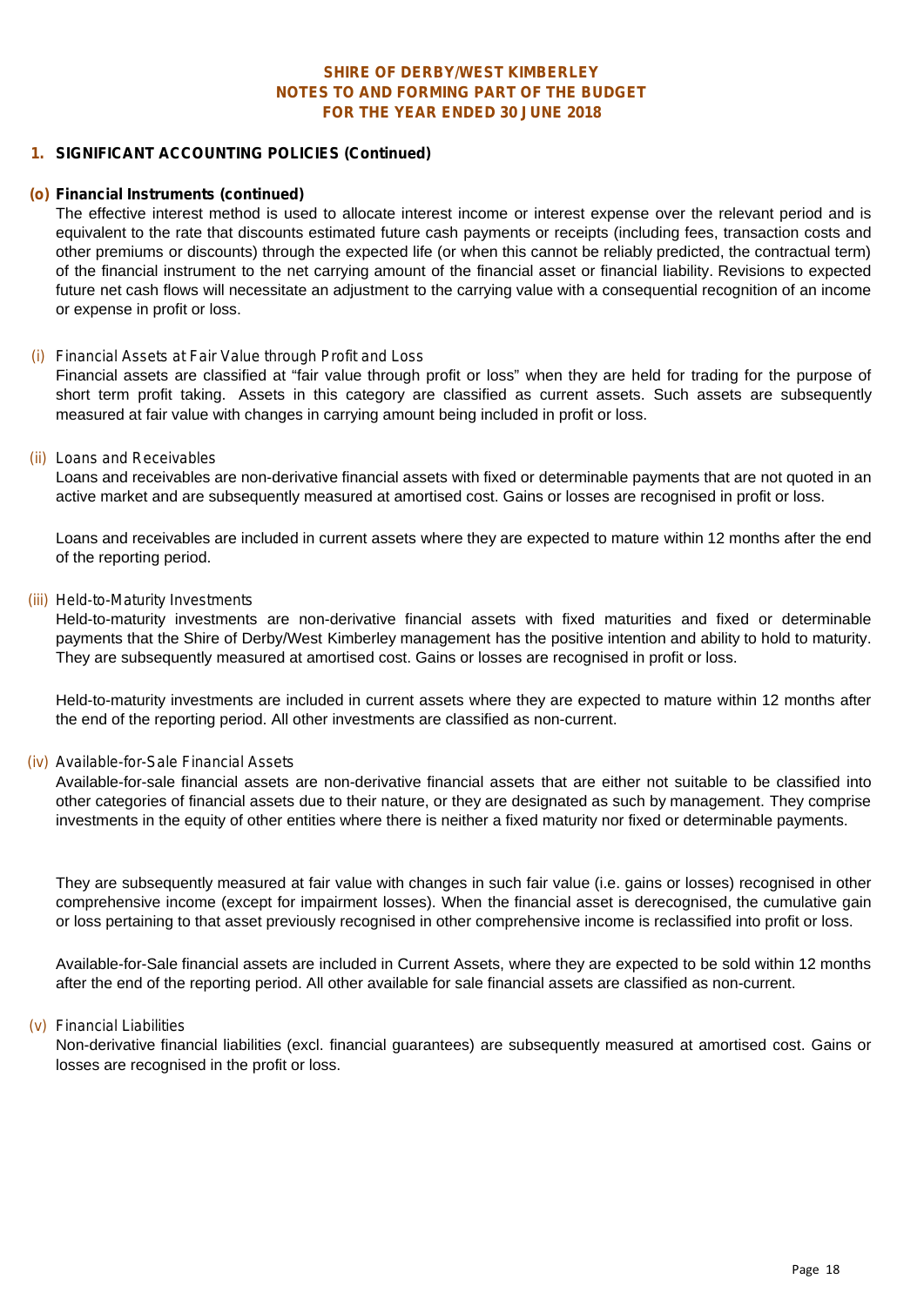# SHIRE OF DERBY/WEST KIMBERLEY
# NOTES TO AND FORMING PART OF THE BUDGET
# FOR THE YEAR ENDED 30 JUNE 2018

## 1. SIGNIFICANT ACCOUNTING POLICIES (Continued)

### (o) Financial Instruments (continued)

The effective interest method is used to allocate interest income or interest expense over the relevant period and is equivalent to the rate that discounts estimated future cash payments or receipts (including fees, transaction costs and other premiums or discounts) through the expected life (or when this cannot be reliably predicted, the contractual term) of the financial instrument to the net carrying amount of the financial asset or financial liability. Revisions to expected future net cash flows will necessitate an adjustment to the carrying value with a consequential recognition of an income or expense in profit or loss.

*(i) Financial Assets at Fair Value through Profit and Loss*

Financial assets are classified at "fair value through profit or loss" when they are held for trading for the purpose of short term profit taking. Assets in this category are classified as current assets. Such assets are subsequently measured at fair value with changes in carrying amount being included in profit or loss.

*(ii) Loans and Receivables*

Loans and receivables are non-derivative financial assets with fixed or determinable payments that are not quoted in an active market and are subsequently measured at amortised cost. Gains or losses are recognised in profit or loss.

Loans and receivables are included in current assets where they are expected to mature within 12 months after the end of the reporting period.

*(iii) Held-to-Maturity Investments*

Held-to-maturity investments are non-derivative financial assets with fixed maturities and fixed or determinable payments that the Shire of Derby/West Kimberley management has the positive intention and ability to hold to maturity. They are subsequently measured at amortised cost. Gains or losses are recognised in profit or loss.

Held-to-maturity investments are included in current assets where they are expected to mature within 12 months after the end of the reporting period. All other investments are classified as non-current.

*(iv) Available-for-Sale Financial Assets*

Available-for-sale financial assets are non-derivative financial assets that are either not suitable to be classified into other categories of financial assets due to their nature, or they are designated as such by management. They comprise investments in the equity of other entities where there is neither a fixed maturity nor fixed or determinable payments.

They are subsequently measured at fair value with changes in such fair value (i.e. gains or losses) recognised in other comprehensive income (except for impairment losses). When the financial asset is derecognised, the cumulative gain or loss pertaining to that asset previously recognised in other comprehensive income is reclassified into profit or loss.

Available-for-Sale financial assets are included in Current Assets, where they are expected to be sold within 12 months after the end of the reporting period. All other available for sale financial assets are classified as non-current.

*(v) Financial Liabilities*

Non-derivative financial liabilities (excl. financial guarantees) are subsequently measured at amortised cost. Gains or losses are recognised in the profit or loss.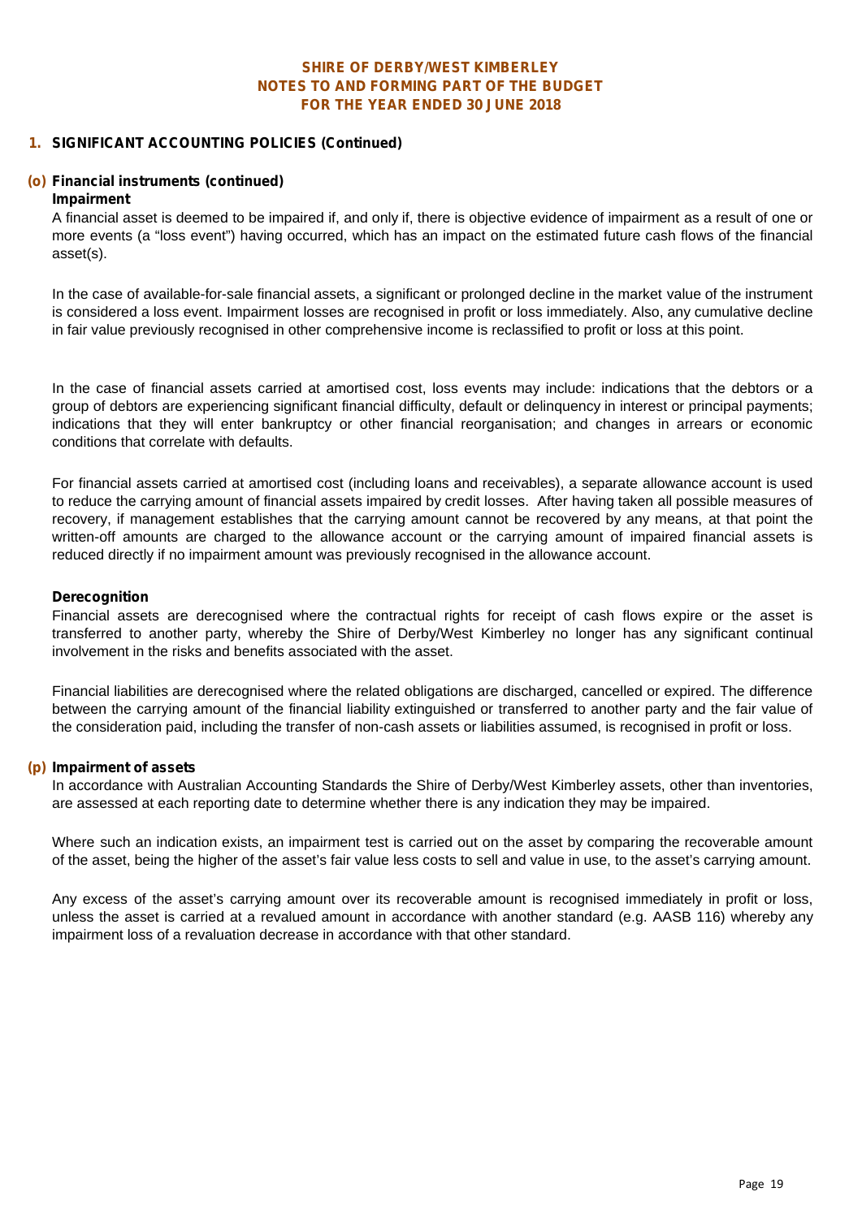# SHIRE OF DERBY/WEST KIMBERLEY
# NOTES TO AND FORMING PART OF THE BUDGET
# FOR THE YEAR ENDED 30 JUNE 2018

## 1. SIGNIFICANT ACCOUNTING POLICIES (Continued)

### (o) Financial instruments (continued)

**Impairment**

A financial asset is deemed to be impaired if, and only if, there is objective evidence of impairment as a result of one or more events (a "loss event") having occurred, which has an impact on the estimated future cash flows of the financial asset(s).

In the case of available-for-sale financial assets, a significant or prolonged decline in the market value of the instrument is considered a loss event. Impairment losses are recognised in profit or loss immediately. Also, any cumulative decline in fair value previously recognised in other comprehensive income is reclassified to profit or loss at this point.

In the case of financial assets carried at amortised cost, loss events may include: indications that the debtors or a group of debtors are experiencing significant financial difficulty, default or delinquency in interest or principal payments; indications that they will enter bankruptcy or other financial reorganisation; and changes in arrears or economic conditions that correlate with defaults.

For financial assets carried at amortised cost (including loans and receivables), a separate allowance account is used to reduce the carrying amount of financial assets impaired by credit losses. After having taken all possible measures of recovery, if management establishes that the carrying amount cannot be recovered by any means, at that point the written-off amounts are charged to the allowance account or the carrying amount of impaired financial assets is reduced directly if no impairment amount was previously recognised in the allowance account.

**Derecognition**

Financial assets are derecognised where the contractual rights for receipt of cash flows expire or the asset is transferred to another party, whereby the Shire of Derby/West Kimberley no longer has any significant continual involvement in the risks and benefits associated with the asset.

Financial liabilities are derecognised where the related obligations are discharged, cancelled or expired. The difference between the carrying amount of the financial liability extinguished or transferred to another party and the fair value of the consideration paid, including the transfer of non-cash assets or liabilities assumed, is recognised in profit or loss.

### (p) Impairment of assets

In accordance with Australian Accounting Standards the Shire of Derby/West Kimberley assets, other than inventories, are assessed at each reporting date to determine whether there is any indication they may be impaired.

Where such an indication exists, an impairment test is carried out on the asset by comparing the recoverable amount of the asset, being the higher of the asset's fair value less costs to sell and value in use, to the asset's carrying amount.

Any excess of the asset's carrying amount over its recoverable amount is recognised immediately in profit or loss, unless the asset is carried at a revalued amount in accordance with another standard (e.g. AASB 116) whereby any impairment loss of a revaluation decrease in accordance with that other standard.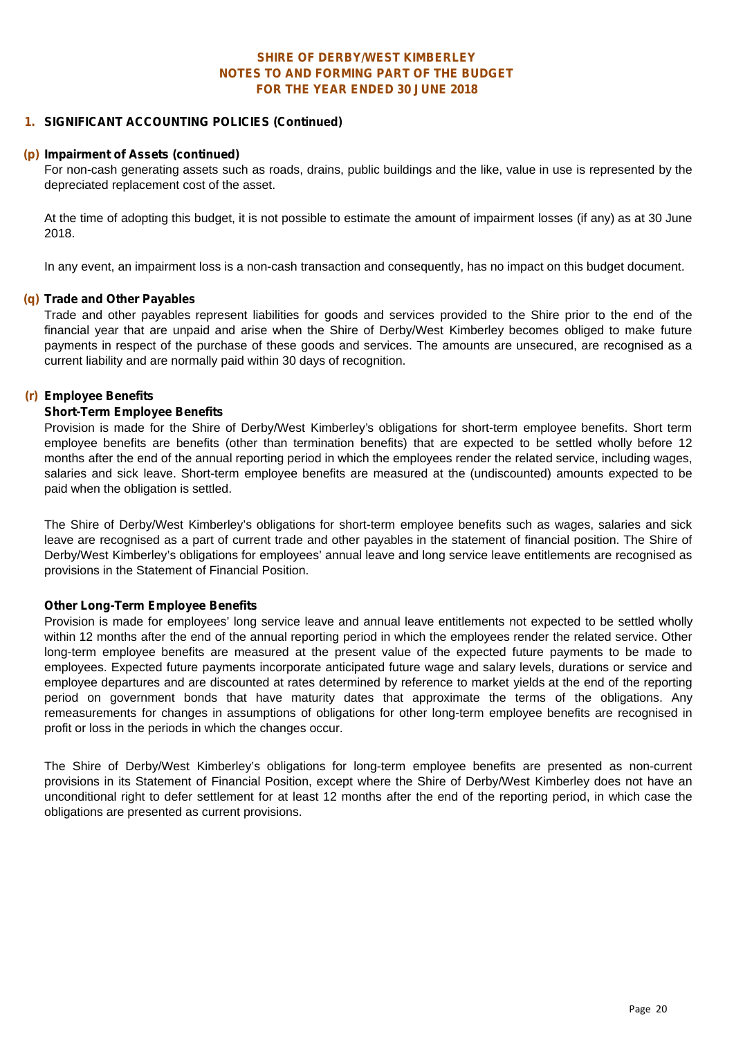# SHIRE OF DERBY/WEST KIMBERLEY
# NOTES TO AND FORMING PART OF THE BUDGET
# FOR THE YEAR ENDED 30 JUNE 2018

## 1. SIGNIFICANT ACCOUNTING POLICIES (Continued)

### (p) Impairment of Assets (continued)

For non-cash generating assets such as roads, drains, public buildings and the like, value in use is represented by the depreciated replacement cost of the asset.

At the time of adopting this budget, it is not possible to estimate the amount of impairment losses (if any) as at 30 June 2018.

In any event, an impairment loss is a non-cash transaction and consequently, has no impact on this budget document.

### (q) Trade and Other Payables

Trade and other payables represent liabilities for goods and services provided to the Shire prior to the end of the financial year that are unpaid and arise when the Shire of Derby/West Kimberley becomes obliged to make future payments in respect of the purchase of these goods and services. The amounts are unsecured, are recognised as a current liability and are normally paid within 30 days of recognition.

### (r) Employee Benefits

**Short-Term Employee Benefits**

Provision is made for the Shire of Derby/West Kimberley's obligations for short-term employee benefits. Short term employee benefits are benefits (other than termination benefits) that are expected to be settled wholly before 12 months after the end of the annual reporting period in which the employees render the related service, including wages, salaries and sick leave. Short-term employee benefits are measured at the (undiscounted) amounts expected to be paid when the obligation is settled.

The Shire of Derby/West Kimberley's obligations for short-term employee benefits such as wages, salaries and sick leave are recognised as a part of current trade and other payables in the statement of financial position. The Shire of Derby/West Kimberley's obligations for employees' annual leave and long service leave entitlements are recognised as provisions in the Statement of Financial Position.

**Other Long-Term Employee Benefits**

Provision is made for employees' long service leave and annual leave entitlements not expected to be settled wholly within 12 months after the end of the annual reporting period in which the employees render the related service. Other long-term employee benefits are measured at the present value of the expected future payments to be made to employees. Expected future payments incorporate anticipated future wage and salary levels, durations or service and employee departures and are discounted at rates determined by reference to market yields at the end of the reporting period on government bonds that have maturity dates that approximate the terms of the obligations. Any remeasurements for changes in assumptions of obligations for other long-term employee benefits are recognised in profit or loss in the periods in which the changes occur.

The Shire of Derby/West Kimberley's obligations for long-term employee benefits are presented as non-current provisions in its Statement of Financial Position, except where the Shire of Derby/West Kimberley does not have an unconditional right to defer settlement for at least 12 months after the end of the reporting period, in which case the obligations are presented as current provisions.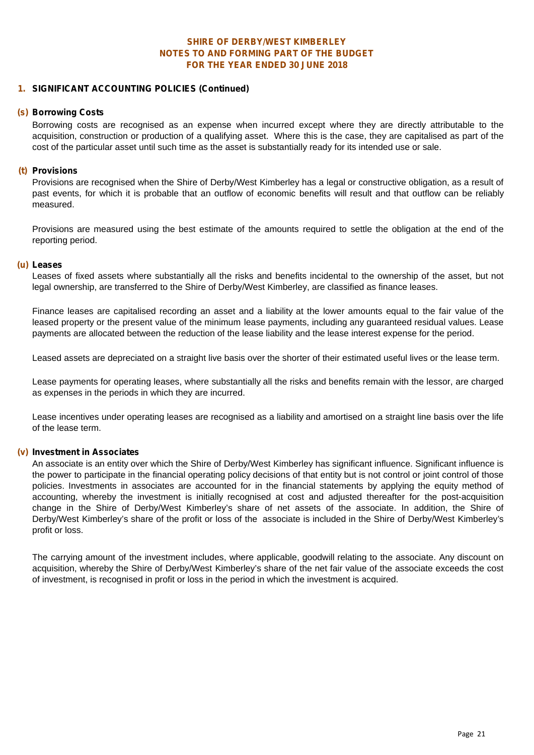# SHIRE OF DERBY/WEST KIMBERLEY
# NOTES TO AND FORMING PART OF THE BUDGET
# FOR THE YEAR ENDED 30 JUNE 2018

## 1. SIGNIFICANT ACCOUNTING POLICIES (Continued)

### (s) Borrowing Costs

Borrowing costs are recognised as an expense when incurred except where they are directly attributable to the acquisition, construction or production of a qualifying asset. Where this is the case, they are capitalised as part of the cost of the particular asset until such time as the asset is substantially ready for its intended use or sale.

### (t) Provisions

Provisions are recognised when the Shire of Derby/West Kimberley has a legal or constructive obligation, as a result of past events, for which it is probable that an outflow of economic benefits will result and that outflow can be reliably measured.

Provisions are measured using the best estimate of the amounts required to settle the obligation at the end of the reporting period.

### (u) Leases

Leases of fixed assets where substantially all the risks and benefits incidental to the ownership of the asset, but not legal ownership, are transferred to the Shire of Derby/West Kimberley, are classified as finance leases.

Finance leases are capitalised recording an asset and a liability at the lower amounts equal to the fair value of the leased property or the present value of the minimum lease payments, including any guaranteed residual values. Lease payments are allocated between the reduction of the lease liability and the lease interest expense for the period.

Leased assets are depreciated on a straight live basis over the shorter of their estimated useful lives or the lease term.

Lease payments for operating leases, where substantially all the risks and benefits remain with the lessor, are charged as expenses in the periods in which they are incurred.

Lease incentives under operating leases are recognised as a liability and amortised on a straight line basis over the life of the lease term.

### (v) Investment in Associates

An associate is an entity over which the Shire of Derby/West Kimberley has significant influence. Significant influence is the power to participate in the financial operating policy decisions of that entity but is not control or joint control of those policies. Investments in associates are accounted for in the financial statements by applying the equity method of accounting, whereby the investment is initially recognised at cost and adjusted thereafter for the post-acquisition change in the Shire of Derby/West Kimberley's share of net assets of the associate. In addition, the Shire of Derby/West Kimberley's share of the profit or loss of the associate is included in the Shire of Derby/West Kimberley's profit or loss.

The carrying amount of the investment includes, where applicable, goodwill relating to the associate. Any discount on acquisition, whereby the Shire of Derby/West Kimberley's share of the net fair value of the associate exceeds the cost of investment, is recognised in profit or loss in the period in which the investment is acquired.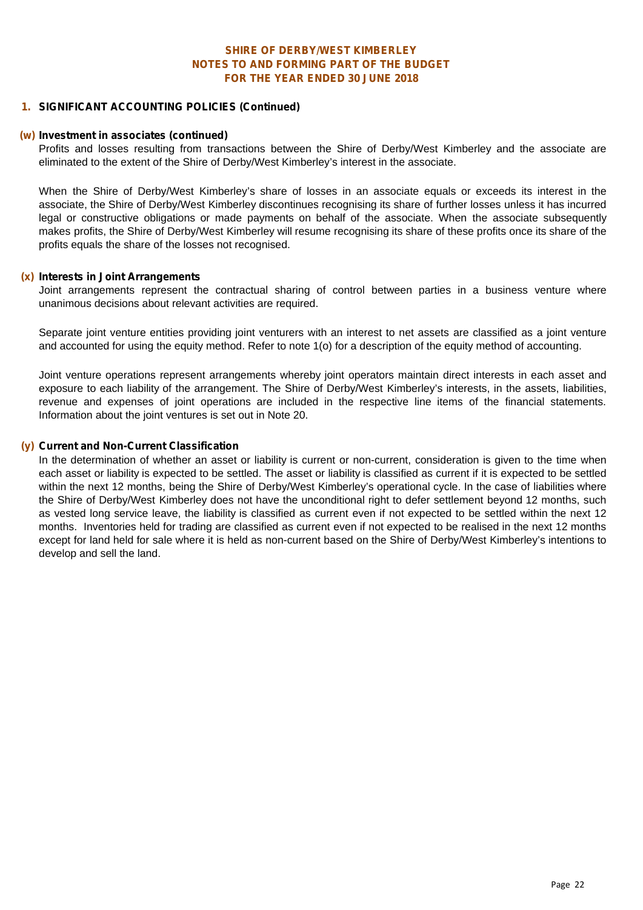# SHIRE OF DERBY/WEST KIMBERLEY
## NOTES TO AND FORMING PART OF THE BUDGET
## FOR THE YEAR ENDED 30 JUNE 2018

### 1. SIGNIFICANT ACCOUNTING POLICIES (Continued)

**(w) Investment in associates (continued)**

Profits and losses resulting from transactions between the Shire of Derby/West Kimberley and the associate are eliminated to the extent of the Shire of Derby/West Kimberley's interest in the associate.

When the Shire of Derby/West Kimberley's share of losses in an associate equals or exceeds its interest in the associate, the Shire of Derby/West Kimberley discontinues recognising its share of further losses unless it has incurred legal or constructive obligations or made payments on behalf of the associate. When the associate subsequently makes profits, the Shire of Derby/West Kimberley will resume recognising its share of these profits once its share of the profits equals the share of the losses not recognised.

**(x) Interests in Joint Arrangements**

Joint arrangements represent the contractual sharing of control between parties in a business venture where unanimous decisions about relevant activities are required.

Separate joint venture entities providing joint venturers with an interest to net assets are classified as a joint venture and accounted for using the equity method. Refer to note 1(o) for a description of the equity method of accounting.

Joint venture operations represent arrangements whereby joint operators maintain direct interests in each asset and exposure to each liability of the arrangement. The Shire of Derby/West Kimberley's interests, in the assets, liabilities, revenue and expenses of joint operations are included in the respective line items of the financial statements. Information about the joint ventures is set out in Note 20.

**(y) Current and Non-Current Classification**

In the determination of whether an asset or liability is current or non-current, consideration is given to the time when each asset or liability is expected to be settled. The asset or liability is classified as current if it is expected to be settled within the next 12 months, being the Shire of Derby/West Kimberley's operational cycle. In the case of liabilities where the Shire of Derby/West Kimberley does not have the unconditional right to defer settlement beyond 12 months, such as vested long service leave, the liability is classified as current even if not expected to be settled within the next 12 months. Inventories held for trading are classified as current even if not expected to be realised in the next 12 months except for land held for sale where it is held as non-current based on the Shire of Derby/West Kimberley's intentions to develop and sell the land.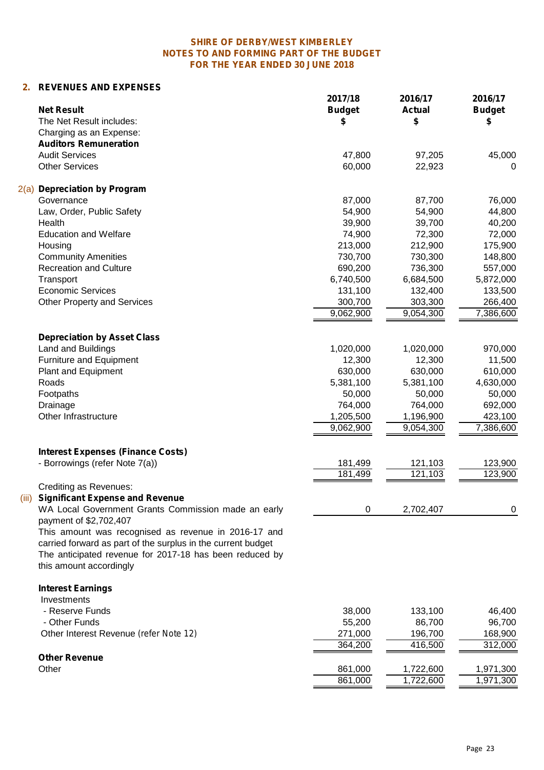# SHIRE OF DERBY/WEST KIMBERLEY
## NOTES TO AND FORMING PART OF THE BUDGET
## FOR THE YEAR ENDED 30 JUNE 2018

## 2. REVENUES AND EXPENSES

| | 2017/18 Budget $ | 2016/17 Actual $ | 2016/17 Budget $ |
|---|---|---|---|
| **Net Result** | | | |
| The Net Result includes: | | | |
| Charging as an Expense: | | | |
| **Auditors Remuneration** | | | |
| Audit Services | 47,800 | 97,205 | 45,000 |
| Other Services | 60,000 | 22,923 | 0 |
| | | | |
| 2(a) **Depreciation by Program** | | | |
| Governance | 87,000 | 87,700 | 76,000 |
| Law, Order, Public Safety | 54,900 | 54,900 | 44,800 |
| Health | 39,900 | 39,700 | 40,200 |
| Education and Welfare | 74,900 | 72,300 | 72,000 |
| Housing | 213,000 | 212,900 | 175,900 |
| Community Amenities | 730,700 | 730,300 | 148,800 |
| Recreation and Culture | 690,200 | 736,300 | 557,000 |
| Transport | 6,740,500 | 6,684,500 | 5,872,000 |
| Economic Services | 131,100 | 132,400 | 133,500 |
| Other Property and Services | 300,700 | 303,300 | 266,400 |
| | 9,062,900 | 9,054,300 | 7,386,600 |
| | | | |
| **Depreciation by Asset Class** | | | |
| Land and Buildings | 1,020,000 | 1,020,000 | 970,000 |
| Furniture and Equipment | 12,300 | 12,300 | 11,500 |
| Plant and Equipment | 630,000 | 630,000 | 610,000 |
| Roads | 5,381,100 | 5,381,100 | 4,630,000 |
| Footpaths | 50,000 | 50,000 | 50,000 |
| Drainage | 764,000 | 764,000 | 692,000 |
| Other Infrastructure | 1,205,500 | 1,196,900 | 423,100 |
| | 9,062,900 | 9,054,300 | 7,386,600 |
| | | | |
| **Interest Expenses (Finance Costs)** | | | |
| - Borrowings (refer Note 7(a)) | 181,499 | 121,103 | 123,900 |
| | 181,499 | 121,103 | 123,900 |
| Crediting as Revenues: | | | |
| (iii) **Significant Expense and Revenue** | | | |
| WA Local Government Grants Commission made an early payment of $2,702,407 | 0 | 2,702,407 | 0 |
| This amount was recognised as revenue in 2016-17 and carried forward as part of the surplus in the current budget The anticipated revenue for 2017-18 has been reduced by this amount accordingly | | | |
| | | | |
| **Interest Earnings** | | | |
| Investments | | | |
| - Reserve Funds | 38,000 | 133,100 | 46,400 |
| - Other Funds | 55,200 | 86,700 | 96,700 |
| Other Interest Revenue (refer Note 12) | 271,000 | 196,700 | 168,900 |
| | 364,200 | 416,500 | 312,000 |
| **Other Revenue** | | | |
| Other | 861,000 | 1,722,600 | 1,971,300 |
| | 861,000 | 1,722,600 | 1,971,300 |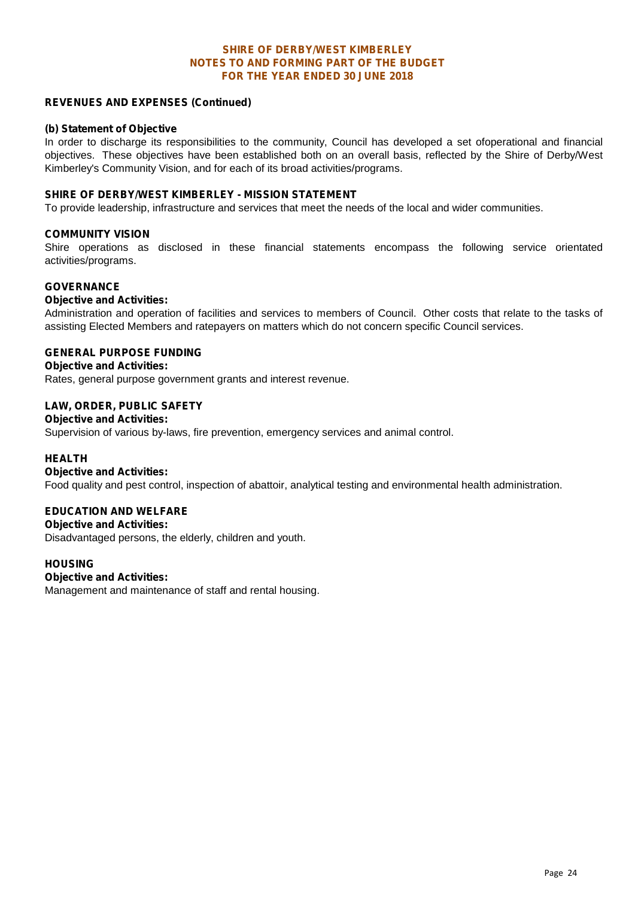# SHIRE OF DERBY/WEST KIMBERLEY
## NOTES TO AND FORMING PART OF THE BUDGET
## FOR THE YEAR ENDED 30 JUNE 2018

### REVENUES AND EXPENSES (Continued)

**(b) Statement of Objective**

In order to discharge its responsibilities to the community, Council has developed a set ofoperational and financial objectives. These objectives have been established both on an overall basis, reflected by the Shire of Derby/West Kimberley's Community Vision, and for each of its broad activities/programs.

**SHIRE OF DERBY/WEST KIMBERLEY - MISSION STATEMENT**

To provide leadership, infrastructure and services that meet the needs of the local and wider communities.

**COMMUNITY VISION**

Shire operations as disclosed in these financial statements encompass the following service orientated activities/programs.

**GOVERNANCE**

**Objective and Activities:**

Administration and operation of facilities and services to members of Council. Other costs that relate to the tasks of assisting Elected Members and ratepayers on matters which do not concern specific Council services.

**GENERAL PURPOSE FUNDING**

**Objective and Activities:**

Rates, general purpose government grants and interest revenue.

**LAW, ORDER, PUBLIC SAFETY**

**Objective and Activities:**

Supervision of various by-laws, fire prevention, emergency services and animal control.

**HEALTH**

**Objective and Activities:**

Food quality and pest control, inspection of abattoir, analytical testing and environmental health administration.

**EDUCATION AND WELFARE**

**Objective and Activities:**

Disadvantaged persons, the elderly, children and youth.

**HOUSING**

**Objective and Activities:**

Management and maintenance of staff and rental housing.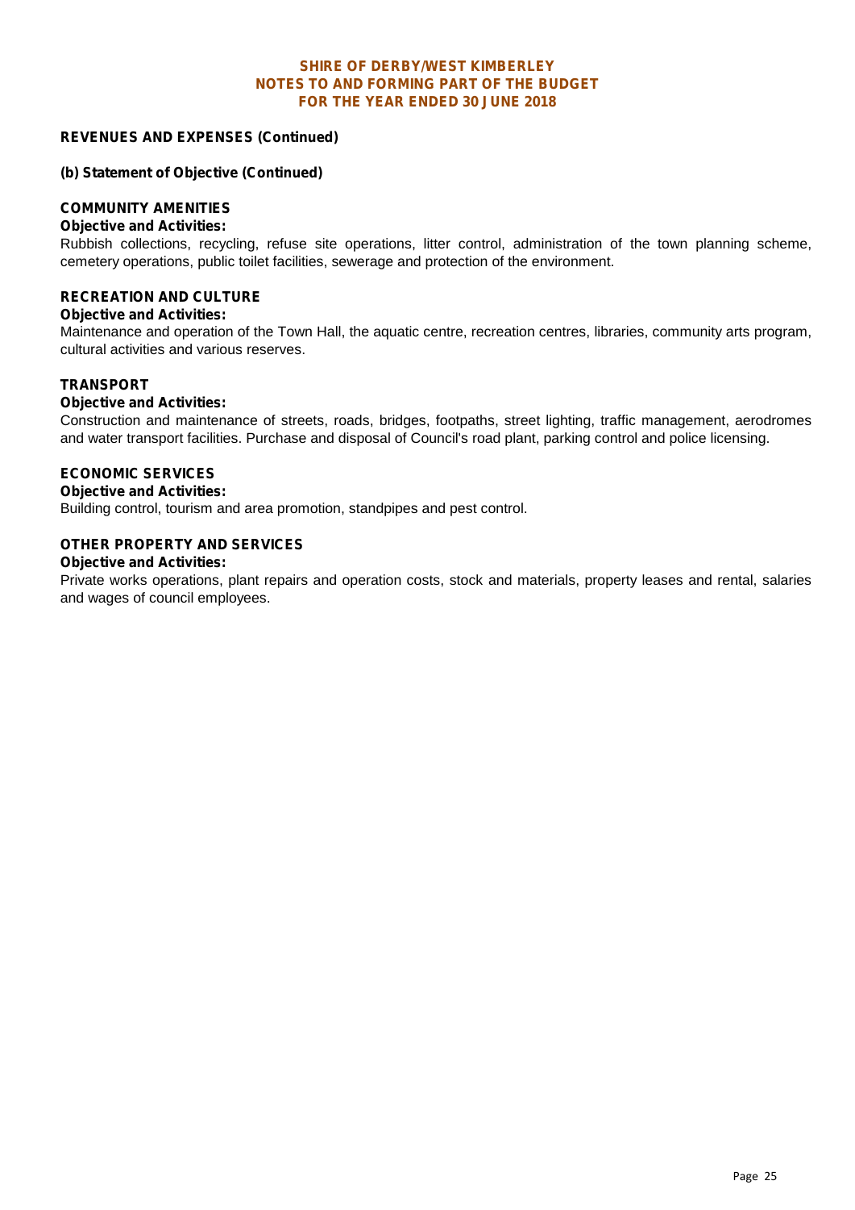## REVENUES AND EXPENSES (Continued)

### (b) Statement of Objective (Continued)

**COMMUNITY AMENITIES**

**Objective and Activities:**

Rubbish collections, recycling, refuse site operations, litter control, administration of the town planning scheme, cemetery operations, public toilet facilities, sewerage and protection of the environment.

**RECREATION AND CULTURE**

**Objective and Activities:**

Maintenance and operation of the Town Hall, the aquatic centre, recreation centres, libraries, community arts program, cultural activities and various reserves.

**TRANSPORT**

**Objective and Activities:**

Construction and maintenance of streets, roads, bridges, footpaths, street lighting, traffic management, aerodromes and water transport facilities. Purchase and disposal of Council's road plant, parking control and police licensing.

**ECONOMIC SERVICES**

**Objective and Activities:**

Building control, tourism and area promotion, standpipes and pest control.

**OTHER PROPERTY AND SERVICES**

**Objective and Activities:**

Private works operations, plant repairs and operation costs, stock and materials, property leases and rental, salaries and wages of council employees.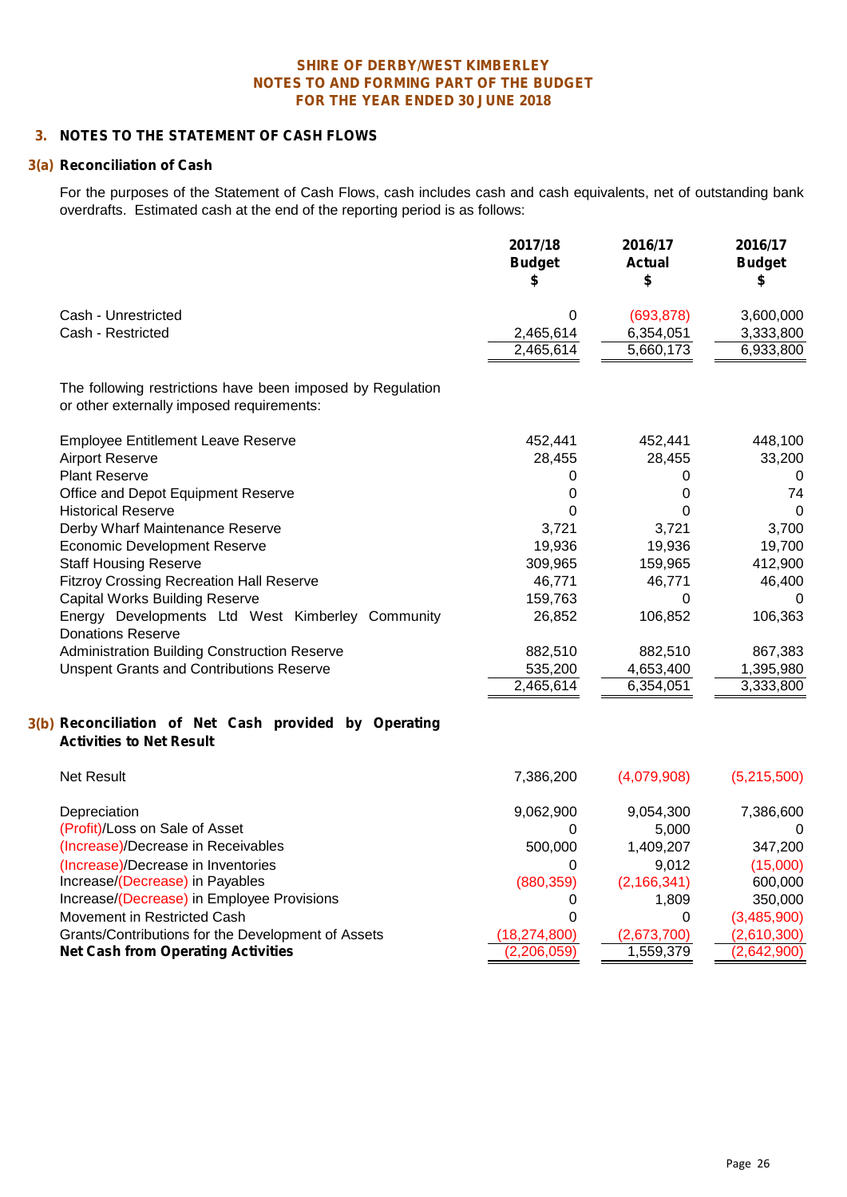**SHIRE OF DERBY/WEST KIMBERLEY**
**NOTES TO AND FORMING PART OF THE BUDGET**
**FOR THE YEAR ENDED 30 JUNE 2018**

## 3. NOTES TO THE STATEMENT OF CASH FLOWS

### 3(a) Reconciliation of Cash

For the purposes of the Statement of Cash Flows, cash includes cash and cash equivalents, net of outstanding bank overdrafts. Estimated cash at the end of the reporting period is as follows:

| | 2017/18 Budget $ | 2016/17 Actual $ | 2016/17 Budget $ |
|---|---|---|---|
| Cash - Unrestricted | 0 | (693,878) | 3,600,000 |
| Cash - Restricted | 2,465,614 | 6,354,051 | 3,333,800 |
| | 2,465,614 | 5,660,173 | 6,933,800 |

The following restrictions have been imposed by Regulation or other externally imposed requirements:

| | 2017/18 Budget $ | 2016/17 Actual $ | 2016/17 Budget $ |
|---|---|---|---|
| Employee Entitlement Leave Reserve | 452,441 | 452,441 | 448,100 |
| Airport Reserve | 28,455 | 28,455 | 33,200 |
| Plant Reserve | 0 | 0 | 0 |
| Office and Depot Equipment Reserve | 0 | 0 | 74 |
| Historical Reserve | 0 | 0 | 0 |
| Derby Wharf Maintenance Reserve | 3,721 | 3,721 | 3,700 |
| Economic Development Reserve | 19,936 | 19,936 | 19,700 |
| Staff Housing Reserve | 309,965 | 159,965 | 412,900 |
| Fitzroy Crossing Recreation Hall Reserve | 46,771 | 46,771 | 46,400 |
| Capital Works Building Reserve | 159,763 | 0 | 0 |
| Energy Developments Ltd West Kimberley Community Donations Reserve | 26,852 | 106,852 | 106,363 |
| Administration Building Construction Reserve | 882,510 | 882,510 | 867,383 |
| Unspent Grants and Contributions Reserve | 535,200 | 4,653,400 | 1,395,980 |
| | 2,465,614 | 6,354,051 | 3,333,800 |

### 3(b) Reconciliation of Net Cash provided by Operating Activities to Net Result

| | 2017/18 Budget $ | 2016/17 Actual $ | 2016/17 Budget $ |
|---|---|---|---|
| Net Result | 7,386,200 | (4,079,908) | (5,215,500) |
| Depreciation | 9,062,900 | 9,054,300 | 7,386,600 |
| (Profit)/Loss on Sale of Asset | 0 | 5,000 | 0 |
| (Increase)/Decrease in Receivables | 500,000 | 1,409,207 | 347,200 |
| (Increase)/Decrease in Inventories | 0 | 9,012 | (15,000) |
| Increase/(Decrease) in Payables | (880,359) | (2,166,341) | 600,000 |
| Increase/(Decrease) in Employee Provisions | 0 | 1,809 | 350,000 |
| Movement in Restricted Cash | 0 | 0 | (3,485,900) |
| Grants/Contributions for the Development of Assets | (18,274,800) | (2,673,700) | (2,610,300) |
| **Net Cash from Operating Activities** | (2,206,059) | 1,559,379 | (2,642,900) |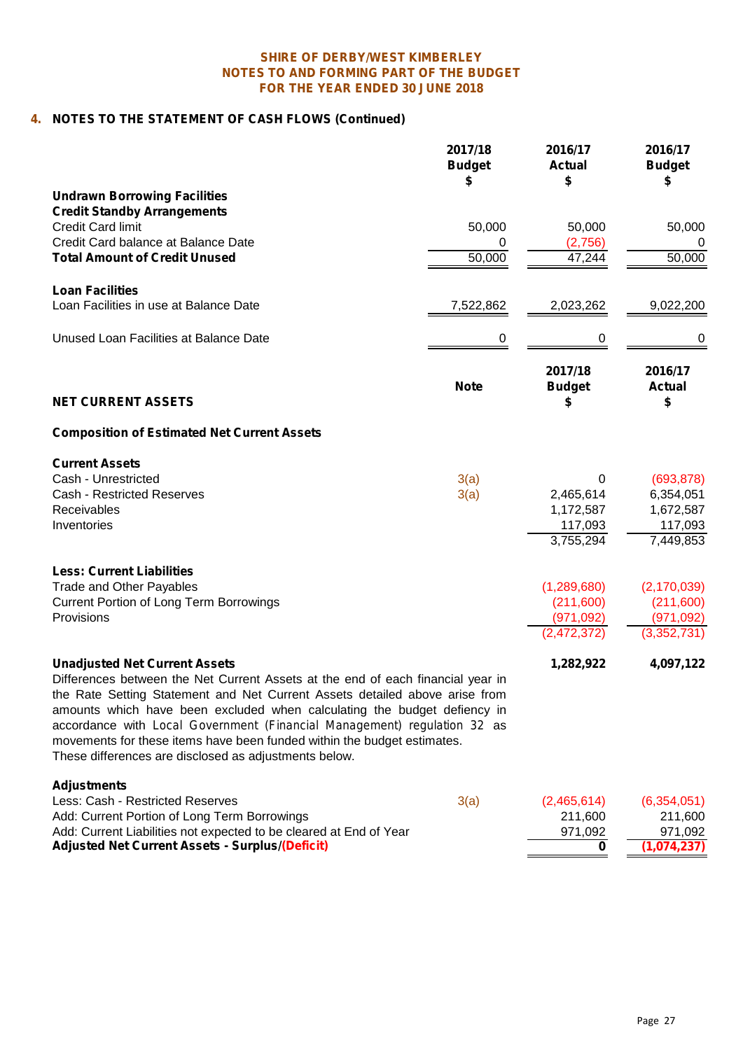**SHIRE OF DERBY/WEST KIMBERLEY**
**NOTES TO AND FORMING PART OF THE BUDGET**
**FOR THE YEAR ENDED 30 JUNE 2018**

## 4. NOTES TO THE STATEMENT OF CASH FLOWS (Continued)

| | 2017/18 Budget $ | 2016/17 Actual $ | 2016/17 Budget $ |
|---|---|---|---|
| **Undrawn Borrowing Facilities** | | | |
| **Credit Standby Arrangements** | | | |
| Credit Card limit | 50,000 | 50,000 | 50,000 |
| Credit Card balance at Balance Date | 0 | (2,756) | 0 |
| **Total Amount of Credit Unused** | 50,000 | 47,244 | 50,000 |
| | | | |
| **Loan Facilities** | | | |
| Loan Facilities in use at Balance Date | 7,522,862 | 2,023,262 | 9,022,200 |
| | | | |
| Unused Loan Facilities at Balance Date | 0 | 0 | 0 |

| **NET CURRENT ASSETS** | Note | 2017/18 Budget $ | 2016/17 Actual $ |
|---|---|---|---|
| **Composition of Estimated Net Current Assets** | | | |
| **Current Assets** | | | |
| Cash - Unrestricted | 3(a) | 0 | (693,878) |
| Cash - Restricted Reserves | 3(a) | 2,465,614 | 6,354,051 |
| Receivables | | 1,172,587 | 1,672,587 |
| Inventories | | 117,093 | 117,093 |
| | | 3,755,294 | 7,449,853 |
| **Less: Current Liabilities** | | | |
| Trade and Other Payables | | (1,289,680) | (2,170,039) |
| Current Portion of Long Term Borrowings | | (211,600) | (211,600) |
| Provisions | | (971,092) | (971,092) |
| | | (2,472,372) | (3,352,731) |
| **Unadjusted Net Current Assets** | | **1,282,922** | **4,097,122** |

Differences between the Net Current Assets at the end of each financial year in the Rate Setting Statement and Net Current Assets detailed above arise from amounts which have been excluded when calculating the budget defiency in accordance with *Local Government (Financial Management) regulation 32* as movements for these items have been funded within the budget estimates.
These differences are disclosed as adjustments below.

| **Adjustments** | Note | 2017/18 Budget $ | 2016/17 Actual $ |
|---|---|---|---|
| Less: Cash - Restricted Reserves | 3(a) | (2,465,614) | (6,354,051) |
| Add: Current Portion of Long Term Borrowings | | 211,600 | 211,600 |
| Add: Current Liabilities not expected to be cleared at End of Year | | 971,092 | 971,092 |
| **Adjusted Net Current Assets - Surplus/(Deficit)** | | **0** | **(1,074,237)** |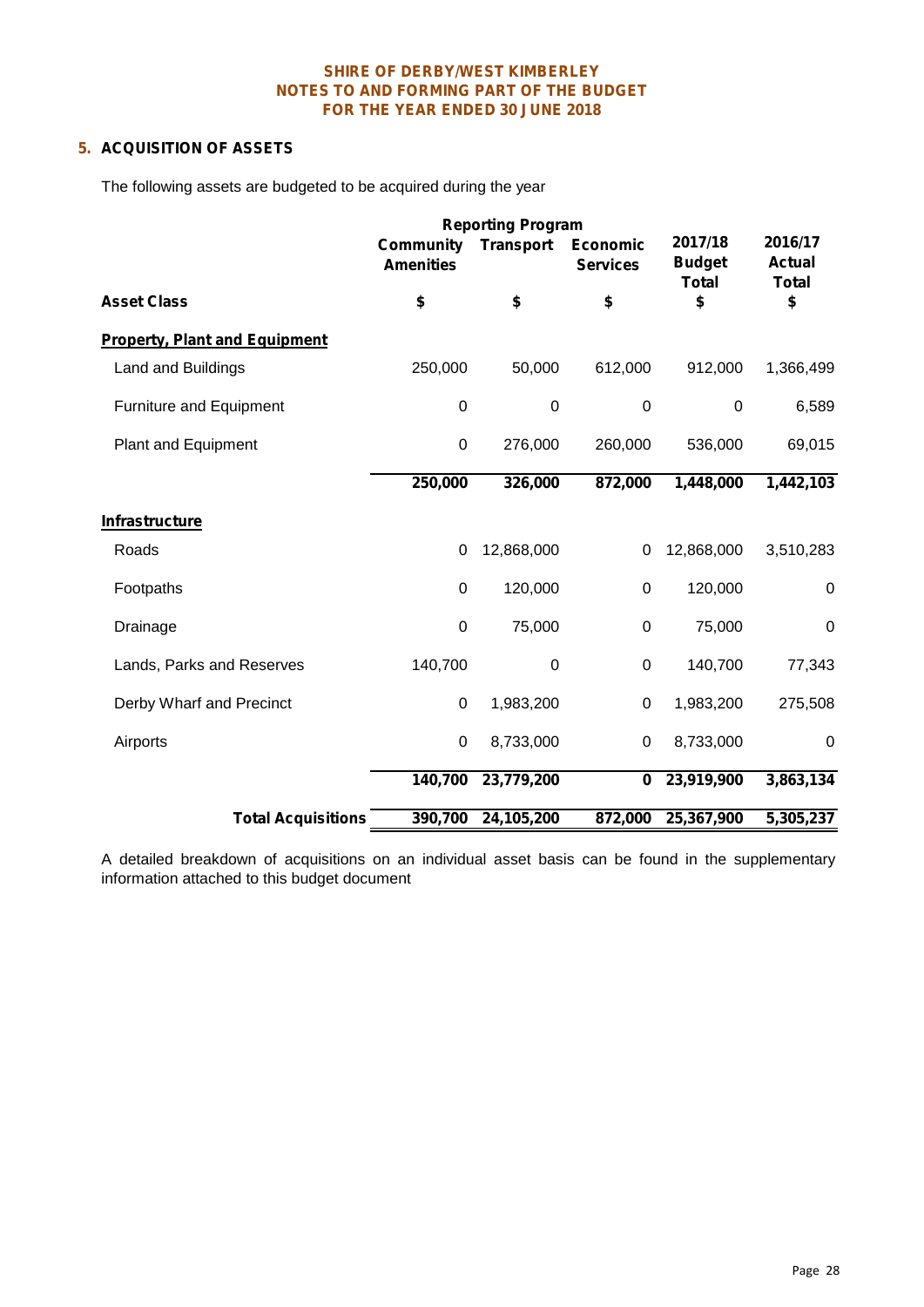**SHIRE OF DERBY/WEST KIMBERLEY**
**NOTES TO AND FORMING PART OF THE BUDGET**
**FOR THE YEAR ENDED 30 JUNE 2018**

## 5. ACQUISITION OF ASSETS

The following assets are budgeted to be acquired during the year

| | Reporting Program | | | | |
|---|---|---|---|---|---|
| | Community Amenities | Transport | Economic Services | 2017/18 Budget Total | 2016/17 Actual Total |
| **Asset Class** | **$** | **$** | **$** | **$** | **$** |
| **Property, Plant and Equipment** | | | | | |
| Land and Buildings | 250,000 | 50,000 | 612,000 | 912,000 | 1,366,499 |
| Furniture and Equipment | 0 | 0 | 0 | 0 | 6,589 |
| Plant and Equipment | 0 | 276,000 | 260,000 | 536,000 | 69,015 |
| | **250,000** | **326,000** | **872,000** | **1,448,000** | **1,442,103** |
| **Infrastructure** | | | | | |
| Roads | 0 | 12,868,000 | 0 | 12,868,000 | 3,510,283 |
| Footpaths | 0 | 120,000 | 0 | 120,000 | 0 |
| Drainage | 0 | 75,000 | 0 | 75,000 | 0 |
| Lands, Parks and Reserves | 140,700 | 0 | 0 | 140,700 | 77,343 |
| Derby Wharf and Precinct | 0 | 1,983,200 | 0 | 1,983,200 | 275,508 |
| Airports | 0 | 8,733,000 | 0 | 8,733,000 | 0 |
| | **140,700** | **23,779,200** | **0** | **23,919,900** | **3,863,134** |
| **Total Acquisitions** | **390,700** | **24,105,200** | **872,000** | **25,367,900** | **5,305,237** |

A detailed breakdown of acquisitions on an individual asset basis can be found in the supplementary information attached to this budget document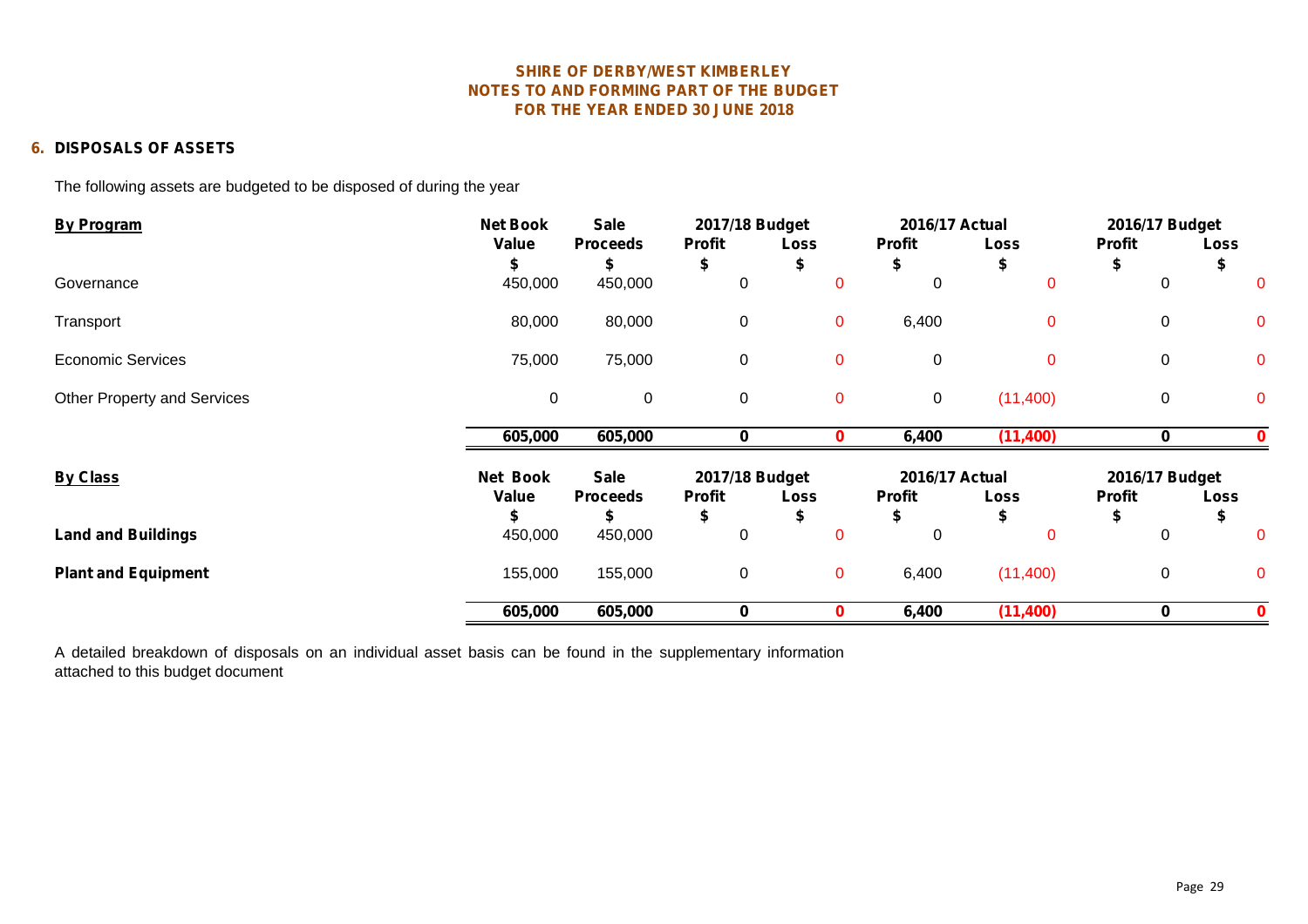**SHIRE OF DERBY/WEST KIMBERLEY**
**NOTES TO AND FORMING PART OF THE BUDGET**
**FOR THE YEAR ENDED 30 JUNE 2018**

## 6. DISPOSALS OF ASSETS

The following assets are budgeted to be disposed of during the year

| By Program | Net Book Value | Sale Proceeds | 2017/18 Budget | | 2016/17 Actual | | 2016/17 Budget | |
|---|---|---|---|---|---|---|---|---|
| | | | Profit | Loss | Profit | Loss | Profit | Loss |
| | $ | $ | $ | $ | $ | $ | $ | $ |
| Governance | 450,000 | 450,000 | 0 | 0 | 0 | 0 | 0 | 0 |
| Transport | 80,000 | 80,000 | 0 | 0 | 6,400 | 0 | 0 | 0 |
| Economic Services | 75,000 | 75,000 | 0 | 0 | 0 | 0 | 0 | 0 |
| Other Property and Services | 0 | 0 | 0 | 0 | 0 | (11,400) | 0 | 0 |
| | **605,000** | **605,000** | **0** | **0** | **6,400** | **(11,400)** | **0** | **0** |

| By Class | Net Book Value | Sale Proceeds | 2017/18 Budget | | 2016/17 Actual | | 2016/17 Budget | |
|---|---|---|---|---|---|---|---|---|
| | | | Profit | Loss | Profit | Loss | Profit | Loss |
| | $ | $ | $ | $ | $ | $ | $ | $ |
| **Land and Buildings** | 450,000 | 450,000 | 0 | 0 | 0 | 0 | 0 | 0 |
| **Plant and Equipment** | 155,000 | 155,000 | 0 | 0 | 6,400 | (11,400) | 0 | 0 |
| | **605,000** | **605,000** | **0** | **0** | **6,400** | **(11,400)** | **0** | **0** |

A detailed breakdown of disposals on an individual asset basis can be found in the supplementary information attached to this budget document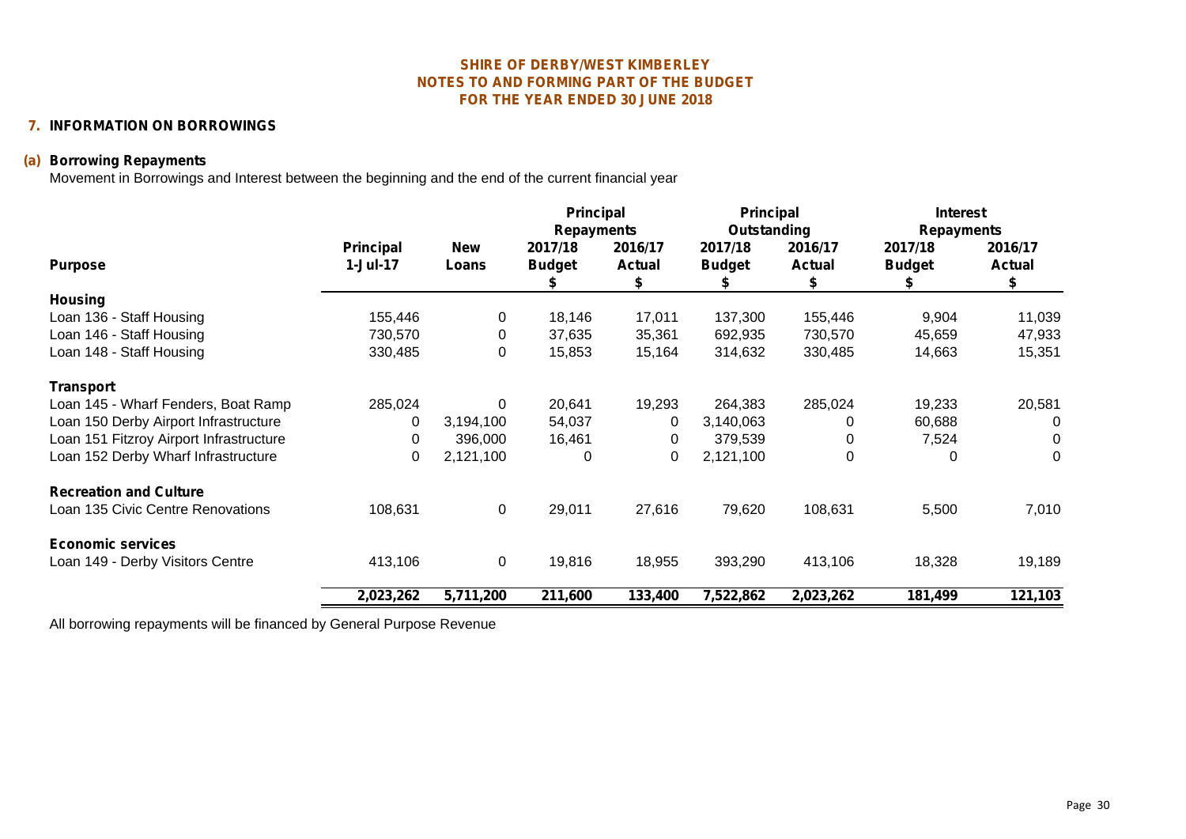# SHIRE OF DERBY/WEST KIMBERLEY
## NOTES TO AND FORMING PART OF THE BUDGET
## FOR THE YEAR ENDED 30 JUNE 2018

### 7. INFORMATION ON BORROWINGS

#### (a) Borrowing Repayments

Movement in Borrowings and Interest between the beginning and the end of the current financial year

| Purpose | Principal 1-Jul-17 | New Loans | Principal Repayments 2017/18 Budget $ | Principal Repayments 2016/17 Actual $ | Principal Outstanding 2017/18 Budget $ | Principal Outstanding 2016/17 Actual $ | Interest Repayments 2017/18 Budget $ | Interest Repayments 2016/17 Actual $ |
|---|---|---|---|---|---|---|---|---|
| **Housing** | | | | | | | | |
| Loan 136 - Staff Housing | 155,446 | 0 | 18,146 | 17,011 | 137,300 | 155,446 | 9,904 | 11,039 |
| Loan 146 - Staff Housing | 730,570 | 0 | 37,635 | 35,361 | 692,935 | 730,570 | 45,659 | 47,933 |
| Loan 148 - Staff Housing | 330,485 | 0 | 15,853 | 15,164 | 314,632 | 330,485 | 14,663 | 15,351 |
| **Transport** | | | | | | | | |
| Loan 145 - Wharf Fenders, Boat Ramp | 285,024 | 0 | 20,641 | 19,293 | 264,383 | 285,024 | 19,233 | 20,581 |
| Loan 150 Derby Airport Infrastructure | 0 | 3,194,100 | 54,037 | 0 | 3,140,063 | 0 | 60,688 | 0 |
| Loan 151 Fitzroy Airport Infrastructure | 0 | 396,000 | 16,461 | 0 | 379,539 | 0 | 7,524 | 0 |
| Loan 152 Derby Wharf Infrastructure | 0 | 2,121,100 | 0 | 0 | 2,121,100 | 0 | 0 | 0 |
| **Recreation and Culture** | | | | | | | | |
| Loan 135 Civic Centre Renovations | 108,631 | 0 | 29,011 | 27,616 | 79,620 | 108,631 | 5,500 | 7,010 |
| **Economic services** | | | | | | | | |
| Loan 149 - Derby Visitors Centre | 413,106 | 0 | 19,816 | 18,955 | 393,290 | 413,106 | 18,328 | 19,189 |
| | **2,023,262** | **5,711,200** | **211,600** | **133,400** | **7,522,862** | **2,023,262** | **181,499** | **121,103** |

All borrowing repayments will be financed by General Purpose Revenue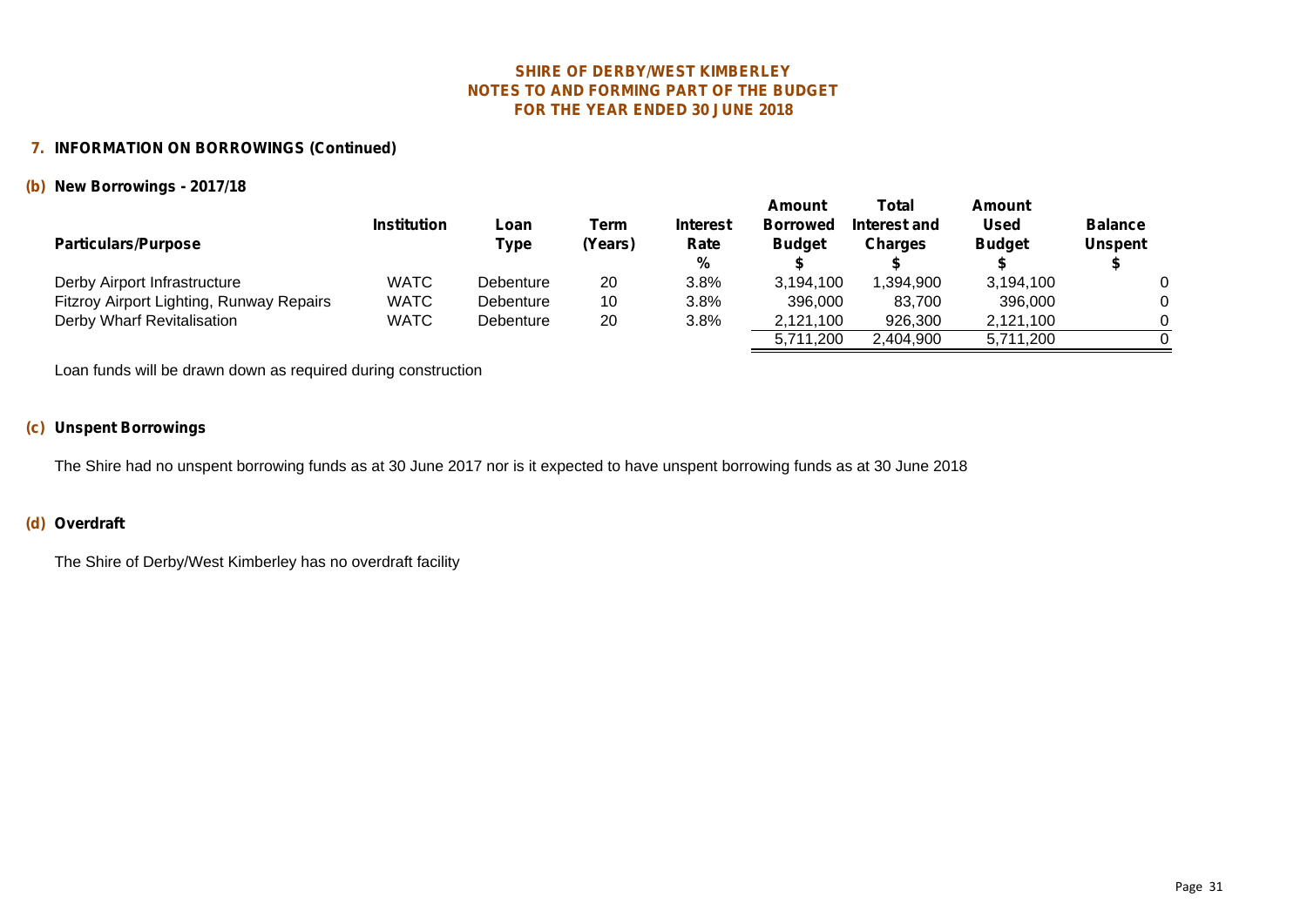# SHIRE OF DERBY/WEST KIMBERLEY
# NOTES TO AND FORMING PART OF THE BUDGET
# FOR THE YEAR ENDED 30 JUNE 2018

## 7. INFORMATION ON BORROWINGS (Continued)

### (b) New Borrowings - 2017/18

| Particulars/Purpose | Institution | Loan Type | Term (Years) | Interest Rate % | Amount Borrowed Budget $ | Total Interest and Charges $ | Amount Used Budget $ | Balance Unspent $ |
|---|---|---|---|---|---|---|---|---|
| Derby Airport Infrastructure | WATC | Debenture | 20 | 3.8% | 3,194,100 | 1,394,900 | 3,194,100 | 0 |
| Fitzroy Airport Lighting, Runway Repairs | WATC | Debenture | 10 | 3.8% | 396,000 | 83,700 | 396,000 | 0 |
| Derby Wharf Revitalisation | WATC | Debenture | 20 | 3.8% | 2,121,100 | 926,300 | 2,121,100 | 0 |
| | | | | | 5,711,200 | 2,404,900 | 5,711,200 | 0 |

Loan funds will be drawn down as required during construction

### (c) Unspent Borrowings

The Shire had no unspent borrowing funds as at 30 June 2017 nor is it expected to have unspent borrowing funds as at 30 June 2018

### (d) Overdraft

The Shire of Derby/West Kimberley has no overdraft facility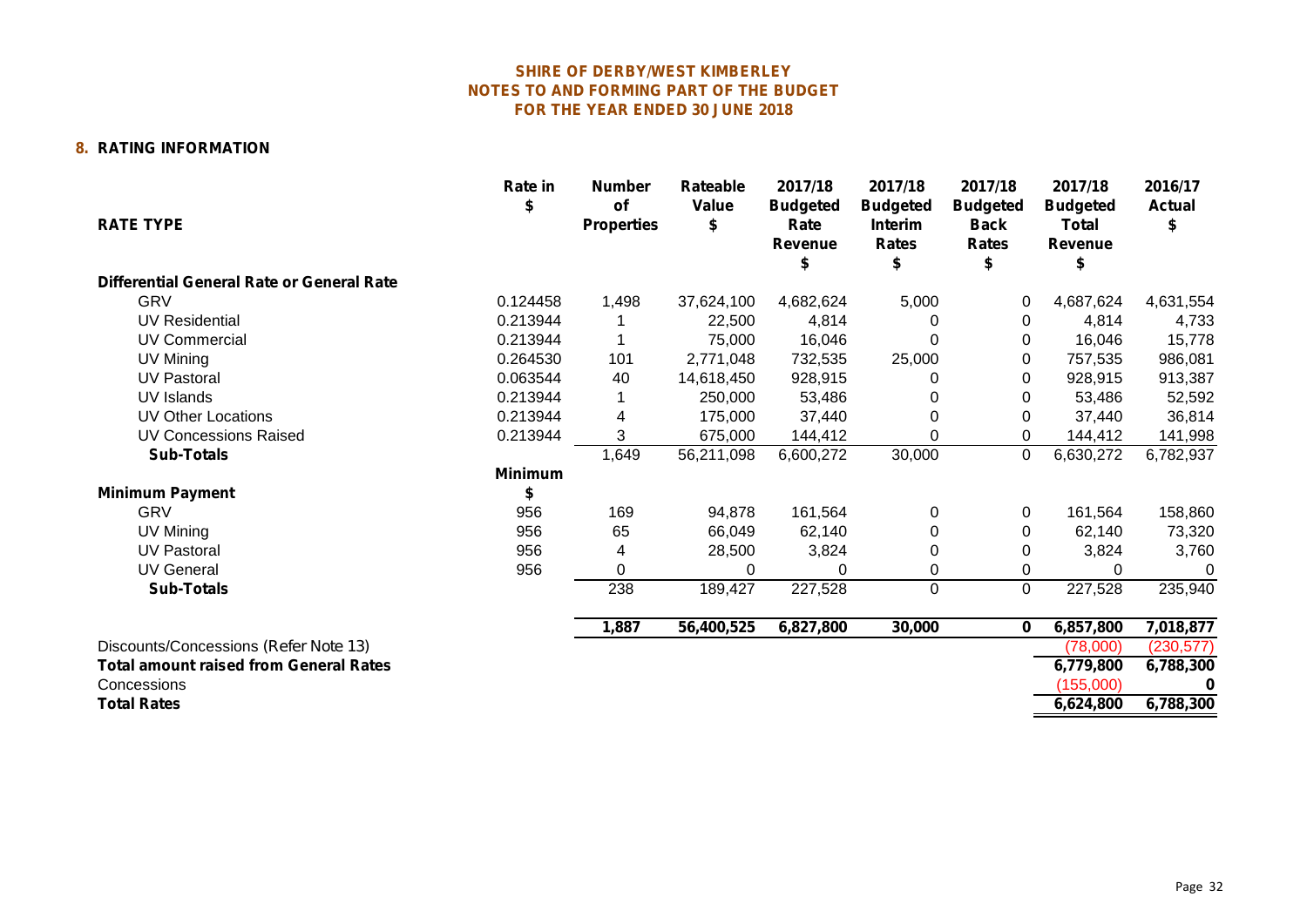# SHIRE OF DERBY/WEST KIMBERLEY
## NOTES TO AND FORMING PART OF THE BUDGET
## FOR THE YEAR ENDED 30 JUNE 2018

### 8. RATING INFORMATION

| RATE TYPE | Rate in $ | Number of Properties | Rateable Value $ | 2017/18 Budgeted Rate Revenue $ | 2017/18 Budgeted Interim Rates $ | 2017/18 Budgeted Back Rates $ | 2017/18 Budgeted Total Revenue $ | 2016/17 Actual $ |
|---|---|---|---|---|---|---|---|---|
| **Differential General Rate or General Rate** | | | | | | | | |
| GRV | 0.124458 | 1,498 | 37,624,100 | 4,682,624 | 5,000 | 0 | 4,687,624 | 4,631,554 |
| UV Residential | 0.213944 | 1 | 22,500 | 4,814 | 0 | 0 | 4,814 | 4,733 |
| UV Commercial | 0.213944 | 1 | 75,000 | 16,046 | 0 | 0 | 16,046 | 15,778 |
| UV Mining | 0.264530 | 101 | 2,771,048 | 732,535 | 25,000 | 0 | 757,535 | 986,081 |
| UV Pastoral | 0.063544 | 40 | 14,618,450 | 928,915 | 0 | 0 | 928,915 | 913,387 |
| UV Islands | 0.213944 | 1 | 250,000 | 53,486 | 0 | 0 | 53,486 | 52,592 |
| UV Other Locations | 0.213944 | 4 | 175,000 | 37,440 | 0 | 0 | 37,440 | 36,814 |
| UV Concessions Raised | 0.213944 | 3 | 675,000 | 144,412 | 0 | 0 | 144,412 | 141,998 |
| **Sub-Totals** | | 1,649 | 56,211,098 | 6,600,272 | 30,000 | 0 | 6,630,272 | 6,782,937 |
| **Minimum Payment** | **Minimum $** | | | | | | | |
| GRV | 956 | 169 | 94,878 | 161,564 | 0 | 0 | 161,564 | 158,860 |
| UV Mining | 956 | 65 | 66,049 | 62,140 | 0 | 0 | 62,140 | 73,320 |
| UV Pastoral | 956 | 4 | 28,500 | 3,824 | 0 | 0 | 3,824 | 3,760 |
| UV General | 956 | 0 | 0 | 0 | 0 | 0 | 0 | 0 |
| **Sub-Totals** | | 238 | 189,427 | 227,528 | 0 | 0 | 227,528 | 235,940 |
| | | **1,887** | **56,400,525** | **6,827,800** | **30,000** | **0** | **6,857,800** | **7,018,877** |
| Discounts/Concessions (Refer Note 13) | | | | | | | (78,000) | (230,577) |
| **Total amount raised from General Rates** | | | | | | | **6,779,800** | **6,788,300** |
| Concessions | | | | | | | (155,000) | **0** |
| **Total Rates** | | | | | | | **6,624,800** | **6,788,300** |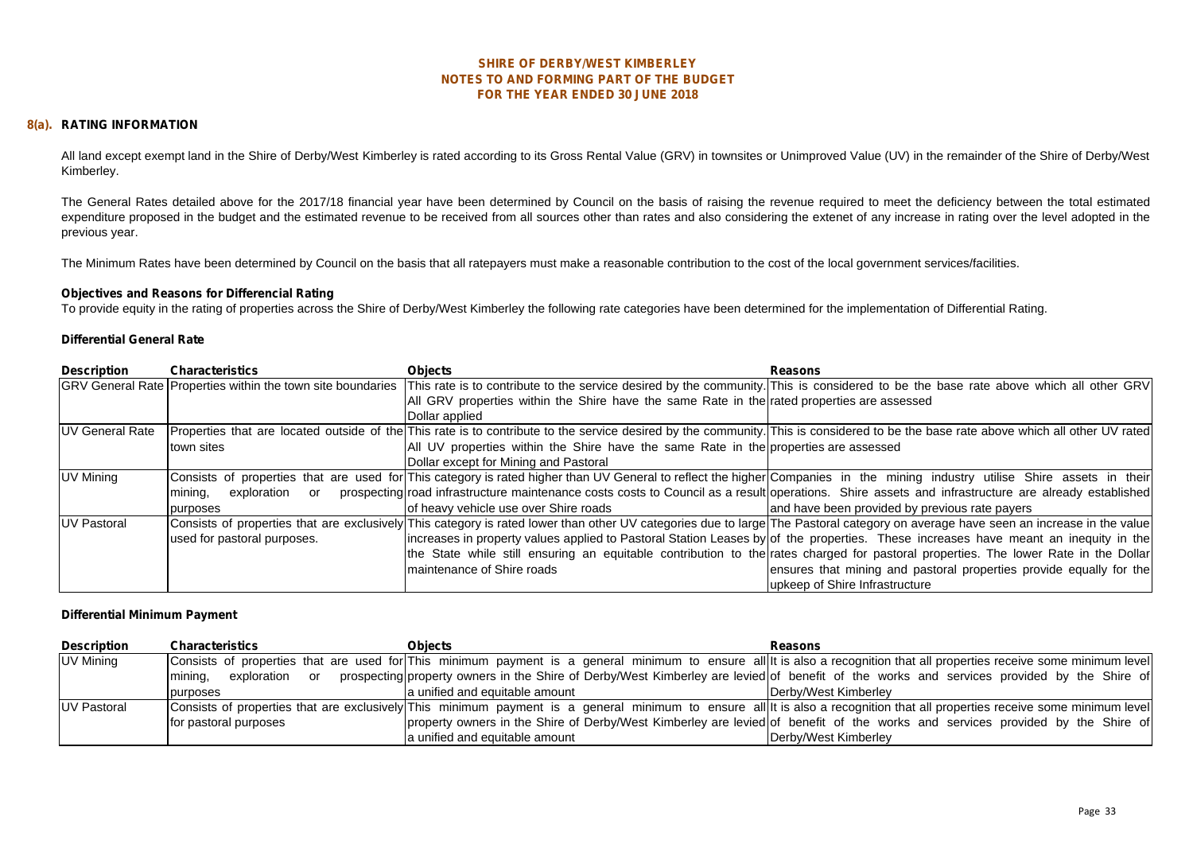**SHIRE OF DERBY/WEST KIMBERLEY**
**NOTES TO AND FORMING PART OF THE BUDGET**
**FOR THE YEAR ENDED 30 JUNE 2018**

## 8(a). RATING INFORMATION

All land except exempt land in the Shire of Derby/West Kimberley is rated according to its Gross Rental Value (GRV) in townsites or Unimproved Value (UV) in the remainder of the Shire of Derby/West Kimberley.

The General Rates detailed above for the 2017/18 financial year have been determined by Council on the basis of raising the revenue required to meet the deficiency between the total estimated expenditure proposed in the budget and the estimated revenue to be received from all sources other than rates and also considering the extenet of any increase in rating over the level adopted in the previous year.

The Minimum Rates have been determined by Council on the basis that all ratepayers must make a reasonable contribution to the cost of the local government services/facilities.

### Objectives and Reasons for Differencial Rating

To provide equity in the rating of properties across the Shire of Derby/West Kimberley the following rate categories have been determined for the implementation of Differential Rating.

### Differential General Rate

| Description | Characteristics | Objects | Reasons |
|---|---|---|---|
| GRV General Rate | Properties within the town site boundaries | This rate is to contribute to the service desired by the community. All GRV properties within the Shire have the same Rate in the Dollar applied | This is considered to be the base rate above which all other GRV rated properties are assessed |
| UV General Rate | Properties that are located outside of the town sites | This rate is to contribute to the service desired by the community. All UV properties within the Shire have the same Rate in the Dollar except for Mining and Pastoral | This is considered to be the base rate above which all other UV rated properties are assessed |
| UV Mining | Consists of properties that are used for mining, exploration or prospecting purposes | This category is rated higher than UV General to reflect the higher road infrastructure maintenance costs costs to Council as a result of heavy vehicle use over Shire roads | Companies in the mining industry utilise Shire assets in their operations. Shire assets and infrastructure are already established and have been provided by previous rate payers |
| UV Pastoral | Consists of properties that are exclusively used for pastoral purposes. | This category is rated lower than other UV categories due to large increases in property values applied to Pastoral Station Leases by the State while still ensuring an equitable contribution to the maintenance of Shire roads | The Pastoral category on average have seen an increase in the value of the properties. These increases have meant an inequity in the rates charged for pastoral properties. The lower Rate in the Dollar ensures that mining and pastoral properties provide equally for the upkeep of Shire Infrastructure |

### Differential Minimum Payment

| Description | Characteristics | Objects | Reasons |
|---|---|---|---|
| UV Mining | Consists of properties that are used for mining, exploration or prospecting purposes | This minimum payment is a general minimum to ensure all property owners in the Shire of Derby/West Kimberley are levied a unified and equitable amount | It is also a recognition that all properties receive some minimum level of benefit of the works and services provided by the Shire of Derby/West Kimberley |
| UV Pastoral | Consists of properties that are exclusively for pastoral purposes | This minimum payment is a general minimum to ensure all property owners in the Shire of Derby/West Kimberley are levied a unified and equitable amount | It is also a recognition that all properties receive some minimum level of benefit of the works and services provided by the Shire of Derby/West Kimberley |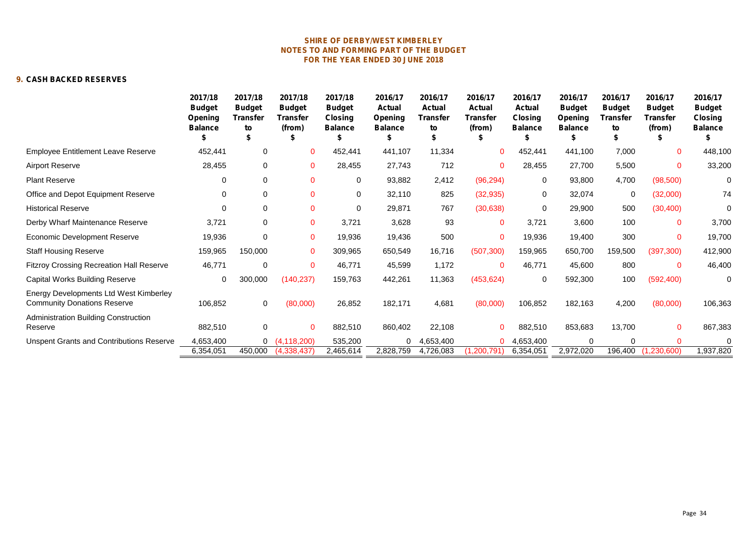SHIRE OF DERBY/WEST KIMBERLEY
NOTES TO AND FORMING PART OF THE BUDGET
FOR THE YEAR ENDED 30 JUNE 2018

## 9. CASH BACKED RESERVES

| | 2017/18 Budget Opening Balance $ | 2017/18 Budget Transfer to $ | 2017/18 Budget Transfer (from) $ | 2017/18 Budget Closing Balance $ | 2016/17 Actual Opening Balance $ | 2016/17 Actual Transfer to $ | 2016/17 Actual Transfer (from) $ | 2016/17 Actual Closing Balance $ | 2016/17 Budget Opening Balance $ | 2016/17 Budget Transfer to $ | 2016/17 Budget Transfer (from) $ | 2016/17 Budget Closing Balance $ |
|---|---|---|---|---|---|---|---|---|---|---|---|---|
| Employee Entitlement Leave Reserve | 452,441 | 0 | 0 | 452,441 | 441,107 | 11,334 | 0 | 452,441 | 441,100 | 7,000 | 0 | 448,100 |
| Airport Reserve | 28,455 | 0 | 0 | 28,455 | 27,743 | 712 | 0 | 28,455 | 27,700 | 5,500 | 0 | 33,200 |
| Plant Reserve | 0 | 0 | 0 | 0 | 93,882 | 2,412 | (96,294) | 0 | 93,800 | 4,700 | (98,500) | 0 |
| Office and Depot Equipment Reserve | 0 | 0 | 0 | 0 | 32,110 | 825 | (32,935) | 0 | 32,074 | 0 | (32,000) | 74 |
| Historical Reserve | 0 | 0 | 0 | 0 | 29,871 | 767 | (30,638) | 0 | 29,900 | 500 | (30,400) | 0 |
| Derby Wharf Maintenance Reserve | 3,721 | 0 | 0 | 3,721 | 3,628 | 93 | 0 | 3,721 | 3,600 | 100 | 0 | 3,700 |
| Economic Development Reserve | 19,936 | 0 | 0 | 19,936 | 19,436 | 500 | 0 | 19,936 | 19,400 | 300 | 0 | 19,700 |
| Staff Housing Reserve | 159,965 | 150,000 | 0 | 309,965 | 650,549 | 16,716 | (507,300) | 159,965 | 650,700 | 159,500 | (397,300) | 412,900 |
| Fitzroy Crossing Recreation Hall Reserve | 46,771 | 0 | 0 | 46,771 | 45,599 | 1,172 | 0 | 46,771 | 45,600 | 800 | 0 | 46,400 |
| Capital Works Building Reserve | 0 | 300,000 | (140,237) | 159,763 | 442,261 | 11,363 | (453,624) | 0 | 592,300 | 100 | (592,400) | 0 |
| Energy Developments Ltd West Kimberley Community Donations Reserve | 106,852 | 0 | (80,000) | 26,852 | 182,171 | 4,681 | (80,000) | 106,852 | 182,163 | 4,200 | (80,000) | 106,363 |
| Administration Building Construction Reserve | 882,510 | 0 | 0 | 882,510 | 860,402 | 22,108 | 0 | 882,510 | 853,683 | 13,700 | 0 | 867,383 |
| Unspent Grants and Contributions Reserve | 4,653,400 | 0 | (4,118,200) | 535,200 | 0 | 4,653,400 | 0 | 4,653,400 | 0 | 0 | 0 | 0 |
| | 6,354,051 | 450,000 | (4,338,437) | 2,465,614 | 2,828,759 | 4,726,083 | (1,200,791) | 6,354,051 | 2,972,020 | 196,400 | (1,230,600) | 1,937,820 |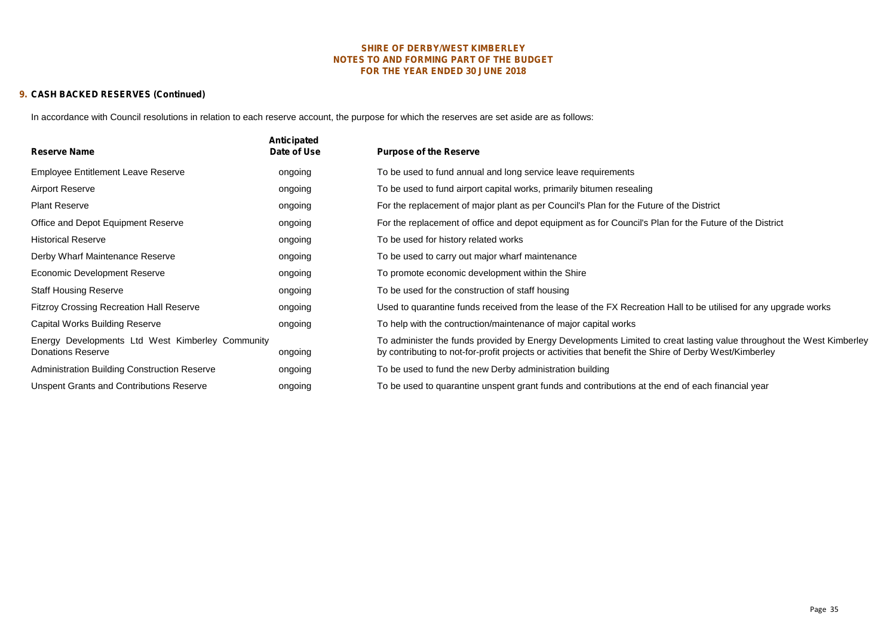# SHIRE OF DERBY/WEST KIMBERLEY
## NOTES TO AND FORMING PART OF THE BUDGET
## FOR THE YEAR ENDED 30 JUNE 2018

### 9. CASH BACKED RESERVES (Continued)

In accordance with Council resolutions in relation to each reserve account, the purpose for which the reserves are set aside are as follows:

| Reserve Name | Anticipated Date of Use | Purpose of the Reserve |
|---|---|---|
| Employee Entitlement Leave Reserve | ongoing | To be used to fund annual and long service leave requirements |
| Airport Reserve | ongoing | To be used to fund airport capital works, primarily bitumen resealing |
| Plant Reserve | ongoing | For the replacement of major plant as per Council's Plan for the Future of the District |
| Office and Depot Equipment Reserve | ongoing | For the replacement of office and depot equipment as for Council's Plan for the Future of the District |
| Historical Reserve | ongoing | To be used for history related works |
| Derby Wharf Maintenance Reserve | ongoing | To be used to carry out major wharf maintenance |
| Economic Development Reserve | ongoing | To promote economic development within the Shire |
| Staff Housing Reserve | ongoing | To be used for the construction of staff housing |
| Fitzroy Crossing Recreation Hall Reserve | ongoing | Used to quarantine funds received from the lease of the FX Recreation Hall to be utilised for any upgrade works |
| Capital Works Building Reserve | ongoing | To help with the contruction/maintenance of major capital works |
| Energy Developments Ltd West Kimberley Community Donations Reserve | ongoing | To administer the funds provided by Energy Developments Limited to creat lasting value throughout the West Kimberley by contributing to not-for-profit projects or activities that benefit the Shire of Derby West/Kimberley |
| Administration Building Construction Reserve | ongoing | To be used to fund the new Derby administration building |
| Unspent Grants and Contributions Reserve | ongoing | To be used to quarantine unspent grant funds and contributions at the end of each financial year |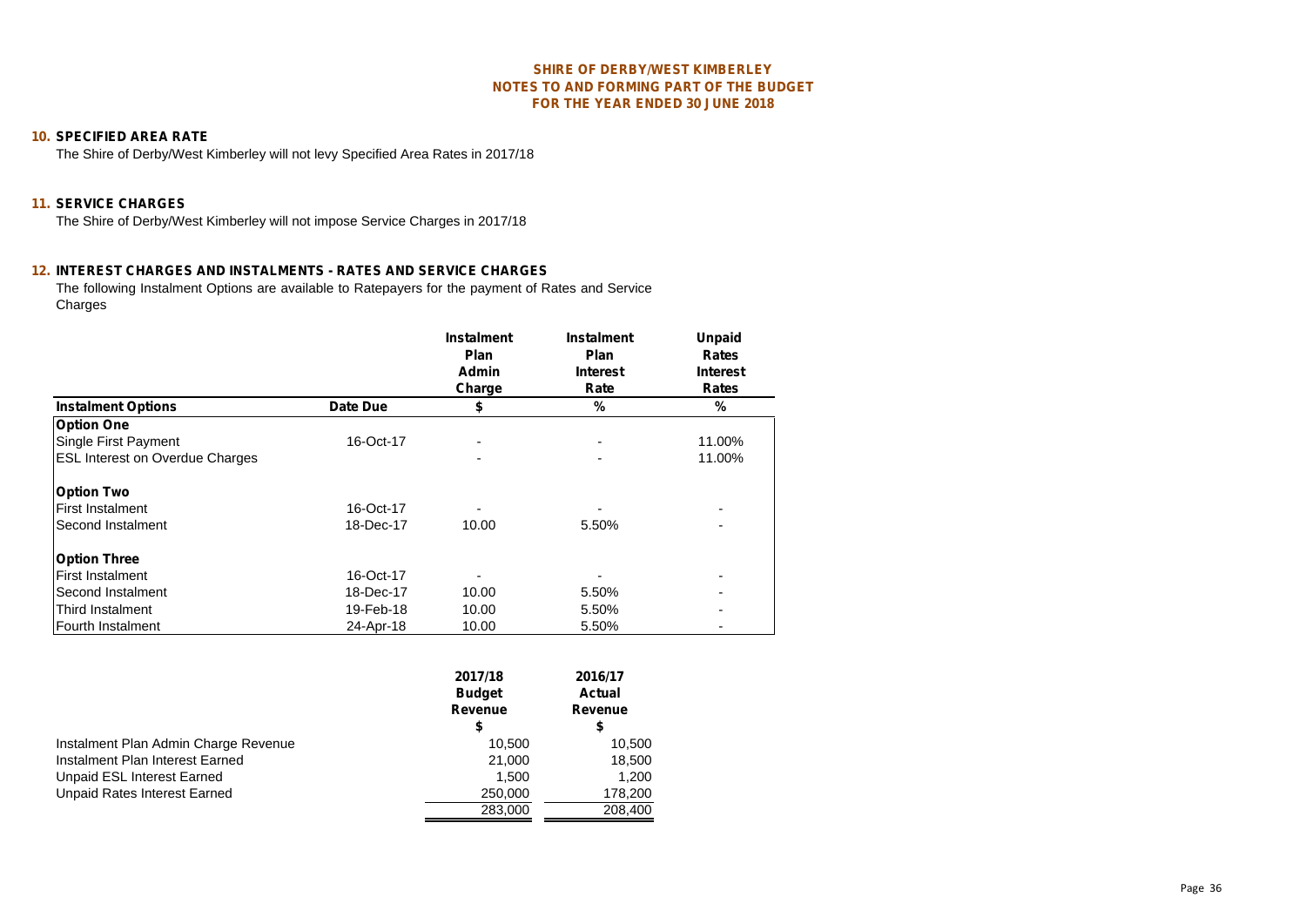**SHIRE OF DERBY/WEST KIMBERLEY**
**NOTES TO AND FORMING PART OF THE BUDGET**
**FOR THE YEAR ENDED 30 JUNE 2018**

## 10. SPECIFIED AREA RATE

The Shire of Derby/West Kimberley will not levy Specified Area Rates in 2017/18

## 11. SERVICE CHARGES

The Shire of Derby/West Kimberley will not impose Service Charges in 2017/18

## 12. INTEREST CHARGES AND INSTALMENTS - RATES AND SERVICE CHARGES

The following Instalment Options are available to Ratepayers for the payment of Rates and Service Charges

| Instalment Options | Date Due | Instalment Plan Admin Charge $ | Instalment Plan Interest Rate % | Unpaid Rates Interest Rates % |
|---|---|---|---|---|
| **Option One** | | | | |
| Single First Payment | 16-Oct-17 | - | - | 11.00% |
| ESL Interest on Overdue Charges | | - | - | 11.00% |
| **Option Two** | | | | |
| First Instalment | 16-Oct-17 | - | - | - |
| Second Instalment | 18-Dec-17 | 10.00 | 5.50% | - |
| **Option Three** | | | | |
| First Instalment | 16-Oct-17 | - | - | - |
| Second Instalment | 18-Dec-17 | 10.00 | 5.50% | - |
| Third Instalment | 19-Feb-18 | 10.00 | 5.50% | - |
| Fourth Instalment | 24-Apr-18 | 10.00 | 5.50% | - |

| | 2017/18 Budget Revenue $ | 2016/17 Actual Revenue $ |
|---|---|---|
| Instalment Plan Admin Charge Revenue | 10,500 | 10,500 |
| Instalment Plan Interest Earned | 21,000 | 18,500 |
| Unpaid ESL Interest Earned | 1,500 | 1,200 |
| Unpaid Rates Interest Earned | 250,000 | 178,200 |
| | 283,000 | 208,400 |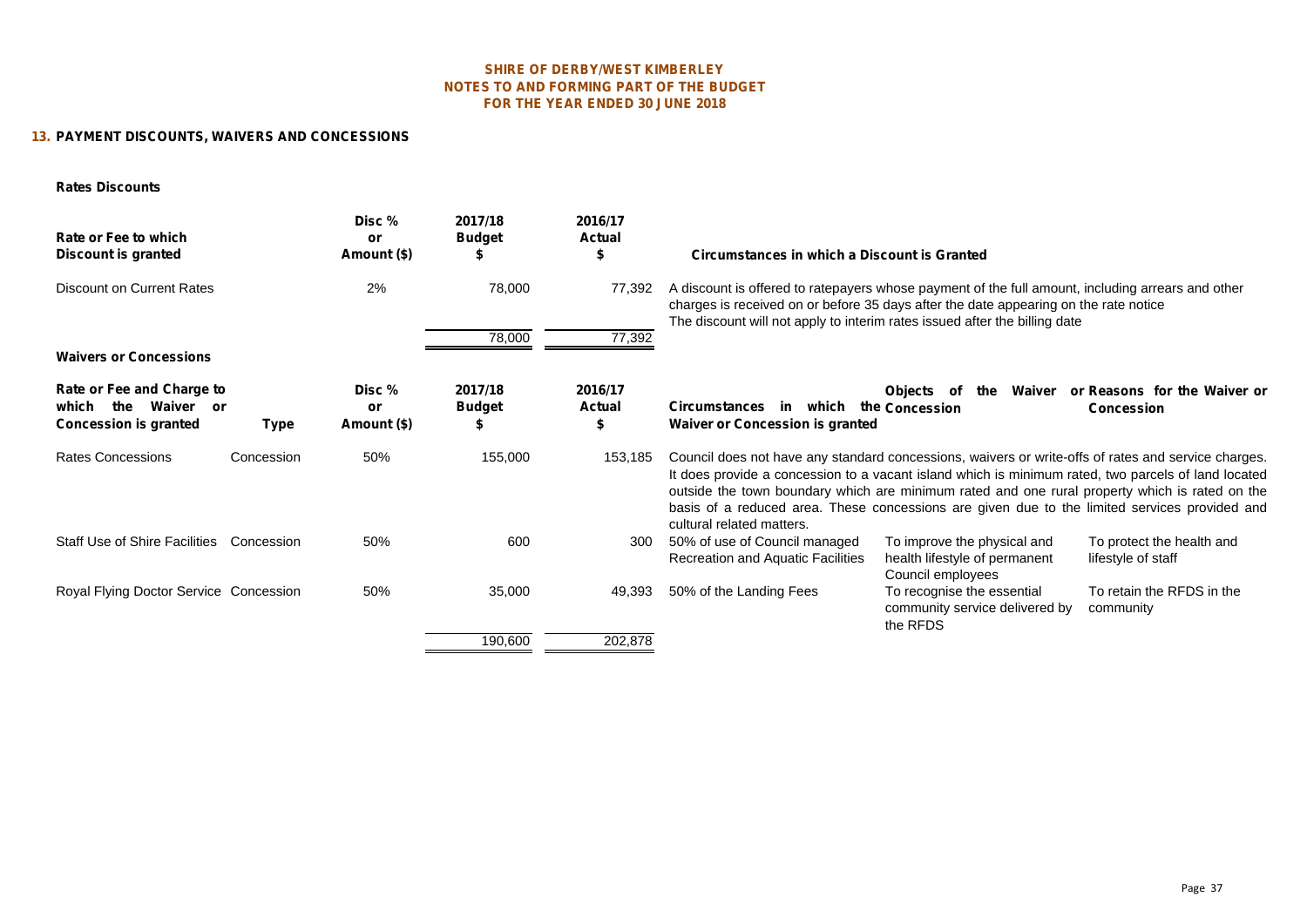# SHIRE OF DERBY/WEST KIMBERLEY
## NOTES TO AND FORMING PART OF THE BUDGET
## FOR THE YEAR ENDED 30 JUNE 2018

### 13. PAYMENT DISCOUNTS, WAIVERS AND CONCESSIONS

**Rates Discounts**

| Rate or Fee to which Discount is granted | Disc % or Amount ($) | 2017/18 Budget $ | 2016/17 Actual $ | Circumstances in which a Discount is Granted |
|---|---|---|---|---|
| Discount on Current Rates | 2% | 78,000 | 77,392 | A discount is offered to ratepayers whose payment of the full amount, including arrears and other charges is received on or before 35 days after the date appearing on the rate notice The discount will not apply to interim rates issued after the billing date |
| | | 78,000 | 77,392 | |

**Waivers or Concessions**

| Rate or Fee and Charge to which the Waiver or Concession is granted | Type | Disc % or Amount ($) | 2017/18 Budget $ | 2016/17 Actual $ | Circumstances in which the Waiver or Concession is granted | Objects of the Waiver or Concession | Reasons for the Waiver or Concession |
|---|---|---|---|---|---|---|---|
| Rates Concessions | Concession | 50% | 155,000 | 153,185 | Council does not have any standard concessions, waivers or write-offs of rates and service charges. It does provide a concession to a vacant island which is minimum rated, two parcels of land located outside the town boundary which are minimum rated and one rural property which is rated on the basis of a reduced area. These concessions are given due to the limited services provided and cultural related matters. | | |
| Staff Use of Shire Facilities | Concession | 50% | 600 | 300 | 50% of use of Council managed Recreation and Aquatic Facilities | To improve the physical and health lifestyle of permanent Council employees | To protect the health and lifestyle of staff |
| Royal Flying Doctor Service | Concession | 50% | 35,000 | 49,393 | 50% of the Landing Fees | To recognise the essential community service delivered by the RFDS | To retain the RFDS in the community |
| | | | 190,600 | 202,878 | | | |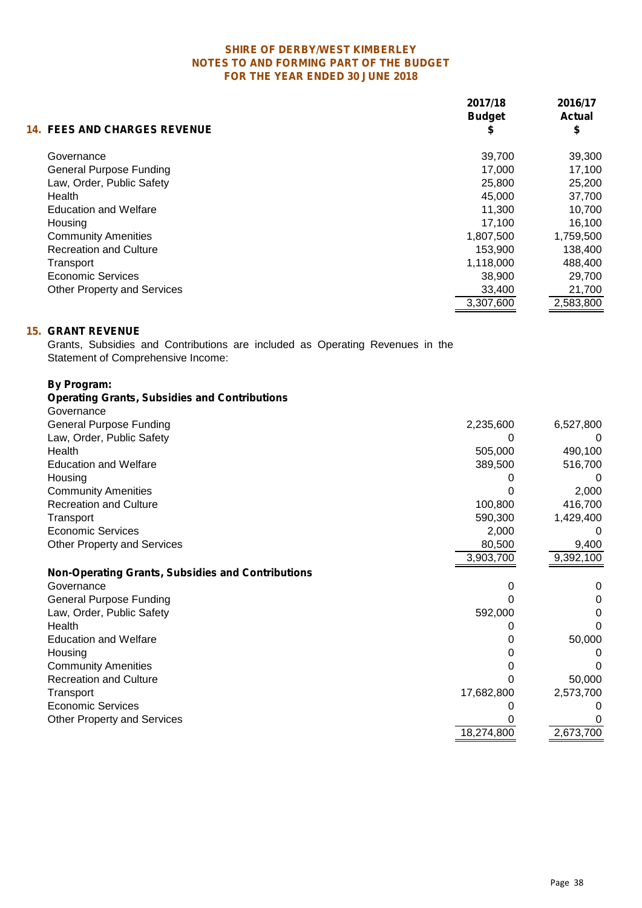**SHIRE OF DERBY/WEST KIMBERLEY**
**NOTES TO AND FORMING PART OF THE BUDGET**
**FOR THE YEAR ENDED 30 JUNE 2018**

## 14. FEES AND CHARGES REVENUE

| | 2017/18 Budget $ | 2016/17 Actual $ |
|---|---|---|
| Governance | 39,700 | 39,300 |
| General Purpose Funding | 17,000 | 17,100 |
| Law, Order, Public Safety | 25,800 | 25,200 |
| Health | 45,000 | 37,700 |
| Education and Welfare | 11,300 | 10,700 |
| Housing | 17,100 | 16,100 |
| Community Amenities | 1,807,500 | 1,759,500 |
| Recreation and Culture | 153,900 | 138,400 |
| Transport | 1,118,000 | 488,400 |
| Economic Services | 38,900 | 29,700 |
| Other Property and Services | 33,400 | 21,700 |
| | 3,307,600 | 2,583,800 |

## 15. GRANT REVENUE

Grants, Subsidies and Contributions are included as Operating Revenues in the Statement of Comprehensive Income:

**By Program:**

| | 2017/18 Budget $ | 2016/17 Actual $ |
|---|---|---|
| **Operating Grants, Subsidies and Contributions** | | |
| Governance | | |
| General Purpose Funding | 2,235,600 | 6,527,800 |
| Law, Order, Public Safety | 0 | 0 |
| Health | 505,000 | 490,100 |
| Education and Welfare | 389,500 | 516,700 |
| Housing | 0 | 0 |
| Community Amenities | 0 | 2,000 |
| Recreation and Culture | 100,800 | 416,700 |
| Transport | 590,300 | 1,429,400 |
| Economic Services | 2,000 | 0 |
| Other Property and Services | 80,500 | 9,400 |
| | 3,903,700 | 9,392,100 |
| **Non-Operating Grants, Subsidies and Contributions** | | |
| Governance | 0 | 0 |
| General Purpose Funding | 0 | 0 |
| Law, Order, Public Safety | 592,000 | 0 |
| Health | 0 | 0 |
| Education and Welfare | 0 | 50,000 |
| Housing | 0 | 0 |
| Community Amenities | 0 | 0 |
| Recreation and Culture | 0 | 50,000 |
| Transport | 17,682,800 | 2,573,700 |
| Economic Services | 0 | 0 |
| Other Property and Services | 0 | 0 |
| | 18,274,800 | 2,673,700 |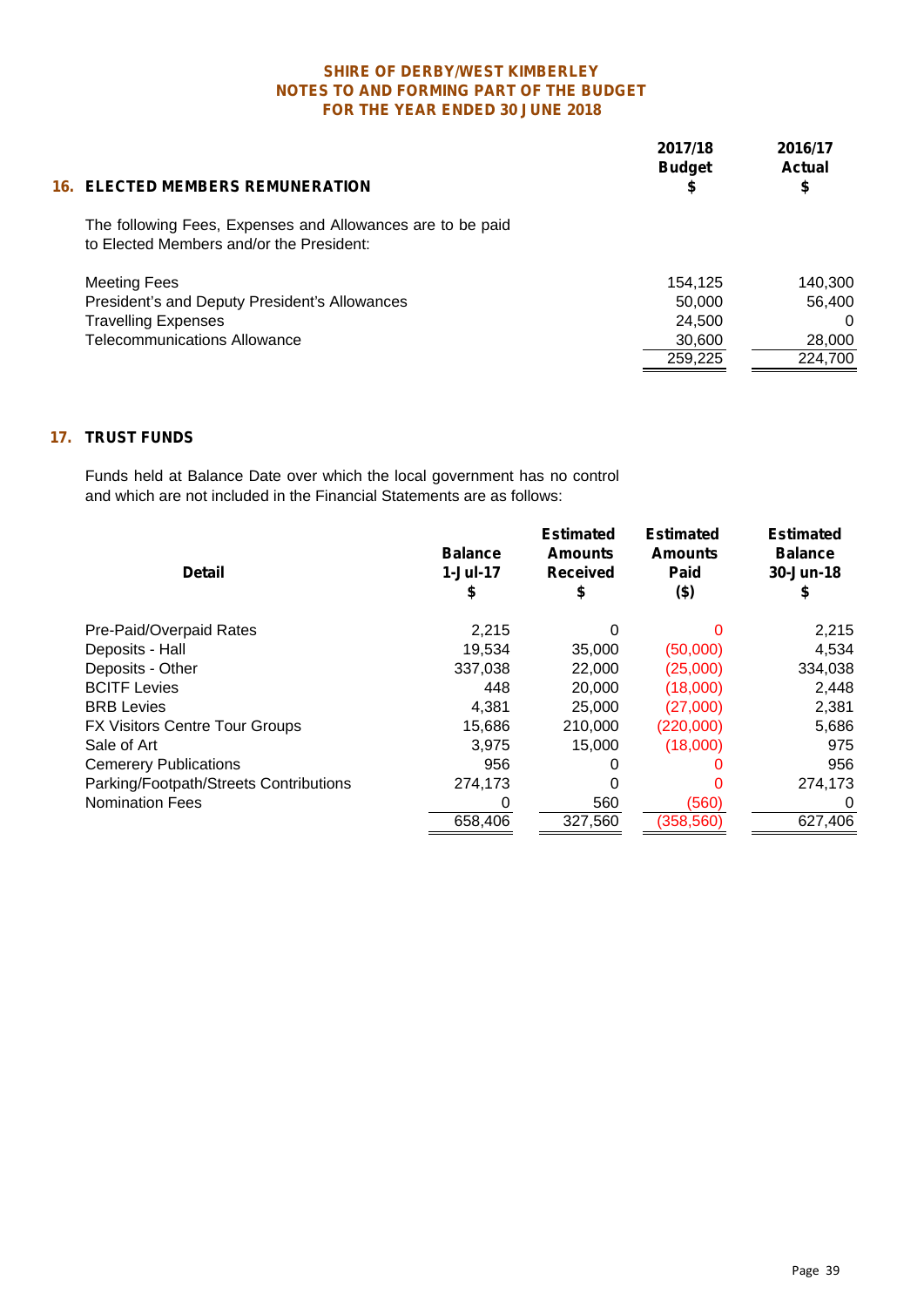# SHIRE OF DERBY/WEST KIMBERLEY
## NOTES TO AND FORMING PART OF THE BUDGET
## FOR THE YEAR ENDED 30 JUNE 2018

### 16. ELECTED MEMBERS REMUNERATION

The following Fees, Expenses and Allowances are to be paid to Elected Members and/or the President:

| | 2017/18 Budget $ | 2016/17 Actual $ |
|---|---|---|
| Meeting Fees | 154,125 | 140,300 |
| President's and Deputy President's Allowances | 50,000 | 56,400 |
| Travelling Expenses | 24,500 | 0 |
| Telecommunications Allowance | 30,600 | 28,000 |
| | 259,225 | 224,700 |

### 17. TRUST FUNDS

Funds held at Balance Date over which the local government has no control and which are not included in the Financial Statements are as follows:

| Detail | Balance 1-Jul-17 $ | Estimated Amounts Received $ | Estimated Amounts Paid ($) | Estimated Balance 30-Jun-18 $ |
|---|---|---|---|---|
| Pre-Paid/Overpaid Rates | 2,215 | 0 | 0 | 2,215 |
| Deposits - Hall | 19,534 | 35,000 | (50,000) | 4,534 |
| Deposits - Other | 337,038 | 22,000 | (25,000) | 334,038 |
| BCITF Levies | 448 | 20,000 | (18,000) | 2,448 |
| BRB Levies | 4,381 | 25,000 | (27,000) | 2,381 |
| FX Visitors Centre Tour Groups | 15,686 | 210,000 | (220,000) | 5,686 |
| Sale of Art | 3,975 | 15,000 | (18,000) | 975 |
| Cemerery Publications | 956 | 0 | 0 | 956 |
| Parking/Footpath/Streets Contributions | 274,173 | 0 | 0 | 274,173 |
| Nomination Fees | 0 | 560 | (560) | 0 |
| | 658,406 | 327,560 | (358,560) | 627,406 |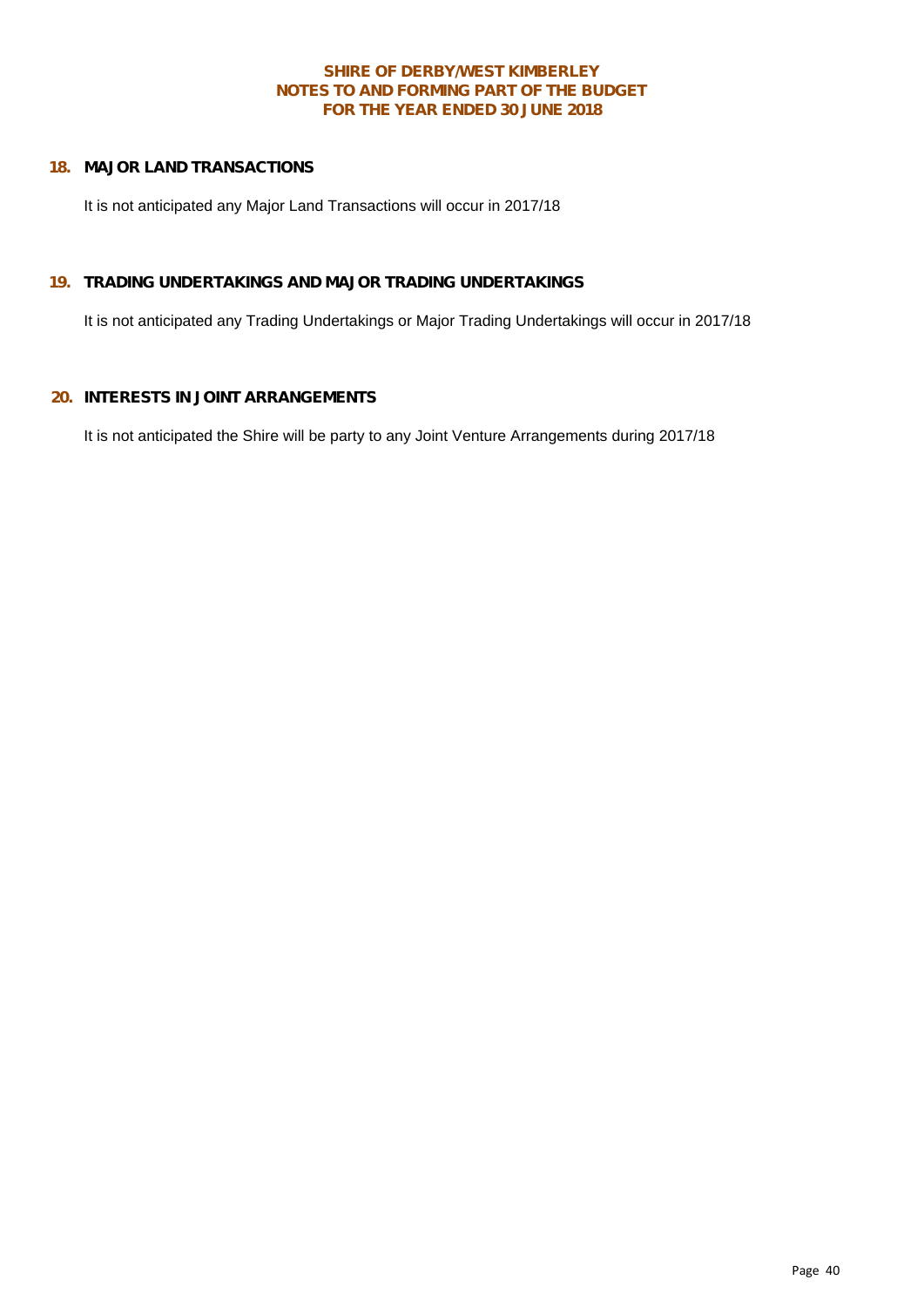## 18. MAJOR LAND TRANSACTIONS

It is not anticipated any Major Land Transactions will occur in 2017/18

## 19. TRADING UNDERTAKINGS AND MAJOR TRADING UNDERTAKINGS

It is not anticipated any Trading Undertakings or Major Trading Undertakings will occur in 2017/18

## 20. INTERESTS IN JOINT ARRANGEMENTS

It is not anticipated the Shire will be party to any Joint Venture Arrangements during 2017/18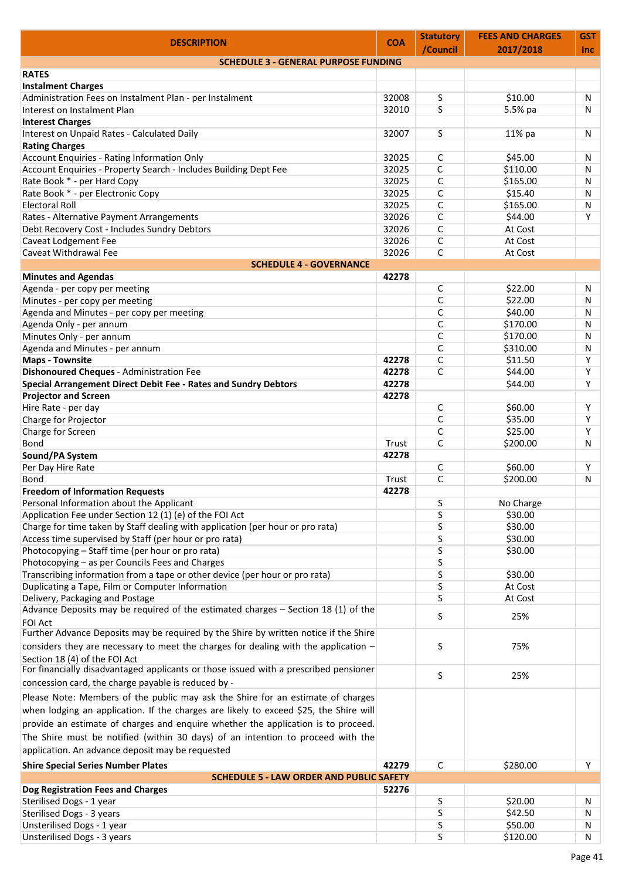| DESCRIPTION | COA | Statutory /Council | FEES AND CHARGES 2017/2018 | GST Inc |
|---|---|---|---|---|
| **SCHEDULE 3 - GENERAL PURPOSE FUNDING** | | | | |
| **RATES** | | | | |
| **Instalment Charges** | | | | |
| Administration Fees on Instalment Plan - per Instalment | 32008 | S | $10.00 | N |
| Interest on Instalment Plan | 32010 | S | 5.5% pa | N |
| **Interest Charges** | | | | |
| Interest on Unpaid Rates - Calculated Daily | 32007 | S | 11% pa | N |
| **Rating Charges** | | | | |
| Account Enquiries - Rating Information Only | 32025 | C | $45.00 | N |
| Account Enquiries - Property Search - Includes Building Dept Fee | 32025 | C | $110.00 | N |
| Rate Book * - per Hard Copy | 32025 | C | $165.00 | N |
| Rate Book * - per Electronic Copy | 32025 | C | $15.40 | N |
| Electoral Roll | 32025 | C | $165.00 | N |
| Rates - Alternative Payment Arrangements | 32026 | C | $44.00 | Y |
| Debt Recovery Cost - Includes Sundry Debtors | 32026 | C | At Cost | |
| Caveat Lodgement Fee | 32026 | C | At Cost | |
| Caveat Withdrawal Fee | 32026 | C | At Cost | |
| **SCHEDULE 4 - GOVERNANCE** | | | | |
| **Minutes and Agendas** | **42278** | | | |
| Agenda - per copy per meeting | | C | $22.00 | N |
| Minutes - per copy per meeting | | C | $22.00 | N |
| Agenda and Minutes - per copy per meeting | | C | $40.00 | N |
| Agenda Only - per annum | | C | $170.00 | N |
| Minutes Only - per annum | | C | $170.00 | N |
| Agenda and Minutes - per annum | | C | $310.00 | N |
| **Maps - Townsite** | **42278** | C | $11.50 | Y |
| **Dishonoured Cheques** - Administration Fee | **42278** | C | $44.00 | Y |
| **Special Arrangement Direct Debit Fee - Rates and Sundry Debtors** | **42278** | | $44.00 | Y |
| **Projector and Screen** | **42278** | | | |
| Hire Rate - per day | | C | $60.00 | Y |
| Charge for Projector | | C | $35.00 | Y |
| Charge for Screen | | C | $25.00 | Y |
| Bond | Trust | C | $200.00 | N |
| **Sound/PA System** | **42278** | | | |
| Per Day Hire Rate | | C | $60.00 | Y |
| Bond | Trust | C | $200.00 | N |
| **Freedom of Information Requests** | **42278** | | | |
| Personal Information about the Applicant | | S | No Charge | |
| Application Fee under Section 12 (1) (e) of the FOI Act | | S | $30.00 | |
| Charge for time taken by Staff dealing with application (per hour or pro rata) | | S | $30.00 | |
| Access time supervised by Staff (per hour or pro rata) | | S | $30.00 | |
| Photocopying – Staff time (per hour or pro rata) | | S | $30.00 | |
| Photocopying – as per Councils Fees and Charges | | S | | |
| Transcribing information from a tape or other device (per hour or pro rata) | | S | $30.00 | |
| Duplicating a Tape, Film or Computer Information | | S | At Cost | |
| Delivery, Packaging and Postage | | S | At Cost | |
| Advance Deposits may be required of the estimated charges – Section 18 (1) of the FOI Act | | S | 25% | |
| Further Advance Deposits may be required by the Shire by written notice if the Shire considers they are necessary to meet the charges for dealing with the application – Section 18 (4) of the FOI Act | | S | 75% | |
| For financially disadvantaged applicants or those issued with a prescribed pensioner concession card, the charge payable is reduced by - | | S | 25% | |
| Please Note: Members of the public may ask the Shire for an estimate of charges when lodging an application. If the charges are likely to exceed $25, the Shire will provide an estimate of charges and enquire whether the application is to proceed. The Shire must be notified (within 30 days) of an intention to proceed with the application. An advance deposit may be requested | | | | |
| **Shire Special Series Number Plates** | **42279** | C | $280.00 | Y |
| **SCHEDULE 5 - LAW ORDER AND PUBLIC SAFETY** | | | | |
| **Dog Registration Fees and Charges** | **52276** | | | |
| Sterilised Dogs - 1 year | | S | $20.00 | N |
| Sterilised Dogs - 3 years | | S | $42.50 | N |
| Unsterilised Dogs - 1 year | | S | $50.00 | N |
| Unsterilised Dogs - 3 years | | S | $120.00 | N |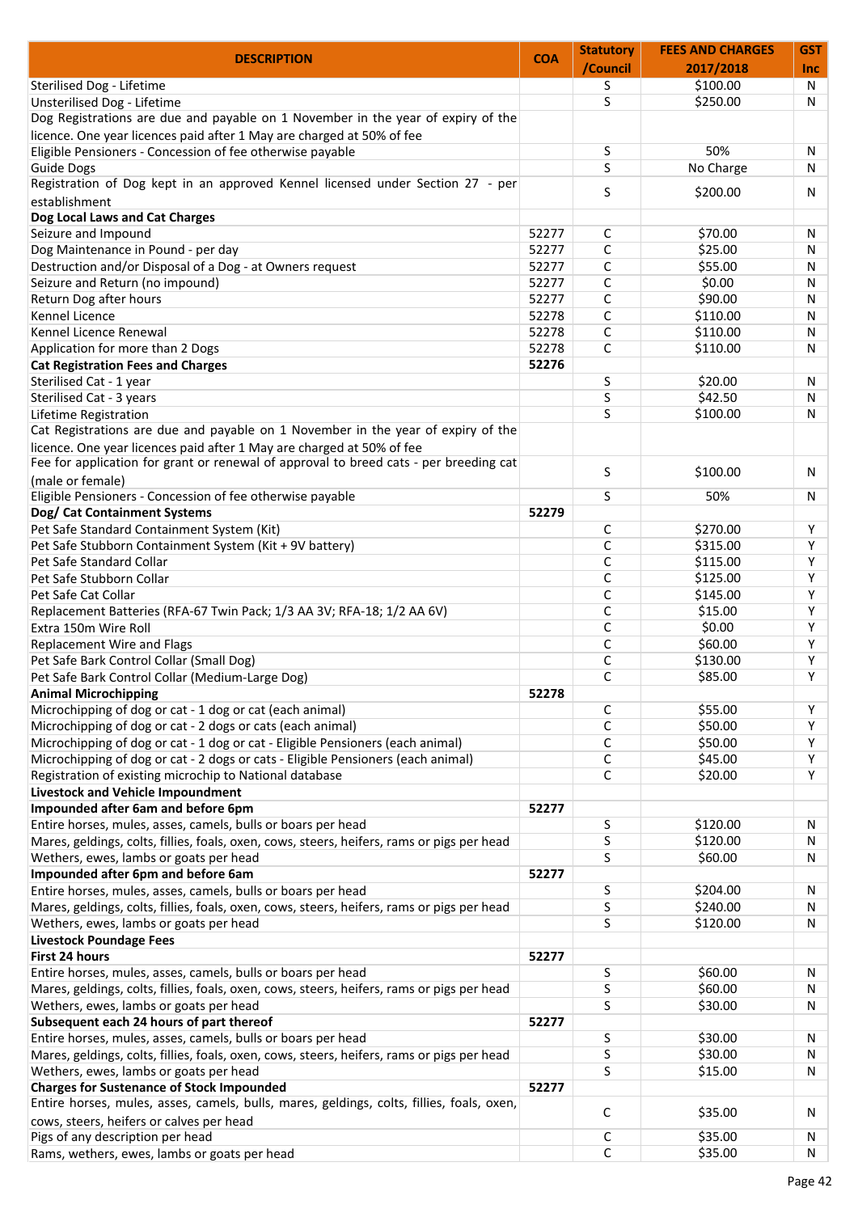| DESCRIPTION | COA | Statutory /Council | FEES AND CHARGES 2017/2018 | GST Inc |
|---|---|---|---|---|
| Sterilised Dog - Lifetime | | S | $100.00 | N |
| Unsterilised Dog - Lifetime | | S | $250.00 | N |
| Dog Registrations are due and payable on 1 November in the year of expiry of the licence. One year licences paid after 1 May are charged at 50% of fee | | | | |
| Eligible Pensioners - Concession of fee otherwise payable | | S | 50% | N |
| Guide Dogs | | S | No Charge | N |
| Registration of Dog kept in an approved Kennel licensed under Section 27 - per establishment | | S | $200.00 | N |
| **Dog Local Laws and Cat Charges** | | | | |
| Seizure and Impound | 52277 | C | $70.00 | N |
| Dog Maintenance in Pound - per day | 52277 | C | $25.00 | N |
| Destruction and/or Disposal of a Dog - at Owners request | 52277 | C | $55.00 | N |
| Seizure and Return (no impound) | 52277 | C | $0.00 | N |
| Return Dog after hours | 52277 | C | $90.00 | N |
| Kennel Licence | 52278 | C | $110.00 | N |
| Kennel Licence Renewal | 52278 | C | $110.00 | N |
| Application for more than 2 Dogs | 52278 | C | $110.00 | N |
| **Cat Registration Fees and Charges** | **52276** | | | |
| Sterilised Cat - 1 year | | S | $20.00 | N |
| Sterilised Cat - 3 years | | S | $42.50 | N |
| Lifetime Registration | | S | $100.00 | N |
| Cat Registrations are due and payable on 1 November in the year of expiry of the licence. One year licences paid after 1 May are charged at 50% of fee | | | | |
| Fee for application for grant or renewal of approval to breed cats - per breeding cat (male or female) | | S | $100.00 | N |
| Eligible Pensioners - Concession of fee otherwise payable | | S | 50% | N |
| **Dog/ Cat Containment Systems** | **52279** | | | |
| Pet Safe Standard Containment System (Kit) | | C | $270.00 | Y |
| Pet Safe Stubborn Containment System (Kit + 9V battery) | | C | $315.00 | Y |
| Pet Safe Standard Collar | | C | $115.00 | Y |
| Pet Safe Stubborn Collar | | C | $125.00 | Y |
| Pet Safe Cat Collar | | C | $145.00 | Y |
| Replacement Batteries (RFA-67 Twin Pack; 1/3 AA 3V; RFA-18; 1/2 AA 6V) | | C | $15.00 | Y |
| Extra 150m Wire Roll | | C | $0.00 | Y |
| Replacement Wire and Flags | | C | $60.00 | Y |
| Pet Safe Bark Control Collar (Small Dog) | | C | $130.00 | Y |
| Pet Safe Bark Control Collar (Medium-Large Dog) | | C | $85.00 | Y |
| **Animal Microchipping** | **52278** | | | |
| Microchipping of dog or cat - 1 dog or cat (each animal) | | C | $55.00 | Y |
| Microchipping of dog or cat - 2 dogs or cats (each animal) | | C | $50.00 | Y |
| Microchipping of dog or cat - 1 dog or cat - Eligible Pensioners (each animal) | | C | $50.00 | Y |
| Microchipping of dog or cat - 2 dogs or cats - Eligible Pensioners (each animal) | | C | $45.00 | Y |
| Registration of existing microchip to National database | | C | $20.00 | Y |
| **Livestock and Vehicle Impoundment** | | | | |
| **Impounded after 6am and before 6pm** | **52277** | | | |
| Entire horses, mules, asses, camels, bulls or boars per head | | S | $120.00 | N |
| Mares, geldings, colts, fillies, foals, oxen, cows, steers, heifers, rams or pigs per head | | S | $120.00 | N |
| Wethers, ewes, lambs or goats per head | | S | $60.00 | N |
| **Impounded after 6pm and before 6am** | **52277** | | | |
| Entire horses, mules, asses, camels, bulls or boars per head | | S | $204.00 | N |
| Mares, geldings, colts, fillies, foals, oxen, cows, steers, heifers, rams or pigs per head | | S | $240.00 | N |
| Wethers, ewes, lambs or goats per head | | S | $120.00 | N |
| **Livestock Poundage Fees** | | | | |
| **First 24 hours** | **52277** | | | |
| Entire horses, mules, asses, camels, bulls or boars per head | | S | $60.00 | N |
| Mares, geldings, colts, fillies, foals, oxen, cows, steers, heifers, rams or pigs per head | | S | $60.00 | N |
| Wethers, ewes, lambs or goats per head | | S | $30.00 | N |
| **Subsequent each 24 hours of part thereof** | **52277** | | | |
| Entire horses, mules, asses, camels, bulls or boars per head | | S | $30.00 | N |
| Mares, geldings, colts, fillies, foals, oxen, cows, steers, heifers, rams or pigs per head | | S | $30.00 | N |
| Wethers, ewes, lambs or goats per head | | S | $15.00 | N |
| **Charges for Sustenance of Stock Impounded** | **52277** | | | |
| Entire horses, mules, asses, camels, bulls, mares, geldings, colts, fillies, foals, oxen, cows, steers, heifers or calves per head | | C | $35.00 | N |
| Pigs of any description per head | | C | $35.00 | N |
| Rams, wethers, ewes, lambs or goats per head | | C | $35.00 | N |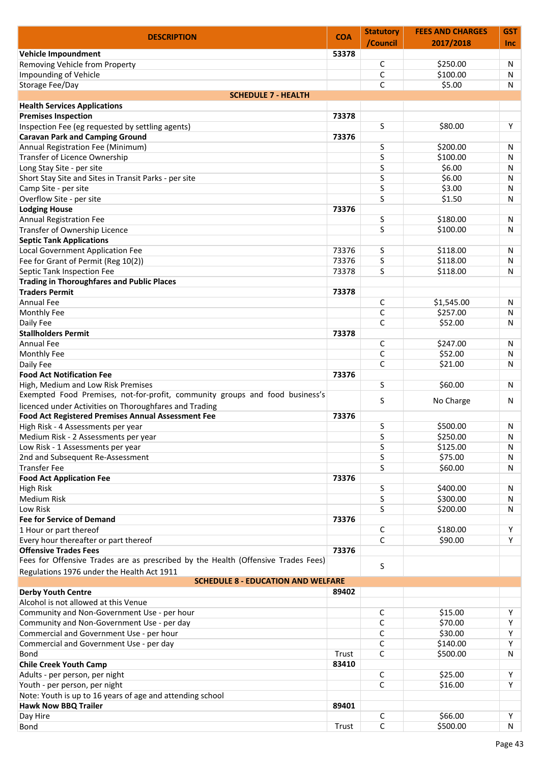| DESCRIPTION | COA | Statutory /Council | FEES AND CHARGES 2017/2018 | GST Inc |
|---|---|---|---|---|
| **Vehicle Impoundment** | **53378** | | | |
| Removing Vehicle from Property | | C | $250.00 | N |
| Impounding of Vehicle | | C | $100.00 | N |
| Storage Fee/Day | | C | $5.00 | N |
| **SCHEDULE 7 - HEALTH** | | | | |
| **Health Services Applications** | | | | |
| **Premises Inspection** | **73378** | | | |
| Inspection Fee (eg requested by settling agents) | | S | $80.00 | Y |
| **Caravan Park and Camping Ground** | **73376** | | | |
| Annual Registration Fee (Minimum) | | S | $200.00 | N |
| Transfer of Licence Ownership | | S | $100.00 | N |
| Long Stay Site - per site | | S | $6.00 | N |
| Short Stay Site and Sites in Transit Parks - per site | | S | $6.00 | N |
| Camp Site - per site | | S | $3.00 | N |
| Overflow Site - per site | | S | $1.50 | N |
| **Lodging House** | **73376** | | | |
| Annual Registration Fee | | S | $180.00 | N |
| Transfer of Ownership Licence | | S | $100.00 | N |
| **Septic Tank Applications** | | | | |
| Local Government Application Fee | 73376 | S | $118.00 | N |
| Fee for Grant of Permit (Reg 10(2)) | 73376 | S | $118.00 | N |
| Septic Tank Inspection Fee | 73378 | S | $118.00 | N |
| **Trading in Thoroughfares and Public Places** | | | | |
| **Traders Permit** | **73378** | | | |
| Annual Fee | | C | $1,545.00 | N |
| Monthly Fee | | C | $257.00 | N |
| Daily Fee | | C | $52.00 | N |
| **Stallholders Permit** | **73378** | | | |
| Annual Fee | | C | $247.00 | N |
| Monthly Fee | | C | $52.00 | N |
| Daily Fee | | C | $21.00 | N |
| **Food Act Notification Fee** | **73376** | | | |
| High, Medium and Low Risk Premises | | S | $60.00 | N |
| Exempted Food Premises, not-for-profit, community groups and food business's licenced under Activities on Thoroughfares and Trading | | S | No Charge | N |
| **Food Act Registered Premises Annual Assessment Fee** | **73376** | | | |
| High Risk - 4 Assessments per year | | S | $500.00 | N |
| Medium Risk - 2 Assessments per year | | S | $250.00 | N |
| Low Risk - 1 Assessments per year | | S | $125.00 | N |
| 2nd and Subsequent Re-Assessment | | S | $75.00 | N |
| Transfer Fee | | S | $60.00 | N |
| **Food Act Application Fee** | **73376** | | | |
| High Risk | | S | $400.00 | N |
| Medium Risk | | S | $300.00 | N |
| Low Risk | | S | $200.00 | N |
| **Fee for Service of Demand** | **73376** | | | |
| 1 Hour or part thereof | | C | $180.00 | Y |
| Every hour thereafter or part thereof | | C | $90.00 | Y |
| **Offensive Trades Fees** | **73376** | | | |
| Fees for Offensive Trades are as prescribed by the Health (Offensive Trades Fees) Regulations 1976 under the Health Act 1911 | | S | | |
| **SCHEDULE 8 - EDUCATION AND WELFARE** | | | | |
| **Derby Youth Centre** | **89402** | | | |
| Alcohol is not allowed at this Venue | | | | |
| Community and Non-Government Use - per hour | | C | $15.00 | Y |
| Community and Non-Government Use - per day | | C | $70.00 | Y |
| Commercial and Government Use - per hour | | C | $30.00 | Y |
| Commercial and Government Use - per day | | C | $140.00 | Y |
| Bond | Trust | C | $500.00 | N |
| **Chile Creek Youth Camp** | **83410** | | | |
| Adults - per person, per night | | C | $25.00 | Y |
| Youth - per person, per night | | C | $16.00 | Y |
| Note: Youth is up to 16 years of age and attending school | | | | |
| **Hawk Now BBQ Trailer** | **89401** | | | |
| Day Hire | | C | $66.00 | Y |
| Bond | Trust | C | $500.00 | N |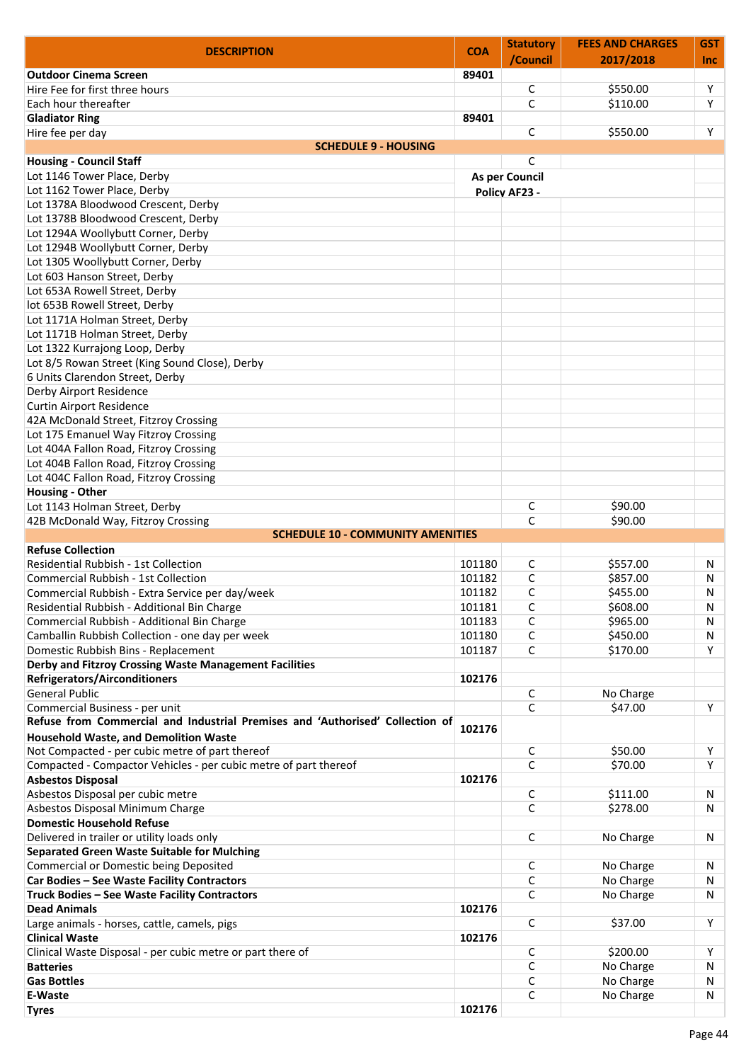| DESCRIPTION | COA | Statutory /Council | FEES AND CHARGES 2017/2018 | GST Inc |
|---|---|---|---|---|
| **Outdoor Cinema Screen** | 89401 | | | |
| Hire Fee for first three hours | | C | $550.00 | Y |
| Each hour thereafter | | C | $110.00 | Y |
| **Gladiator Ring** | 89401 | | | |
| Hire fee per day | | C | $550.00 | Y |
| **SCHEDULE 9 - HOUSING** | | | | |
| **Housing - Council Staff** | | C | | |
| Lot 1146 Tower Place, Derby | As per Council Policy AF23 - | | | |
| Lot 1162 Tower Place, Derby | | | | |
| Lot 1378A Bloodwood Crescent, Derby | | | | |
| Lot 1378B Bloodwood Crescent, Derby | | | | |
| Lot 1294A Woollybutt Corner, Derby | | | | |
| Lot 1294B Woollybutt Corner, Derby | | | | |
| Lot 1305 Woollybutt Corner, Derby | | | | |
| Lot 603 Hanson Street, Derby | | | | |
| Lot 653A Rowell Street, Derby | | | | |
| lot 653B Rowell Street, Derby | | | | |
| Lot 1171A Holman Street, Derby | | | | |
| Lot 1171B Holman Street, Derby | | | | |
| Lot 1322 Kurrajong Loop, Derby | | | | |
| Lot 8/5 Rowan Street (King Sound Close), Derby | | | | |
| 6 Units Clarendon Street, Derby | | | | |
| Derby Airport Residence | | | | |
| Curtin Airport Residence | | | | |
| 42A McDonald Street, Fitzroy Crossing | | | | |
| Lot 175 Emanuel Way Fitzroy Crossing | | | | |
| Lot 404A Fallon Road, Fitzroy Crossing | | | | |
| Lot 404B Fallon Road, Fitzroy Crossing | | | | |
| Lot 404C Fallon Road, Fitzroy Crossing | | | | |
| **Housing - Other** | | | | |
| Lot 1143 Holman Street, Derby | | C | $90.00 | |
| 42B McDonald Way, Fitzroy Crossing | | C | $90.00 | |
| **SCHEDULE 10 - COMMUNITY AMENITIES** | | | | |
| **Refuse Collection** | | | | |
| Residential Rubbish - 1st Collection | 101180 | C | $557.00 | N |
| Commercial Rubbish - 1st Collection | 101182 | C | $857.00 | N |
| Commercial Rubbish - Extra Service per day/week | 101182 | C | $455.00 | N |
| Residential Rubbish - Additional Bin Charge | 101181 | C | $608.00 | N |
| Commercial Rubbish - Additional Bin Charge | 101183 | C | $965.00 | N |
| Camballin Rubbish Collection - one day per week | 101180 | C | $450.00 | N |
| Domestic Rubbish Bins - Replacement | 101187 | C | $170.00 | Y |
| **Derby and Fitzroy Crossing Waste Management Facilities** | | | | |
| **Refrigerators/Airconditioners** | 102176 | | | |
| General Public | | C | No Charge | |
| Commercial Business - per unit | | C | $47.00 | Y |
| **Refuse from Commercial and Industrial Premises and 'Authorised' Collection of Household Waste, and Demolition Waste** | 102176 | | | |
| Not Compacted - per cubic metre of part thereof | | C | $50.00 | Y |
| Compacted - Compactor Vehicles - per cubic metre of part thereof | | C | $70.00 | Y |
| **Asbestos Disposal** | 102176 | | | |
| Asbestos Disposal per cubic metre | | C | $111.00 | N |
| Asbestos Disposal Minimum Charge | | C | $278.00 | N |
| **Domestic Household Refuse** | | | | |
| Delivered in trailer or utility loads only | | C | No Charge | N |
| **Separated Green Waste Suitable for Mulching** | | | | |
| Commercial or Domestic being Deposited | | C | No Charge | N |
| **Car Bodies – See Waste Facility Contractors** | | C | No Charge | N |
| **Truck Bodies – See Waste Facility Contractors** | | C | No Charge | N |
| **Dead Animals** | 102176 | | | |
| Large animals - horses, cattle, camels, pigs | | C | $37.00 | Y |
| **Clinical Waste** | 102176 | | | |
| Clinical Waste Disposal - per cubic metre or part there of | | C | $200.00 | Y |
| **Batteries** | | C | No Charge | N |
| **Gas Bottles** | | C | No Charge | N |
| **E-Waste** | | C | No Charge | N |
| **Tyres** | 102176 | | | |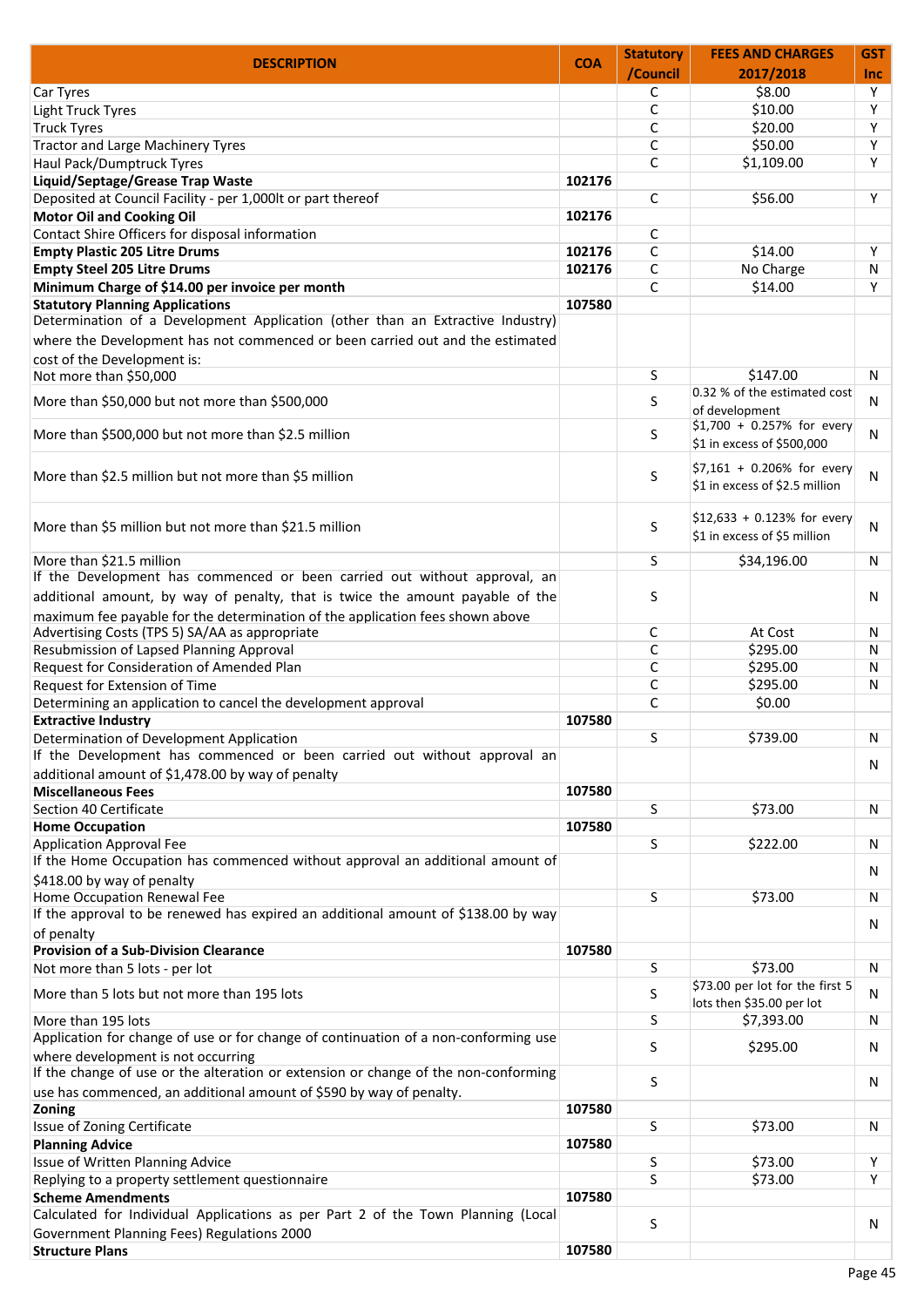| DESCRIPTION | COA | Statutory /Council | FEES AND CHARGES 2017/2018 | GST Inc |
|---|---|---|---|---|
| Car Tyres | | C | $8.00 | Y |
| Light Truck Tyres | | C | $10.00 | Y |
| Truck Tyres | | C | $20.00 | Y |
| Tractor and Large Machinery Tyres | | C | $50.00 | Y |
| Haul Pack/Dumptruck Tyres | | C | $1,109.00 | Y |
| **Liquid/Septage/Grease Trap Waste** | 102176 | | | |
| Deposited at Council Facility - per 1,000lt or part thereof | | C | $56.00 | Y |
| **Motor Oil and Cooking Oil** | 102176 | | | |
| Contact Shire Officers for disposal information | | C | | |
| **Empty Plastic 205 Litre Drums** | 102176 | C | $14.00 | Y |
| **Empty Steel 205 Litre Drums** | 102176 | C | No Charge | N |
| **Minimum Charge of $14.00 per invoice per month** | | C | $14.00 | Y |
| **Statutory Planning Applications** | 107580 | | | |
| Determination of a Development Application (other than an Extractive Industry) where the Development has not commenced or been carried out and the estimated cost of the Development is: | | | | |
| Not more than $50,000 | | S | $147.00 | N |
| More than $50,000 but not more than $500,000 | | S | 0.32 % of the estimated cost of development | N |
| More than $500,000 but not more than $2.5 million | | S | $1,700 + 0.257% for every $1 in excess of $500,000 | N |
| More than $2.5 million but not more than $5 million | | S | $7,161 + 0.206% for every $1 in excess of $2.5 million | N |
| More than $5 million but not more than $21.5 million | | S | $12,633 + 0.123% for every $1 in excess of $5 million | N |
| More than $21.5 million | | S | $34,196.00 | N |
| If the Development has commenced or been carried out without approval, an additional amount, by way of penalty, that is twice the amount payable of the maximum fee payable for the determination of the application fees shown above | | S | | N |
| Advertising Costs (TPS 5) SA/AA as appropriate | | C | At Cost | N |
| Resubmission of Lapsed Planning Approval | | C | $295.00 | N |
| Request for Consideration of Amended Plan | | C | $295.00 | N |
| Request for Extension of Time | | C | $295.00 | N |
| Determining an application to cancel the development approval | | C | $0.00 | |
| **Extractive Industry** | 107580 | | | |
| Determination of Development Application | | S | $739.00 | N |
| If the Development has commenced or been carried out without approval an additional amount of $1,478.00 by way of penalty | | | | N |
| **Miscellaneous Fees** | 107580 | | | |
| Section 40 Certificate | | S | $73.00 | N |
| **Home Occupation** | 107580 | | | |
| Application Approval Fee | | S | $222.00 | N |
| If the Home Occupation has commenced without approval an additional amount of $418.00 by way of penalty | | | | N |
| Home Occupation Renewal Fee | | S | $73.00 | N |
| If the approval to be renewed has expired an additional amount of $138.00 by way of penalty | | | | N |
| **Provision of a Sub-Division Clearance** | 107580 | | | |
| Not more than 5 lots - per lot | | S | $73.00 | N |
| More than 5 lots but not more than 195 lots | | S | $73.00 per lot for the first 5 lots then $35.00 per lot | N |
| More than 195 lots | | S | $7,393.00 | N |
| Application for change of use or for change of continuation of a non-conforming use where development is not occurring | | S | $295.00 | N |
| If the change of use or the alteration or extension or change of the non-conforming use has commenced, an additional amount of $590 by way of penalty. | | S | | N |
| **Zoning** | 107580 | | | |
| Issue of Zoning Certificate | | S | $73.00 | N |
| **Planning Advice** | 107580 | | | |
| Issue of Written Planning Advice | | S | $73.00 | Y |
| Replying to a property settlement questionnaire | | S | $73.00 | Y |
| **Scheme Amendments** | 107580 | | | |
| Calculated for Individual Applications as per Part 2 of the Town Planning (Local Government Planning Fees) Regulations 2000 | | S | | N |
| **Structure Plans** | 107580 | | | |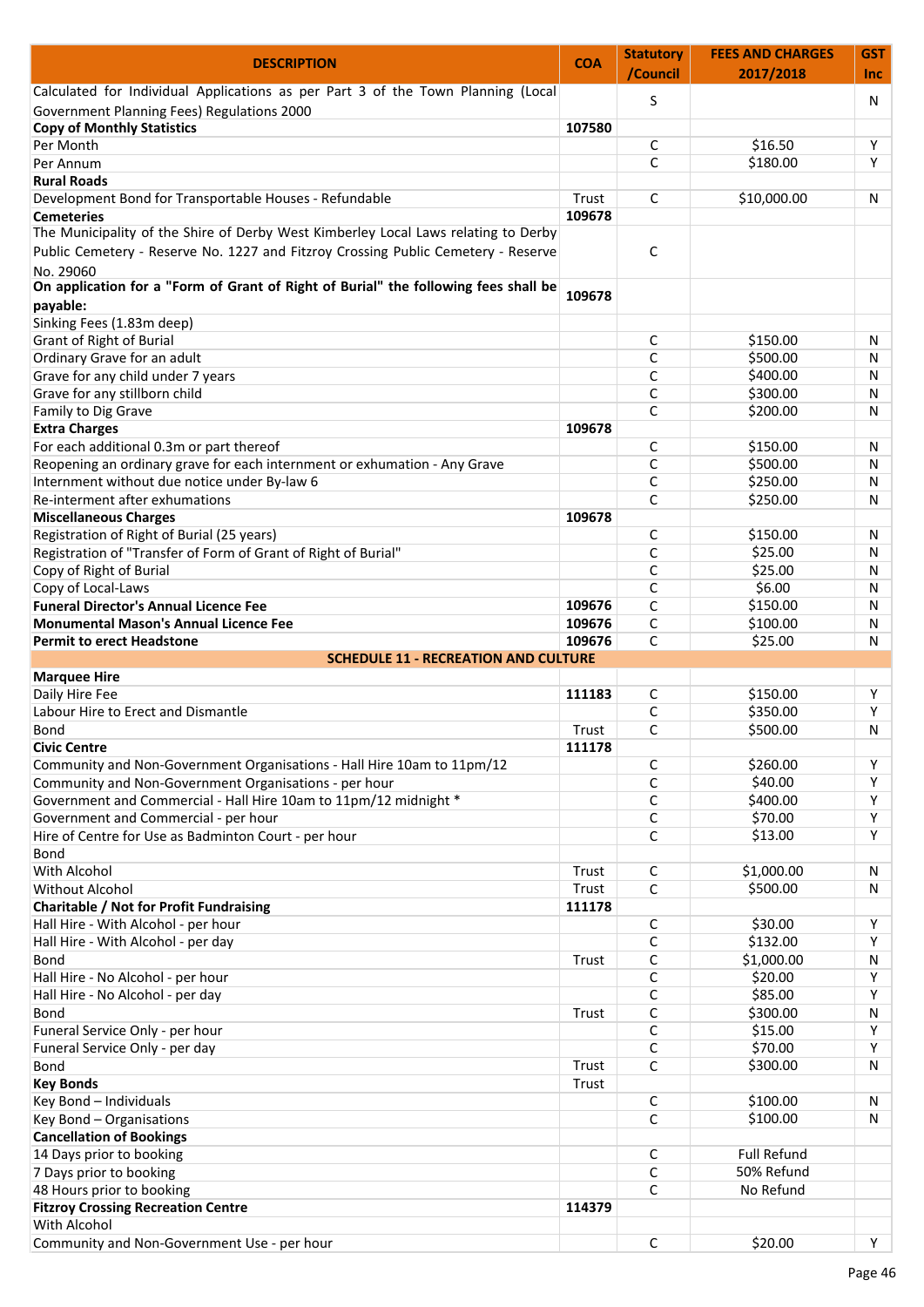| DESCRIPTION | COA | Statutory /Council | FEES AND CHARGES 2017/2018 | GST Inc |
|---|---|---|---|---|
| Calculated for Individual Applications as per Part 3 of the Town Planning (Local Government Planning Fees) Regulations 2000 | | S | | N |
| **Copy of Monthly Statistics** | **107580** | | | |
| Per Month | | C | $16.50 | Y |
| Per Annum | | C | $180.00 | Y |
| **Rural Roads** | | | | |
| Development Bond for Transportable Houses - Refundable | Trust | C | $10,000.00 | N |
| **Cemeteries** | **109678** | | | |
| The Municipality of the Shire of Derby West Kimberley Local Laws relating to Derby Public Cemetery - Reserve No. 1227 and Fitzroy Crossing Public Cemetery - Reserve No. 29060 | | C | | |
| **On application for a "Form of Grant of Right of Burial" the following fees shall be payable:** | **109678** | | | |
| Sinking Fees (1.83m deep) | | | | |
| Grant of Right of Burial | | C | $150.00 | N |
| Ordinary Grave for an adult | | C | $500.00 | N |
| Grave for any child under 7 years | | C | $400.00 | N |
| Grave for any stillborn child | | C | $300.00 | N |
| Family to Dig Grave | | C | $200.00 | N |
| **Extra Charges** | **109678** | | | |
| For each additional 0.3m or part thereof | | C | $150.00 | N |
| Reopening an ordinary grave for each internment or exhumation - Any Grave | | C | $500.00 | N |
| Internment without due notice under By-law 6 | | C | $250.00 | N |
| Re-interment after exhumations | | C | $250.00 | N |
| **Miscellaneous Charges** | **109678** | | | |
| Registration of Right of Burial (25 years) | | C | $150.00 | N |
| Registration of "Transfer of Form of Grant of Right of Burial" | | C | $25.00 | N |
| Copy of Right of Burial | | C | $25.00 | N |
| Copy of Local-Laws | | C | $6.00 | N |
| **Funeral Director's Annual Licence Fee** | **109676** | C | $150.00 | N |
| **Monumental Mason's Annual Licence Fee** | **109676** | C | $100.00 | N |
| **Permit to erect Headstone** | **109676** | C | $25.00 | N |
| **SCHEDULE 11 - RECREATION AND CULTURE** | | | | |
| **Marquee Hire** | | | | |
| Daily Hire Fee | **111183** | C | $150.00 | Y |
| Labour Hire to Erect and Dismantle | | C | $350.00 | Y |
| Bond | Trust | C | $500.00 | N |
| **Civic Centre** | **111178** | | | |
| Community and Non-Government Organisations - Hall Hire 10am to 11pm/12 | | C | $260.00 | Y |
| Community and Non-Government Organisations - per hour | | C | $40.00 | Y |
| Government and Commercial - Hall Hire 10am to 11pm/12 midnight * | | C | $400.00 | Y |
| Government and Commercial - per hour | | C | $70.00 | Y |
| Hire of Centre for Use as Badminton Court - per hour | | C | $13.00 | Y |
| Bond | | | | |
| With Alcohol | Trust | C | $1,000.00 | N |
| Without Alcohol | Trust | C | $500.00 | N |
| **Charitable / Not for Profit Fundraising** | **111178** | | | |
| Hall Hire - With Alcohol - per hour | | C | $30.00 | Y |
| Hall Hire - With Alcohol - per day | | C | $132.00 | Y |
| Bond | Trust | C | $1,000.00 | N |
| Hall Hire - No Alcohol - per hour | | C | $20.00 | Y |
| Hall Hire - No Alcohol - per day | | C | $85.00 | Y |
| Bond | Trust | C | $300.00 | N |
| Funeral Service Only - per hour | | C | $15.00 | Y |
| Funeral Service Only - per day | | C | $70.00 | Y |
| Bond | Trust | C | $300.00 | N |
| **Key Bonds** | Trust | | | |
| Key Bond – Individuals | | C | $100.00 | N |
| Key Bond – Organisations | | C | $100.00 | N |
| **Cancellation of Bookings** | | | | |
| 14 Days prior to booking | | C | Full Refund | |
| 7 Days prior to booking | | C | 50% Refund | |
| 48 Hours prior to booking | | C | No Refund | |
| **Fitzroy Crossing Recreation Centre** | **114379** | | | |
| With Alcohol | | | | |
| Community and Non-Government Use - per hour | | C | $20.00 | Y |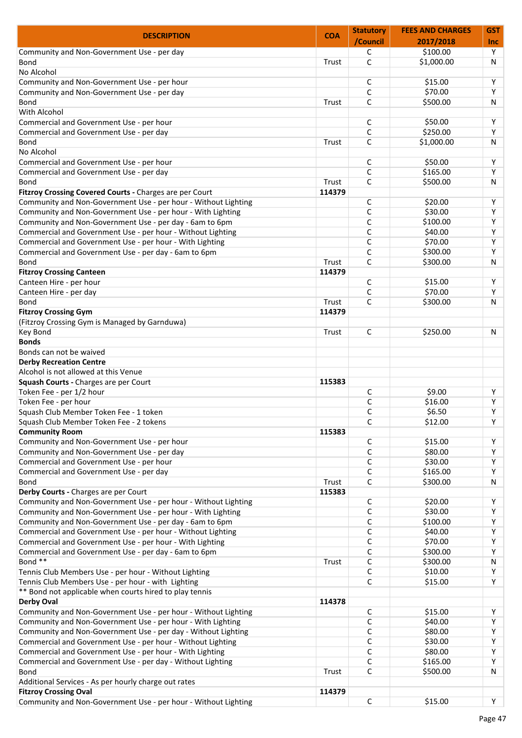| DESCRIPTION | COA | Statutory /Council | FEES AND CHARGES 2017/2018 | GST Inc |
|---|---|---|---|---|
| Community and Non-Government Use - per day | | C | $100.00 | Y |
| Bond | Trust | C | $1,000.00 | N |
| No Alcohol | | | | |
| Community and Non-Government Use - per hour | | C | $15.00 | Y |
| Community and Non-Government Use - per day | | C | $70.00 | Y |
| Bond | Trust | C | $500.00 | N |
| With Alcohol | | | | |
| Commercial and Government Use - per hour | | C | $50.00 | Y |
| Commercial and Government Use - per day | | C | $250.00 | Y |
| Bond | Trust | C | $1,000.00 | N |
| No Alcohol | | | | |
| Commercial and Government Use - per hour | | C | $50.00 | Y |
| Commercial and Government Use - per day | | C | $165.00 | Y |
| Bond | Trust | C | $500.00 | N |
| **Fitzroy Crossing Covered Courts -** Charges are per Court | **114379** | | | |
| Community and Non-Government Use - per hour - Without Lighting | | C | $20.00 | Y |
| Community and Non-Government Use - per hour - With Lighting | | C | $30.00 | Y |
| Community and Non-Government Use - per day - 6am to 6pm | | C | $100.00 | Y |
| Commercial and Government Use - per hour - Without Lighting | | C | $40.00 | Y |
| Commercial and Government Use - per hour - With Lighting | | C | $70.00 | Y |
| Commercial and Government Use - per day - 6am to 6pm | | C | $300.00 | Y |
| Bond | Trust | C | $300.00 | N |
| **Fitzroy Crossing Canteen** | **114379** | | | |
| Canteen Hire - per hour | | C | $15.00 | Y |
| Canteen Hire - per day | | C | $70.00 | Y |
| Bond | Trust | C | $300.00 | N |
| **Fitzroy Crossing Gym** | **114379** | | | |
| (Fitzroy Crossing Gym is Managed by Garnduwa) | | | | |
| Key Bond | Trust | C | $250.00 | N |
| **Bonds** | | | | |
| Bonds can not be waived | | | | |
| **Derby Recreation Centre** | | | | |
| Alcohol is not allowed at this Venue | | | | |
| **Squash Courts -** Charges are per Court | **115383** | | | |
| Token Fee - per 1/2 hour | | C | $9.00 | Y |
| Token Fee - per hour | | C | $16.00 | Y |
| Squash Club Member Token Fee - 1 token | | C | $6.50 | Y |
| Squash Club Member Token Fee - 2 tokens | | C | $12.00 | Y |
| **Community Room** | **115383** | | | |
| Community and Non-Government Use - per hour | | C | $15.00 | Y |
| Community and Non-Government Use - per day | | C | $80.00 | Y |
| Commercial and Government Use - per hour | | C | $30.00 | Y |
| Commercial and Government Use - per day | | C | $165.00 | Y |
| Bond | Trust | C | $300.00 | N |
| **Derby Courts -** Charges are per Court | **115383** | | | |
| Community and Non-Government Use - per hour - Without Lighting | | C | $20.00 | Y |
| Community and Non-Government Use - per hour - With Lighting | | C | $30.00 | Y |
| Community and Non-Government Use - per day - 6am to 6pm | | C | $100.00 | Y |
| Commercial and Government Use - per hour - Without Lighting | | C | $40.00 | Y |
| Commercial and Government Use - per hour - With Lighting | | C | $70.00 | Y |
| Commercial and Government Use - per day - 6am to 6pm | | C | $300.00 | Y |
| Bond ** | Trust | C | $300.00 | N |
| Tennis Club Members Use - per hour - Without Lighting | | C | $10.00 | Y |
| Tennis Club Members Use - per hour - with Lighting | | C | $15.00 | Y |
| ** Bond not applicable when courts hired to play tennis | | | | |
| **Derby Oval** | **114378** | | | |
| Community and Non-Government Use - per hour - Without Lighting | | C | $15.00 | Y |
| Community and Non-Government Use - per hour - With Lighting | | C | $40.00 | Y |
| Community and Non-Government Use - per day - Without Lighting | | C | $80.00 | Y |
| Commercial and Government Use - per hour - Without Lighting | | C | $30.00 | Y |
| Commercial and Government Use - per hour - With Lighting | | C | $80.00 | Y |
| Commercial and Government Use - per day - Without Lighting | | C | $165.00 | Y |
| Bond | Trust | C | $500.00 | N |
| Additional Services - As per hourly charge out rates | | | | |
| **Fitzroy Crossing Oval** | **114379** | | | |
| Community and Non-Government Use - per hour - Without Lighting | | C | $15.00 | Y |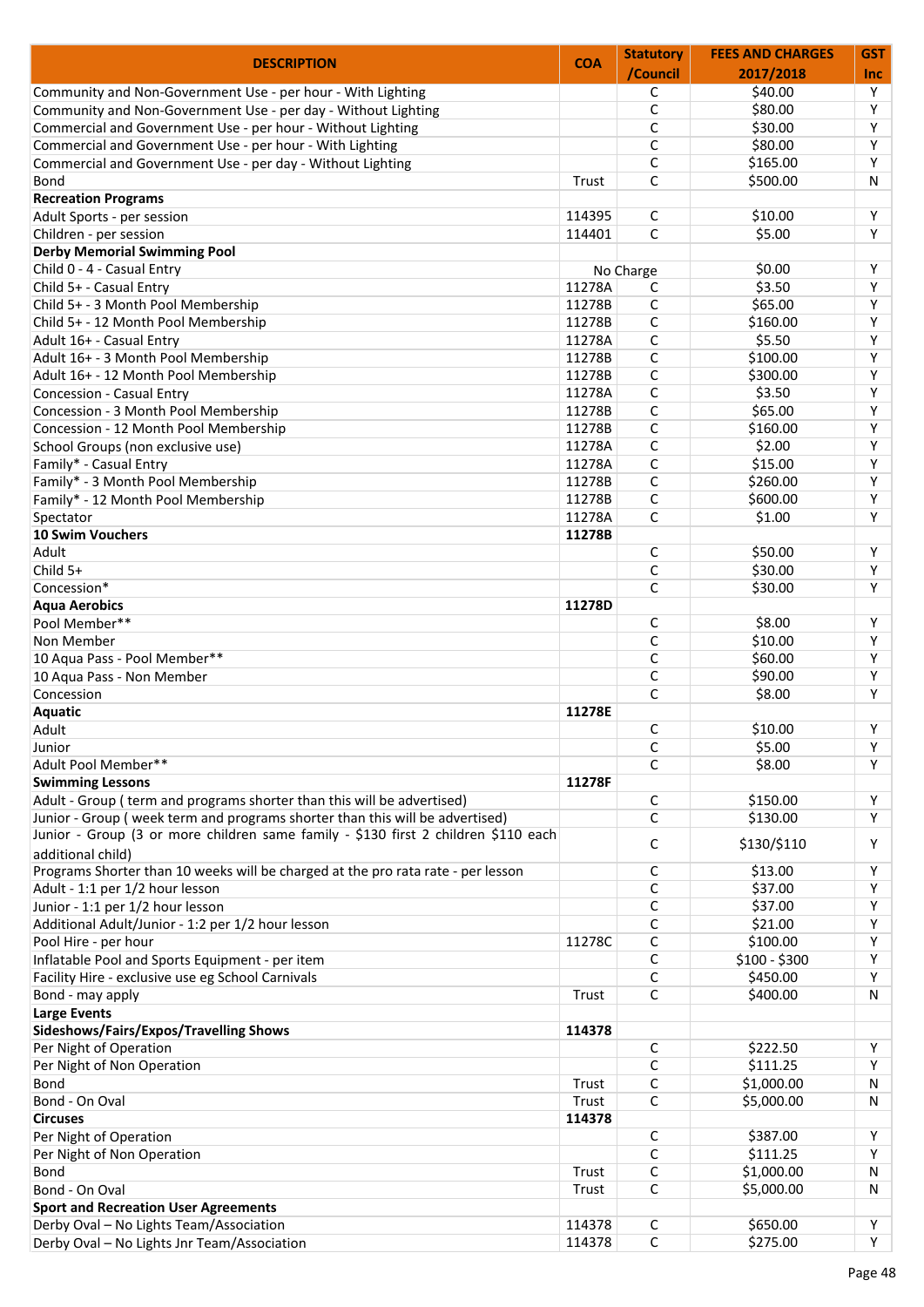| DESCRIPTION | COA | Statutory /Council | FEES AND CHARGES 2017/2018 | GST Inc |
|---|---|---|---|---|
| Community and Non-Government Use - per hour - With Lighting | | C | $40.00 | Y |
| Community and Non-Government Use - per day - Without Lighting | | C | $80.00 | Y |
| Commercial and Government Use - per hour - Without Lighting | | C | $30.00 | Y |
| Commercial and Government Use - per hour - With Lighting | | C | $80.00 | Y |
| Commercial and Government Use - per day - Without Lighting | | C | $165.00 | Y |
| Bond | Trust | C | $500.00 | N |
| **Recreation Programs** | | | | |
| Adult Sports - per session | 114395 | C | $10.00 | Y |
| Children - per session | 114401 | C | $5.00 | Y |
| **Derby Memorial Swimming Pool** | | | | |
| Child 0 - 4 - Casual Entry | | No Charge | $0.00 | Y |
| Child 5+ - Casual Entry | 11278A | C | $3.50 | Y |
| Child 5+ - 3 Month Pool Membership | 11278B | C | $65.00 | Y |
| Child 5+ - 12 Month Pool Membership | 11278B | C | $160.00 | Y |
| Adult 16+ - Casual Entry | 11278A | C | $5.50 | Y |
| Adult 16+ - 3 Month Pool Membership | 11278B | C | $100.00 | Y |
| Adult 16+ - 12 Month Pool Membership | 11278B | C | $300.00 | Y |
| Concession - Casual Entry | 11278A | C | $3.50 | Y |
| Concession - 3 Month Pool Membership | 11278B | C | $65.00 | Y |
| Concession - 12 Month Pool Membership | 11278B | C | $160.00 | Y |
| School Groups (non exclusive use) | 11278A | C | $2.00 | Y |
| Family* - Casual Entry | 11278A | C | $15.00 | Y |
| Family* - 3 Month Pool Membership | 11278B | C | $260.00 | Y |
| Family* - 12 Month Pool Membership | 11278B | C | $600.00 | Y |
| Spectator | 11278A | C | $1.00 | Y |
| **10 Swim Vouchers** | **11278B** | | | |
| Adult | | C | $50.00 | Y |
| Child 5+ | | C | $30.00 | Y |
| Concession* | | C | $30.00 | Y |
| **Aqua Aerobics** | **11278D** | | | |
| Pool Member** | | C | $8.00 | Y |
| Non Member | | C | $10.00 | Y |
| 10 Aqua Pass - Pool Member** | | C | $60.00 | Y |
| 10 Aqua Pass - Non Member | | C | $90.00 | Y |
| Concession | | C | $8.00 | Y |
| **Aquatic** | **11278E** | | | |
| Adult | | C | $10.00 | Y |
| Junior | | C | $5.00 | Y |
| Adult Pool Member** | | C | $8.00 | Y |
| **Swimming Lessons** | **11278F** | | | |
| Adult - Group ( term and programs shorter than this will be advertised) | | C | $150.00 | Y |
| Junior - Group ( week term and programs shorter than this will be advertised) | | C | $130.00 | Y |
| Junior - Group (3 or more children same family - $130 first 2 children $110 each additional child) | | C | $130/$110 | Y |
| Programs Shorter than 10 weeks will be charged at the pro rata rate - per lesson | | C | $13.00 | Y |
| Adult - 1:1 per 1/2 hour lesson | | C | $37.00 | Y |
| Junior - 1:1 per 1/2 hour lesson | | C | $37.00 | Y |
| Additional Adult/Junior - 1:2 per 1/2 hour lesson | | C | $21.00 | Y |
| Pool Hire - per hour | 11278C | C | $100.00 | Y |
| Inflatable Pool and Sports Equipment - per item | | C | $100 - $300 | Y |
| Facility Hire - exclusive use eg School Carnivals | | C | $450.00 | Y |
| Bond - may apply | Trust | C | $400.00 | N |
| **Large Events** | | | | |
| **Sideshows/Fairs/Expos/Travelling Shows** | **114378** | | | |
| Per Night of Operation | | C | $222.50 | Y |
| Per Night of Non Operation | | C | $111.25 | Y |
| Bond | Trust | C | $1,000.00 | N |
| Bond - On Oval | Trust | C | $5,000.00 | N |
| **Circuses** | **114378** | | | |
| Per Night of Operation | | C | $387.00 | Y |
| Per Night of Non Operation | | C | $111.25 | Y |
| Bond | Trust | C | $1,000.00 | N |
| Bond - On Oval | Trust | C | $5,000.00 | N |
| **Sport and Recreation User Agreements** | | | | |
| Derby Oval – No Lights Team/Association | 114378 | C | $650.00 | Y |
| Derby Oval – No Lights Jnr Team/Association | 114378 | C | $275.00 | Y |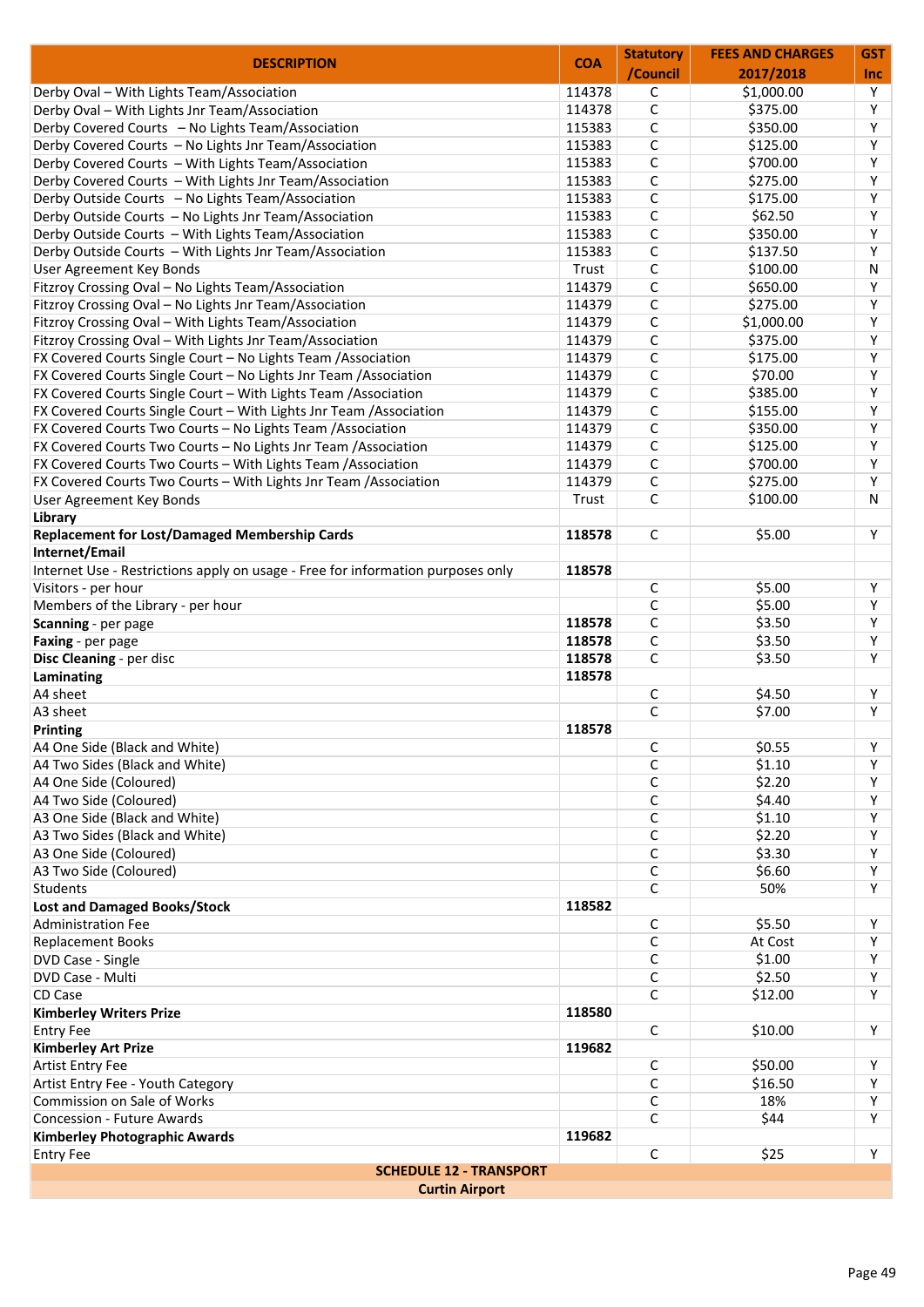| DESCRIPTION | COA | Statutory /Council | FEES AND CHARGES 2017/2018 | GST Inc |
|---|---|---|---|---|
| Derby Oval – With Lights Team/Association | 114378 | C | $1,000.00 | Y |
| Derby Oval – With Lights Jnr Team/Association | 114378 | C | $375.00 | Y |
| Derby Covered Courts – No Lights Team/Association | 115383 | C | $350.00 | Y |
| Derby Covered Courts – No Lights Jnr Team/Association | 115383 | C | $125.00 | Y |
| Derby Covered Courts – With Lights Team/Association | 115383 | C | $700.00 | Y |
| Derby Covered Courts – With Lights Jnr Team/Association | 115383 | C | $275.00 | Y |
| Derby Outside Courts – No Lights Team/Association | 115383 | C | $175.00 | Y |
| Derby Outside Courts – No Lights Jnr Team/Association | 115383 | C | $62.50 | Y |
| Derby Outside Courts – With Lights Team/Association | 115383 | C | $350.00 | Y |
| Derby Outside Courts – With Lights Jnr Team/Association | 115383 | C | $137.50 | Y |
| User Agreement Key Bonds | Trust | C | $100.00 | N |
| Fitzroy Crossing Oval – No Lights Team/Association | 114379 | C | $650.00 | Y |
| Fitzroy Crossing Oval – No Lights Jnr Team/Association | 114379 | C | $275.00 | Y |
| Fitzroy Crossing Oval – With Lights Team/Association | 114379 | C | $1,000.00 | Y |
| Fitzroy Crossing Oval – With Lights Jnr Team/Association | 114379 | C | $375.00 | Y |
| FX Covered Courts Single Court – No Lights Team /Association | 114379 | C | $175.00 | Y |
| FX Covered Courts Single Court – No Lights Jnr Team /Association | 114379 | C | $70.00 | Y |
| FX Covered Courts Single Court – With Lights Team /Association | 114379 | C | $385.00 | Y |
| FX Covered Courts Single Court – With Lights Jnr Team /Association | 114379 | C | $155.00 | Y |
| FX Covered Courts Two Courts – No Lights Team /Association | 114379 | C | $350.00 | Y |
| FX Covered Courts Two Courts – No Lights Jnr Team /Association | 114379 | C | $125.00 | Y |
| FX Covered Courts Two Courts – With Lights Team /Association | 114379 | C | $700.00 | Y |
| FX Covered Courts Two Courts – With Lights Jnr Team /Association | 114379 | C | $275.00 | Y |
| User Agreement Key Bonds | Trust | C | $100.00 | N |
| **Library** | | | | |
| **Replacement for Lost/Damaged Membership Cards** | **118578** | C | $5.00 | Y |
| **Internet/Email** | | | | |
| Internet Use - Restrictions apply on usage - Free for information purposes only | **118578** | | | |
| Visitors - per hour | | C | $5.00 | Y |
| Members of the Library - per hour | | C | $5.00 | Y |
| **Scanning** - per page | **118578** | C | $3.50 | Y |
| **Faxing** - per page | **118578** | C | $3.50 | Y |
| **Disc Cleaning** - per disc | **118578** | C | $3.50 | Y |
| **Laminating** | **118578** | | | |
| A4 sheet | | C | $4.50 | Y |
| A3 sheet | | C | $7.00 | Y |
| **Printing** | **118578** | | | |
| A4 One Side (Black and White) | | C | $0.55 | Y |
| A4 Two Sides (Black and White) | | C | $1.10 | Y |
| A4 One Side (Coloured) | | C | $2.20 | Y |
| A4 Two Side (Coloured) | | C | $4.40 | Y |
| A3 One Side (Black and White) | | C | $1.10 | Y |
| A3 Two Sides (Black and White) | | C | $2.20 | Y |
| A3 One Side (Coloured) | | C | $3.30 | Y |
| A3 Two Side (Coloured) | | C | $6.60 | Y |
| Students | | C | 50% | Y |
| **Lost and Damaged Books/Stock** | **118582** | | | |
| Administration Fee | | C | $5.50 | Y |
| Replacement Books | | C | At Cost | Y |
| DVD Case - Single | | C | $1.00 | Y |
| DVD Case - Multi | | C | $2.50 | Y |
| CD Case | | C | $12.00 | Y |
| **Kimberley Writers Prize** | **118580** | | | |
| Entry Fee | | C | $10.00 | Y |
| **Kimberley Art Prize** | **119682** | | | |
| Artist Entry Fee | | C | $50.00 | Y |
| Artist Entry Fee - Youth Category | | C | $16.50 | Y |
| Commission on Sale of Works | | C | 18% | Y |
| Concession - Future Awards | | C | $44 | Y |
| **Kimberley Photographic Awards** | **119682** | | | |
| Entry Fee | | C | $25 | Y |
| **SCHEDULE 12 - TRANSPORT** | | | | |
| **Curtin Airport** | | | | |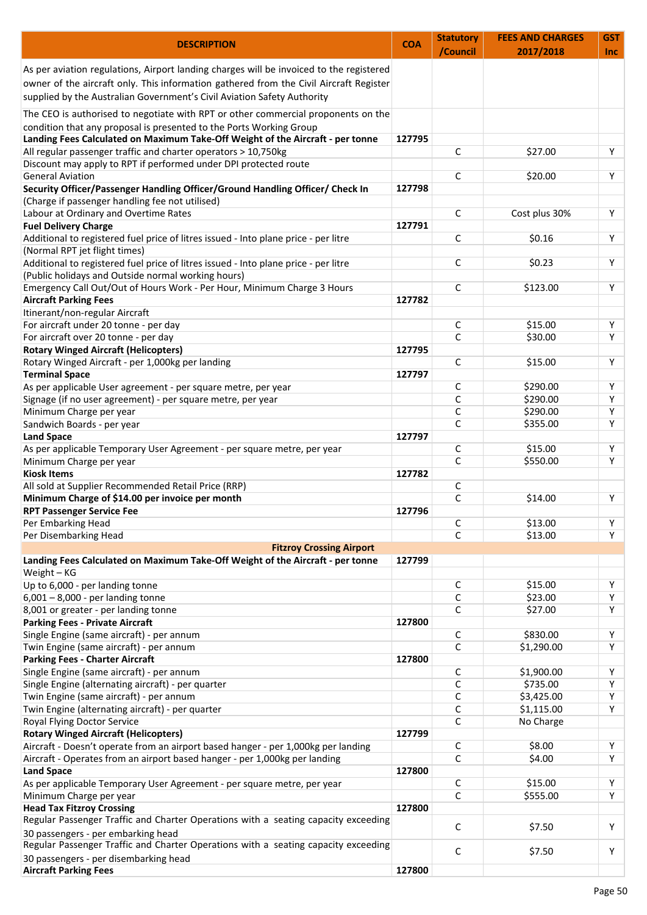| DESCRIPTION | COA | Statutory /Council | FEES AND CHARGES 2017/2018 | GST Inc |
|---|---|---|---|---|
| As per aviation regulations, Airport landing charges will be invoiced to the registered owner of the aircraft only. This information gathered from the Civil Aircraft Register supplied by the Australian Government's Civil Aviation Safety Authority | | | | |
| The CEO is authorised to negotiate with RPT or other commercial proponents on the condition that any proposal is presented to the Ports Working Group | | | | |
| **Landing Fees Calculated on Maximum Take-Off Weight of the Aircraft - per tonne** | 127795 | | | |
| All regular passenger traffic and charter operators > 10,750kg | | C | $27.00 | Y |
| Discount may apply to RPT if performed under DPI protected route | | | | |
| General Aviation | | C | $20.00 | Y |
| **Security Officer/Passenger Handling Officer/Ground Handling Officer/ Check In** | 127798 | | | |
| (Charge if passenger handling fee not utilised) | | | | |
| Labour at Ordinary and Overtime Rates | | C | Cost plus 30% | Y |
| **Fuel Delivery Charge** | 127791 | | | |
| Additional to registered fuel price of litres issued - Into plane price - per litre | | C | $0.16 | Y |
| (Normal RPT jet flight times) | | | | |
| Additional to registered fuel price of litres issued - Into plane price - per litre | | C | $0.23 | Y |
| (Public holidays and Outside normal working hours) | | | | |
| Emergency Call Out/Out of Hours Work - Per Hour, Minimum Charge 3 Hours | | C | $123.00 | Y |
| **Aircraft Parking Fees** | 127782 | | | |
| Itinerant/non-regular Aircraft | | | | |
| For aircraft under 20 tonne - per day | | C | $15.00 | Y |
| For aircraft over 20 tonne - per day | | C | $30.00 | Y |
| **Rotary Winged Aircraft (Helicopters)** | 127795 | | | |
| Rotary Winged Aircraft - per 1,000kg per landing | | C | $15.00 | Y |
| **Terminal Space** | 127797 | | | |
| As per applicable User agreement - per square metre, per year | | C | $290.00 | Y |
| Signage (if no user agreement) - per square metre, per year | | C | $290.00 | Y |
| Minimum Charge per year | | C | $290.00 | Y |
| Sandwich Boards - per year | | C | $355.00 | Y |
| **Land Space** | 127797 | | | |
| As per applicable Temporary User Agreement - per square metre, per year | | C | $15.00 | Y |
| Minimum Charge per year | | C | $550.00 | Y |
| **Kiosk Items** | 127782 | | | |
| All sold at Supplier Recommended Retail Price (RRP) | | C | | |
| **Minimum Charge of $14.00 per invoice per month** | | C | $14.00 | Y |
| **RPT Passenger Service Fee** | 127796 | | | |
| Per Embarking Head | | C | $13.00 | Y |
| Per Disembarking Head | | C | $13.00 | Y |
| **Fitzroy Crossing Airport** | | | | |
| **Landing Fees Calculated on Maximum Take-Off Weight of the Aircraft - per tonne** | 127799 | | | |
| Weight – KG | | | | |
| Up to 6,000 - per landing tonne | | C | $15.00 | Y |
| 6,001 – 8,000 - per landing tonne | | C | $23.00 | Y |
| 8,001 or greater - per landing tonne | | C | $27.00 | Y |
| **Parking Fees - Private Aircraft** | 127800 | | | |
| Single Engine (same aircraft) - per annum | | C | $830.00 | Y |
| Twin Engine (same aircraft) - per annum | | C | $1,290.00 | Y |
| **Parking Fees - Charter Aircraft** | 127800 | | | |
| Single Engine (same aircraft) - per annum | | C | $1,900.00 | Y |
| Single Engine (alternating aircraft) - per quarter | | C | $735.00 | Y |
| Twin Engine (same aircraft) - per annum | | C | $3,425.00 | Y |
| Twin Engine (alternating aircraft) - per quarter | | C | $1,115.00 | Y |
| Royal Flying Doctor Service | | C | No Charge | |
| **Rotary Winged Aircraft (Helicopters)** | 127799 | | | |
| Aircraft - Doesn't operate from an airport based hanger - per 1,000kg per landing | | C | $8.00 | Y |
| Aircraft - Operates from an airport based hanger - per 1,000kg per landing | | C | $4.00 | Y |
| **Land Space** | 127800 | | | |
| As per applicable Temporary User Agreement - per square metre, per year | | C | $15.00 | Y |
| Minimum Charge per year | | C | $555.00 | Y |
| **Head Tax Fitzroy Crossing** | 127800 | | | |
| Regular Passenger Traffic and Charter Operations with a seating capacity exceeding 30 passengers - per embarking head | | C | $7.50 | Y |
| Regular Passenger Traffic and Charter Operations with a seating capacity exceeding 30 passengers - per disembarking head | | C | $7.50 | Y |
| **Aircraft Parking Fees** | 127800 | | | |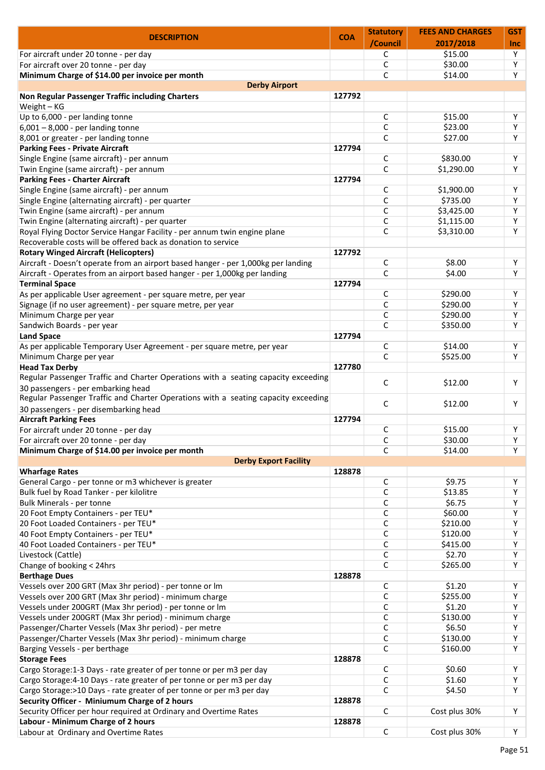| DESCRIPTION | COA | Statutory /Council | FEES AND CHARGES 2017/2018 | GST Inc |
|---|---|---|---|---|
| For aircraft under 20 tonne - per day | | C | $15.00 | Y |
| For aircraft over 20 tonne - per day | | C | $30.00 | Y |
| **Minimum Charge of $14.00 per invoice per month** | | C | $14.00 | Y |
| **Derby Airport** | | | | |
| **Non Regular Passenger Traffic including Charters** | 127792 | | | |
| Weight – KG | | | | |
| Up to 6,000 - per landing tonne | | C | $15.00 | Y |
| 6,001 – 8,000 - per landing tonne | | C | $23.00 | Y |
| 8,001 or greater - per landing tonne | | C | $27.00 | Y |
| **Parking Fees - Private Aircraft** | 127794 | | | |
| Single Engine (same aircraft) - per annum | | C | $830.00 | Y |
| Twin Engine (same aircraft) - per annum | | C | $1,290.00 | Y |
| **Parking Fees - Charter Aircraft** | 127794 | | | |
| Single Engine (same aircraft) - per annum | | C | $1,900.00 | Y |
| Single Engine (alternating aircraft) - per quarter | | C | $735.00 | Y |
| Twin Engine (same aircraft) - per annum | | C | $3,425.00 | Y |
| Twin Engine (alternating aircraft) - per quarter | | C | $1,115.00 | Y |
| Royal Flying Doctor Service Hangar Facility - per annum twin engine plane | | C | $3,310.00 | Y |
| Recoverable costs will be offered back as donation to service | | | | |
| **Rotary Winged Aircraft (Helicopters)** | 127792 | | | |
| Aircraft - Doesn't operate from an airport based hanger - per 1,000kg per landing | | C | $8.00 | Y |
| Aircraft - Operates from an airport based hanger - per 1,000kg per landing | | C | $4.00 | Y |
| **Terminal Space** | 127794 | | | |
| As per applicable User agreement - per square metre, per year | | C | $290.00 | Y |
| Signage (if no user agreement) - per square metre, per year | | C | $290.00 | Y |
| Minimum Charge per year | | C | $290.00 | Y |
| Sandwich Boards - per year | | C | $350.00 | Y |
| **Land Space** | 127794 | | | |
| As per applicable Temporary User Agreement - per square metre, per year | | C | $14.00 | Y |
| Minimum Charge per year | | C | $525.00 | Y |
| **Head Tax Derby** | 127780 | | | |
| Regular Passenger Traffic and Charter Operations with a seating capacity exceeding 30 passengers - per embarking head | | C | $12.00 | Y |
| Regular Passenger Traffic and Charter Operations with a seating capacity exceeding 30 passengers - per disembarking head | | C | $12.00 | Y |
| **Aircraft Parking Fees** | 127794 | | | |
| For aircraft under 20 tonne - per day | | C | $15.00 | Y |
| For aircraft over 20 tonne - per day | | C | $30.00 | Y |
| **Minimum Charge of $14.00 per invoice per month** | | C | $14.00 | Y |
| **Derby Export Facility** | | | | |
| **Wharfage Rates** | 128878 | | | |
| General Cargo - per tonne or m3 whichever is greater | | C | $9.75 | Y |
| Bulk fuel by Road Tanker - per kilolitre | | C | $13.85 | Y |
| Bulk Minerals - per tonne | | C | $6.75 | Y |
| 20 Foot Empty Containers - per TEU* | | C | $60.00 | Y |
| 20 Foot Loaded Containers - per TEU* | | C | $210.00 | Y |
| 40 Foot Empty Containers - per TEU* | | C | $120.00 | Y |
| 40 Foot Loaded Containers - per TEU* | | C | $415.00 | Y |
| Livestock (Cattle) | | C | $2.70 | Y |
| Change of booking < 24hrs | | C | $265.00 | Y |
| **Berthage Dues** | 128878 | | | |
| Vessels over 200 GRT (Max 3hr period) - per tonne or lm | | C | $1.20 | Y |
| Vessels over 200 GRT (Max 3hr period) - minimum charge | | C | $255.00 | Y |
| Vessels under 200GRT (Max 3hr period) - per tonne or lm | | C | $1.20 | Y |
| Vessels under 200GRT (Max 3hr period) - minimum charge | | C | $130.00 | Y |
| Passenger/Charter Vessels (Max 3hr period) - per metre | | C | $6.50 | Y |
| Passenger/Charter Vessels (Max 3hr period) - minimum charge | | C | $130.00 | Y |
| Barging Vessels - per berthage | | C | $160.00 | Y |
| **Storage Fees** | 128878 | | | |
| Cargo Storage:1-3 Days - rate greater of per tonne or per m3 per day | | C | $0.60 | Y |
| Cargo Storage:4-10 Days - rate greater of per tonne or per m3 per day | | C | $1.60 | Y |
| Cargo Storage:>10 Days - rate greater of per tonne or per m3 per day | | C | $4.50 | Y |
| **Security Officer - Miniumum Charge of 2 hours** | 128878 | | | |
| Security Officer per hour required at Ordinary and Overtime Rates | | C | Cost plus 30% | Y |
| **Labour - Minimum Charge of 2 hours** | 128878 | | | |
| Labour at Ordinary and Overtime Rates | | C | Cost plus 30% | Y |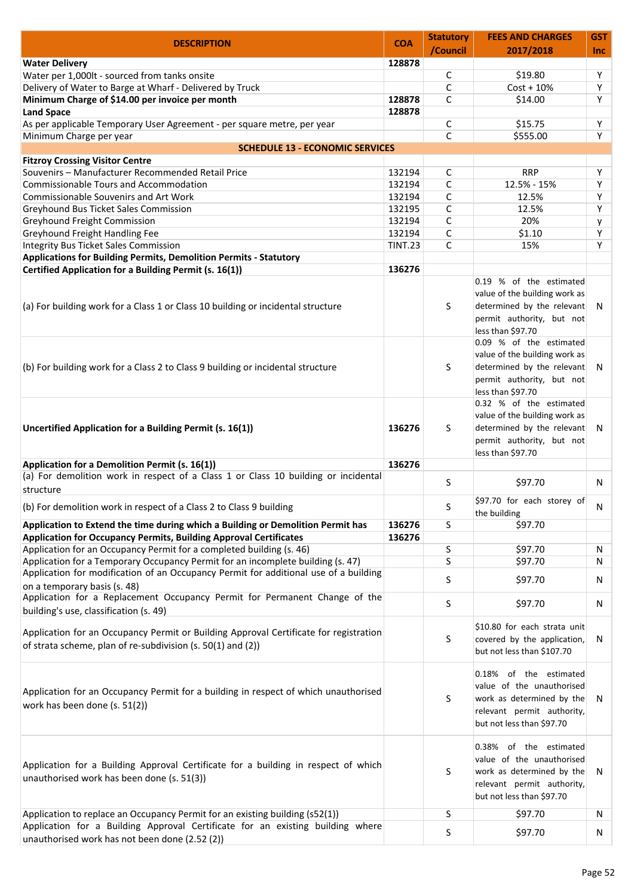| DESCRIPTION | COA | Statutory /Council | FEES AND CHARGES 2017/2018 | GST Inc |
|---|---|---|---|---|
| **Water Delivery** | **128878** | | | |
| Water per 1,000lt - sourced from tanks onsite | | C | $19.80 | Y |
| Delivery of Water to Barge at Wharf - Delivered by Truck | | C | Cost + 10% | Y |
| **Minimum Charge of $14.00 per invoice per month** | **128878** | C | $14.00 | Y |
| **Land Space** | **128878** | | | |
| As per applicable Temporary User Agreement - per square metre, per year | | C | $15.75 | Y |
| Minimum Charge per year | | C | $555.00 | Y |
| **SCHEDULE 13 - ECONOMIC SERVICES** | | | | |
| **Fitzroy Crossing Visitor Centre** | | | | |
| Souvenirs – Manufacturer Recommended Retail Price | 132194 | C | RRP | Y |
| Commissionable Tours and Accommodation | 132194 | C | 12.5% - 15% | Y |
| Commissionable Souvenirs and Art Work | 132194 | C | 12.5% | Y |
| Greyhound Bus Ticket Sales Commission | 132195 | C | 12.5% | Y |
| Greyhound Freight Commission | 132194 | C | 20% | y |
| Greyhound Freight Handling Fee | 132194 | C | $1.10 | Y |
| Integrity Bus Ticket Sales Commission | TINT.23 | C | 15% | Y |
| **Applications for Building Permits, Demolition Permits - Statutory** | | | | |
| **Certified Application for a Building Permit (s. 16(1))** | **136276** | | | |
| (a) For building work for a Class 1 or Class 10 building or incidental structure | | S | 0.19 % of the estimated value of the building work as determined by the relevant permit authority, but not less than $97.70 | N |
| (b) For building work for a Class 2 to Class 9 building or incidental structure | | S | 0.09 % of the estimated value of the building work as determined by the relevant permit authority, but not less than $97.70 | N |
| **Uncertified Application for a Building Permit (s. 16(1))** | **136276** | S | 0.32 % of the estimated value of the building work as determined by the relevant permit authority, but not less than $97.70 | N |
| **Application for a Demolition Permit (s. 16(1))** | **136276** | | | |
| (a) For demolition work in respect of a Class 1 or Class 10 building or incidental structure | | S | $97.70 | N |
| (b) For demolition work in respect of a Class 2 to Class 9 building | | S | $97.70 for each storey of the building | N |
| **Application to Extend the time during which a Building or Demolition Permit has** | **136276** | S | $97.70 | |
| **Application for Occupancy Permits, Building Approval Certificates** | **136276** | | | |
| Application for an Occupancy Permit for a completed building (s. 46) | | S | $97.70 | N |
| Application for a Temporary Occupancy Permit for an incomplete building (s. 47) | | S | $97.70 | N |
| Application for modification of an Occupancy Permit for additional use of a building on a temporary basis (s. 48) | | S | $97.70 | N |
| Application for a Replacement Occupancy Permit for Permanent Change of the building's use, classification (s. 49) | | S | $97.70 | N |
| Application for an Occupancy Permit or Building Approval Certificate for registration of strata scheme, plan of re-subdivision (s. 50(1) and (2)) | | S | $10.80 for each strata unit covered by the application, but not less than $107.70 | N |
| Application for an Occupancy Permit for a building in respect of which unauthorised work has been done (s. 51(2)) | | S | 0.18% of the estimated value of the unauthorised work as determined by the relevant permit authority, but not less than $97.70 | N |
| Application for a Building Approval Certificate for a building in respect of which unauthorised work has been done (s. 51(3)) | | S | 0.38% of the estimated value of the unauthorised work as determined by the relevant permit authority, but not less than $97.70 | N |
| Application to replace an Occupancy Permit for an existing building (s52(1)) | | S | $97.70 | N |
| Application for a Building Approval Certificate for an existing building where unauthorised work has not been done (2.52 (2)) | | S | $97.70 | N |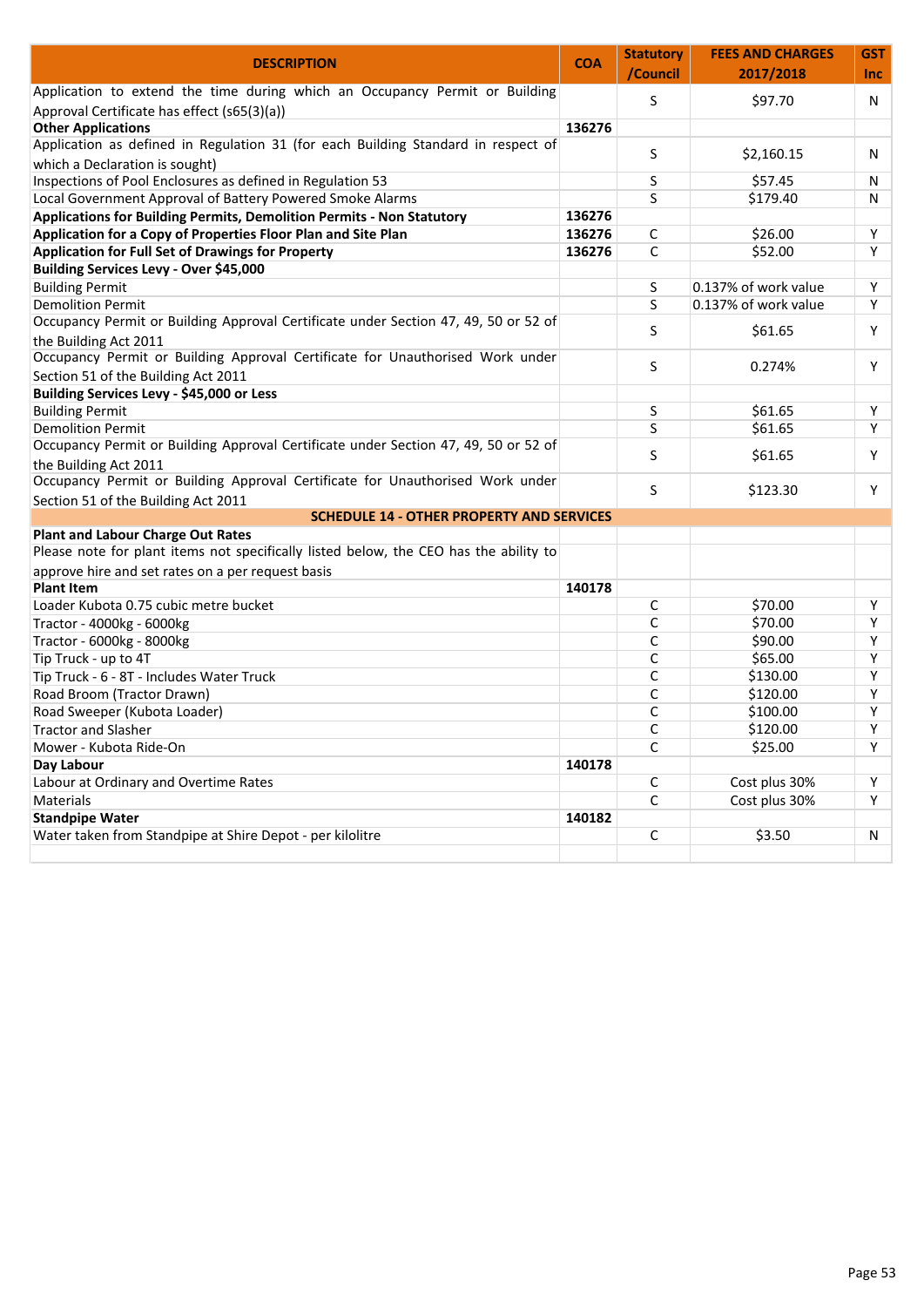| DESCRIPTION | COA | Statutory /Council | FEES AND CHARGES 2017/2018 | GST Inc |
|---|---|---|---|---|
| Application to extend the time during which an Occupancy Permit or Building Approval Certificate has effect (s65(3)(a)) | | S | $97.70 | N |
| **Other Applications** | **136276** | | | |
| Application as defined in Regulation 31 (for each Building Standard in respect of which a Declaration is sought) | | S | $2,160.15 | N |
| Inspections of Pool Enclosures as defined in Regulation 53 | | S | $57.45 | N |
| Local Government Approval of Battery Powered Smoke Alarms | | S | $179.40 | N |
| **Applications for Building Permits, Demolition Permits - Non Statutory** | **136276** | | | |
| **Application for a Copy of Properties Floor Plan and Site Plan** | **136276** | C | $26.00 | Y |
| **Application for Full Set of Drawings for Property** | **136276** | C | $52.00 | Y |
| **Building Services Levy - Over $45,000** | | | | |
| Building Permit | | S | 0.137% of work value | Y |
| Demolition Permit | | S | 0.137% of work value | Y |
| Occupancy Permit or Building Approval Certificate under Section 47, 49, 50 or 52 of the Building Act 2011 | | S | $61.65 | Y |
| Occupancy Permit or Building Approval Certificate for Unauthorised Work under Section 51 of the Building Act 2011 | | S | 0.274% | Y |
| **Building Services Levy - $45,000 or Less** | | | | |
| Building Permit | | S | $61.65 | Y |
| Demolition Permit | | S | $61.65 | Y |
| Occupancy Permit or Building Approval Certificate under Section 47, 49, 50 or 52 of the Building Act 2011 | | S | $61.65 | Y |
| Occupancy Permit or Building Approval Certificate for Unauthorised Work under Section 51 of the Building Act 2011 | | S | $123.30 | Y |
| **SCHEDULE 14 - OTHER PROPERTY AND SERVICES** | | | | |
| **Plant and Labour Charge Out Rates** | | | | |
| Please note for plant items not specifically listed below, the CEO has the ability to approve hire and set rates on a per request basis | | | | |
| **Plant Item** | **140178** | | | |
| Loader Kubota 0.75 cubic metre bucket | | C | $70.00 | Y |
| Tractor - 4000kg - 6000kg | | C | $70.00 | Y |
| Tractor - 6000kg - 8000kg | | C | $90.00 | Y |
| Tip Truck - up to 4T | | C | $65.00 | Y |
| Tip Truck - 6 - 8T - Includes Water Truck | | C | $130.00 | Y |
| Road Broom (Tractor Drawn) | | C | $120.00 | Y |
| Road Sweeper (Kubota Loader) | | C | $100.00 | Y |
| Tractor and Slasher | | C | $120.00 | Y |
| Mower - Kubota Ride-On | | C | $25.00 | Y |
| **Day Labour** | **140178** | | | |
| Labour at Ordinary and Overtime Rates | | C | Cost plus 30% | Y |
| Materials | | C | Cost plus 30% | Y |
| **Standpipe Water** | **140182** | | | |
| Water taken from Standpipe at Shire Depot - per kilolitre | | C | $3.50 | N |